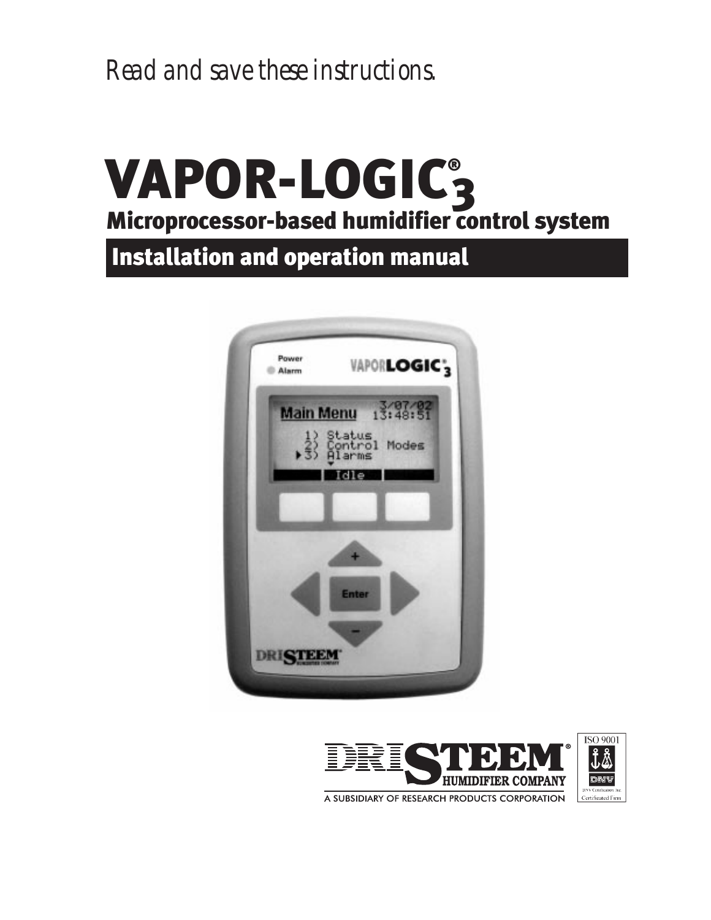*Read and save these instructions.*

# VAPOR-LOGIC®$_3$

## Microprocessor-based humidifier control system

## Installation and operation manual

DRISTEEM® HUMIDIFIER COMPANY

A SUBSIDIARY OF RESEARCH PRODUCTS CORPORATION

ISO 9001

DNV

DNV Certification Inc.
Certificated Firm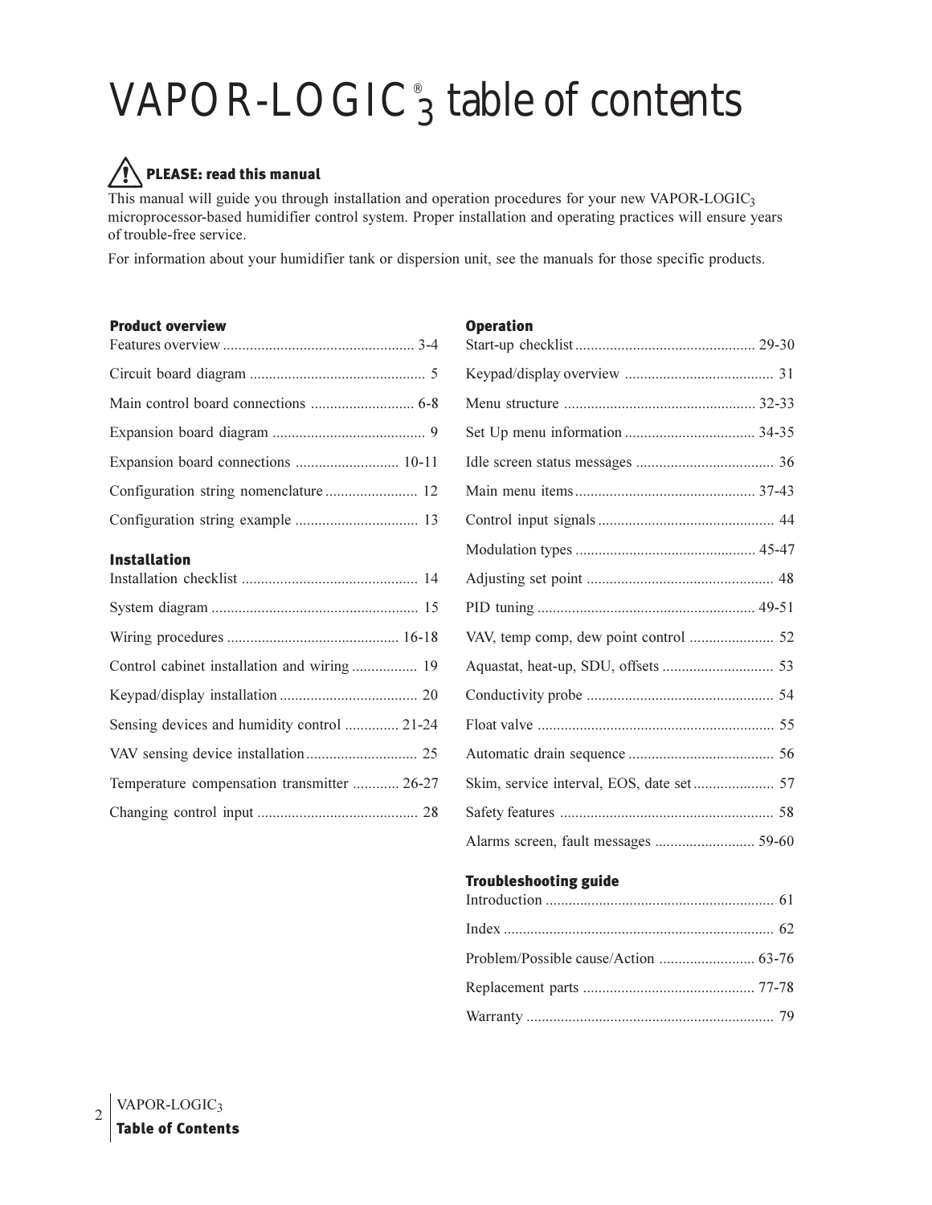# VAPOR-LOGIC® 3 table of contents

**⚠ PLEASE: read this manual**

This manual will guide you through installation and operation procedures for your new VAPOR-LOGIC3 microprocessor-based humidifier control system. Proper installation and operating practices will ensure years of trouble-free service.

For information about your humidifier tank or dispersion unit, see the manuals for those specific products.

**Product overview**

- Features overview .......... 3-4
- Circuit board diagram .......... 5
- Main control board connections .......... 6-8
- Expansion board diagram .......... 9
- Expansion board connections .......... 10-11
- Configuration string nomenclature .......... 12
- Configuration string example .......... 13

**Installation**

- Installation checklist .......... 14
- System diagram .......... 15
- Wiring procedures .......... 16-18
- Control cabinet installation and wiring .......... 19
- Keypad/display installation .......... 20
- Sensing devices and humidity control .......... 21-24
- VAV sensing device installation .......... 25
- Temperature compensation transmitter .......... 26-27
- Changing control input .......... 28

**Operation**

- Start-up checklist .......... 29-30
- Keypad/display overview .......... 31
- Menu structure .......... 32-33
- Set Up menu information .......... 34-35
- Idle screen status messages .......... 36
- Main menu items .......... 37-43
- Control input signals .......... 44
- Modulation types .......... 45-47
- Adjusting set point .......... 48
- PID tuning .......... 49-51
- VAV, temp comp, dew point control .......... 52
- Aquastat, heat-up, SDU, offsets .......... 53
- Conductivity probe .......... 54
- Float valve .......... 55
- Automatic drain sequence .......... 56
- Skim, service interval, EOS, date set .......... 57
- Safety features .......... 58
- Alarms screen, fault messages .......... 59-60

**Troubleshooting guide**

- Introduction .......... 61
- Index .......... 62
- Problem/Possible cause/Action .......... 63-76
- Replacement parts .......... 77-78
- Warranty .......... 79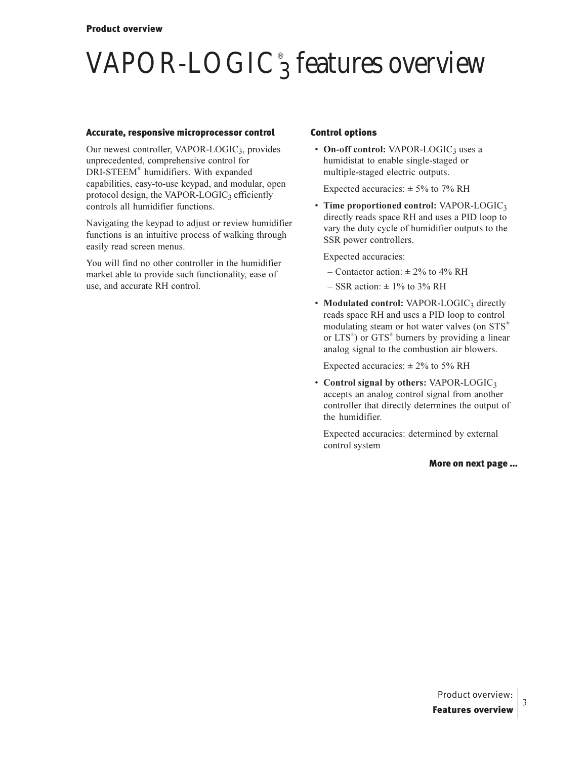# VAPOR-LOGIC®$_3$ features overview

### Accurate, responsive microprocessor control

Our newest controller, VAPOR-LOGIC$_3$, provides unprecedented, comprehensive control for DRI-STEEM® humidifiers. With expanded capabilities, easy-to-use keypad, and modular, open protocol design, the VAPOR-LOGIC$_3$ efficiently controls all humidifier functions.

Navigating the keypad to adjust or review humidifier functions is an intuitive process of walking through easily read screen menus.

You will find no other controller in the humidifier market able to provide such functionality, ease of use, and accurate RH control.

### Control options

- **On-off control:** VAPOR-LOGIC$_3$ uses a humidistat to enable single-staged or multiple-staged electric outputs.

  Expected accuracies: ± 5% to 7% RH

- **Time proportioned control:** VAPOR-LOGIC$_3$ directly reads space RH and uses a PID loop to vary the duty cycle of humidifier outputs to the SSR power controllers.

  Expected accuracies:

  – Contactor action: ± 2% to 4% RH

  – SSR action: ± 1% to 3% RH

- **Modulated control:** VAPOR-LOGIC$_3$ directly reads space RH and uses a PID loop to control modulating steam or hot water valves (on STS® or LTS®) or GTS® burners by providing a linear analog signal to the combustion air blowers.

  Expected accuracies: ± 2% to 5% RH

- **Control signal by others:** VAPOR-LOGIC$_3$ accepts an analog control signal from another controller that directly determines the output of the humidifier.

  Expected accuracies: determined by external control system

**More on next page ...**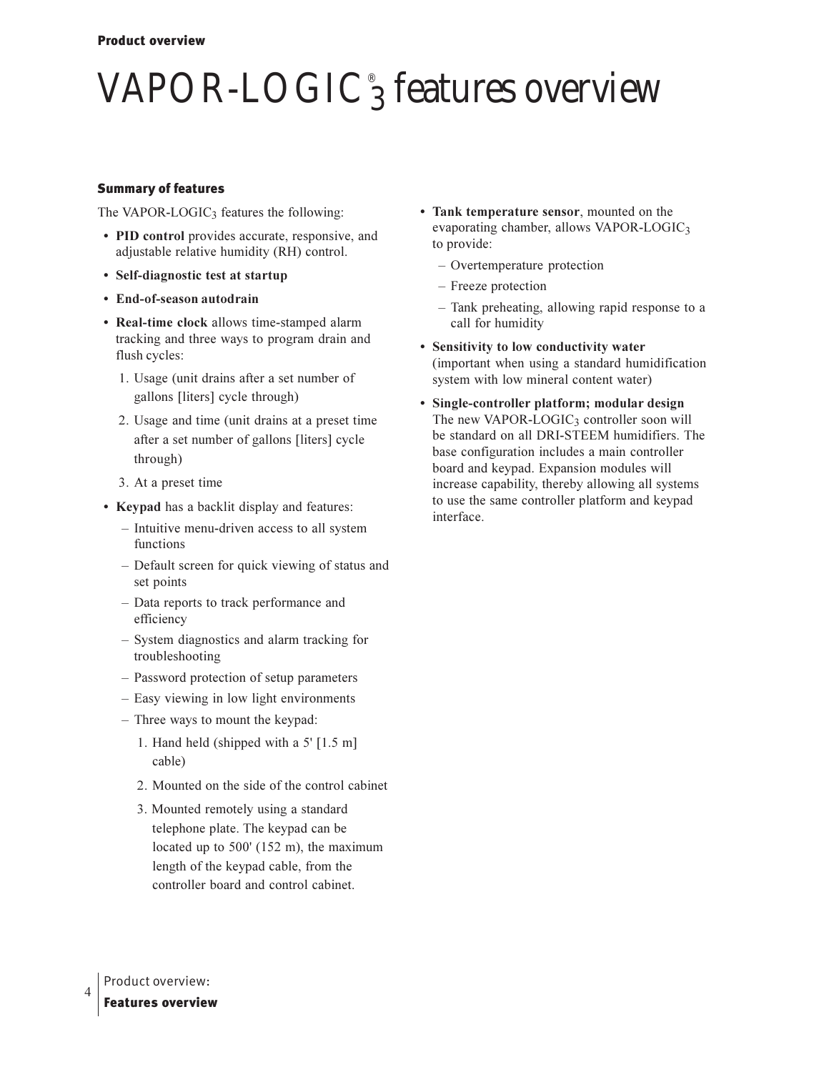# VAPOR-LOGIC® 3 features overview

## Summary of features

The VAPOR-LOGIC$_3$ features the following:

- **PID control** provides accurate, responsive, and adjustable relative humidity (RH) control.
- **Self-diagnostic test at startup**
- **End-of-season autodrain**
- **Real-time clock** allows time-stamped alarm tracking and three ways to program drain and flush cycles:
  1. Usage (unit drains after a set number of gallons [liters] cycle through)
  2. Usage and time (unit drains at a preset time after a set number of gallons [liters] cycle through)
  3. At a preset time
- **Keypad** has a backlit display and features:
  - Intuitive menu-driven access to all system functions
  - Default screen for quick viewing of status and set points
  - Data reports to track performance and efficiency
  - System diagnostics and alarm tracking for troubleshooting
  - Password protection of setup parameters
  - Easy viewing in low light environments
  - Three ways to mount the keypad:
    1. Hand held (shipped with a 5' [1.5 m] cable)
    2. Mounted on the side of the control cabinet
    3. Mounted remotely using a standard telephone plate. The keypad can be located up to 500' (152 m), the maximum length of the keypad cable, from the controller board and control cabinet.
- **Tank temperature sensor**, mounted on the evaporating chamber, allows VAPOR-LOGIC$_3$ to provide:
  - Overtemperature protection
  - Freeze protection
  - Tank preheating, allowing rapid response to a call for humidity
- **Sensitivity to low conductivity water** (important when using a standard humidification system with low mineral content water)
- **Single-controller platform; modular design** The new VAPOR-LOGIC$_3$ controller soon will be standard on all DRI-STEEM humidifiers. The base configuration includes a main controller board and keypad. Expansion modules will increase capability, thereby allowing all systems to use the same controller platform and keypad interface.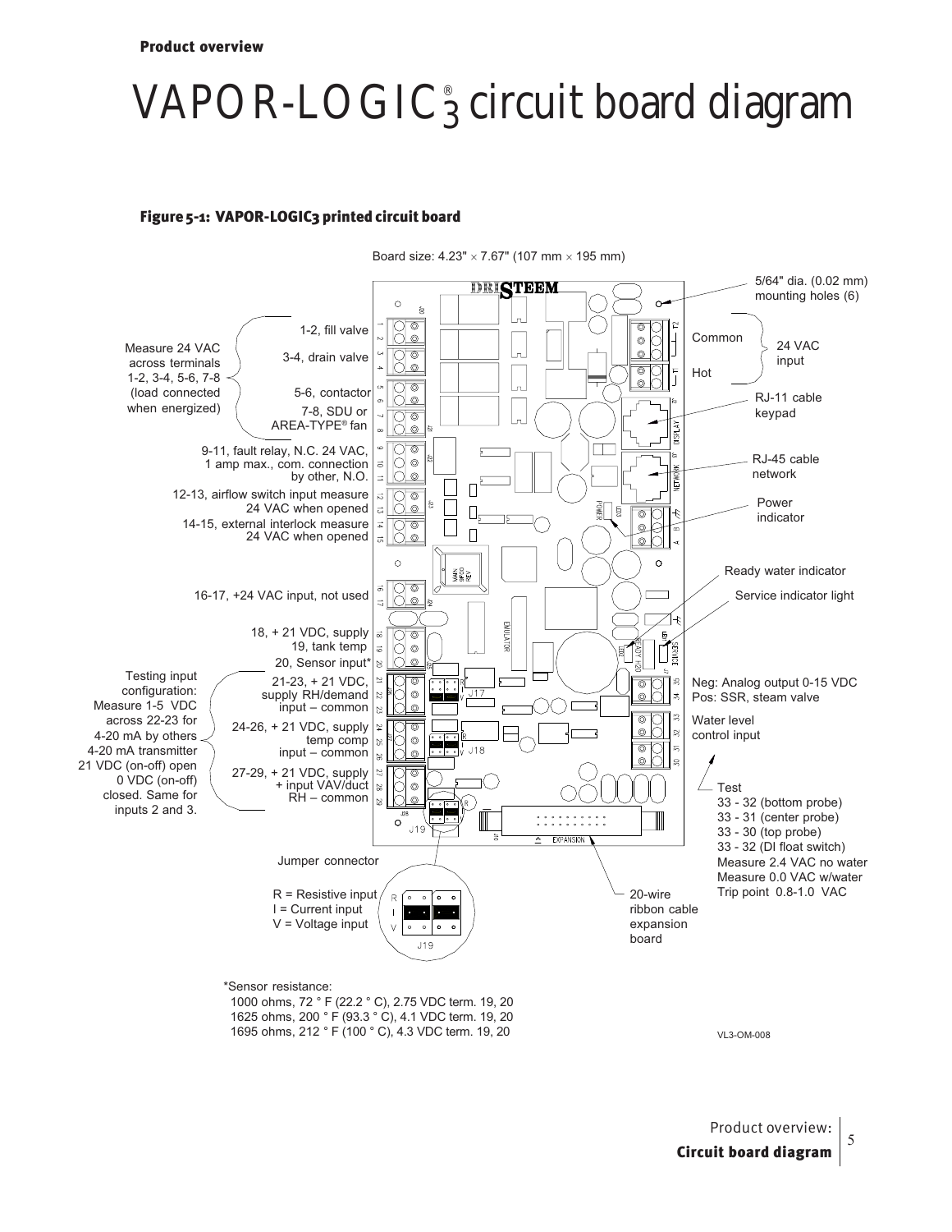# VAPOR-LOGIC®3 circuit board diagram

### Figure 5-1: VAPOR-LOGIC3 printed circuit board

Board size: 4.23" × 7.67" (107 mm × 195 mm)

Measure 24 VAC across terminals 1-2, 3-4, 5-6, 7-8 (load connected when energized)

- 1-2, fill valve
- 3-4, drain valve
- 5-6, contactor
- 7-8, SDU or AREA-TYPE® fan

9-11, fault relay, N.C. 24 VAC, 1 amp max., com. connection by other, N.O.

12-13, airflow switch input measure 24 VAC when opened

14-15, external interlock measure 24 VAC when opened

16-17, +24 VAC input, not used

18, + 21 VDC, supply
19, tank temp
20, Sensor input*

Testing input configuration: Measure 1-5 VDC across 22-23 for 4-20 mA by others 4-20 mA transmitter 21 VDC (on-off) open 0 VDC (on-off) closed. Same for inputs 2 and 3.

- 21-23, + 21 VDC, supply RH/demand input – common
- 24-26, + 21 VDC, supply temp comp input – common
- 27-29, + 21 VDC, supply + input VAV/duct RH – common

Jumper connector

- R = Resistive input
- I = Current input
- V = Voltage input

5/64" dia. (0.02 mm) mounting holes (6)

24 VAC input: Common, Hot

RJ-11 cable keypad

RJ-45 cable network

Power indicator

Ready water indicator

Service indicator light

Neg: Analog output 0-15 VDC
Pos: SSR, steam valve

Water level control input

Test
33 - 32 (bottom probe)
33 - 31 (center probe)
33 - 30 (top probe)
33 - 32 (DI float switch)
Measure 2.4 VAC no water
Measure 0.0 VAC w/water
Trip point 0.8-1.0 VAC

20-wire ribbon cable expansion board

*Sensor resistance:
1000 ohms, 72 ° F (22.2 ° C), 2.75 VDC term. 19, 20
1625 ohms, 200 ° F (93.3 ° C), 4.1 VDC term. 19, 20
1695 ohms, 212 ° F (100 ° C), 4.3 VDC term. 19, 20

VL3-OM-008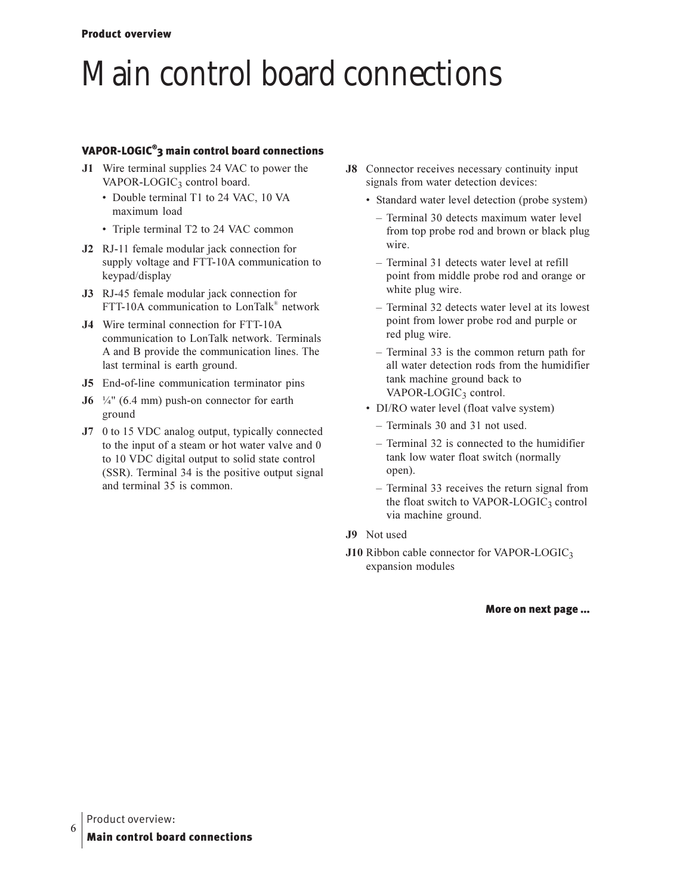// Main control board connections

### VAPOR-LOGIC®3 main control board connections

**J1** Wire terminal supplies 24 VAC to power the VAPOR-LOGIC$_3$ control board.

- Double terminal T1 to 24 VAC, 10 VA maximum load
- Triple terminal T2 to 24 VAC common

**J2** RJ-11 female modular jack connection for supply voltage and FTT-10A communication to keypad/display

**J3** RJ-45 female modular jack connection for FTT-10A communication to LonTalk® network

**J4** Wire terminal connection for FTT-10A communication to LonTalk network. Terminals A and B provide the communication lines. The last terminal is earth ground.

**J5** End-of-line communication terminator pins

**J6** ¼" (6.4 mm) push-on connector for earth ground

**J7** 0 to 15 VDC analog output, typically connected to the input of a steam or hot water valve and 0 to 10 VDC digital output to solid state control (SSR). Terminal 34 is the positive output signal and terminal 35 is common.

**J8** Connector receives necessary continuity input signals from water detection devices:

- Standard water level detection (probe system)
  - Terminal 30 detects maximum water level from top probe rod and brown or black plug wire.
  - Terminal 31 detects water level at refill point from middle probe rod and orange or white plug wire.
  - Terminal 32 detects water level at its lowest point from lower probe rod and purple or red plug wire.
  - Terminal 33 is the common return path for all water detection rods from the humidifier tank machine ground back to VAPOR-LOGIC$_3$ control.
- DI/RO water level (float valve system)
  - Terminals 30 and 31 not used.
  - Terminal 32 is connected to the humidifier tank low water float switch (normally open).
  - Terminal 33 receives the return signal from the float switch to VAPOR-LOGIC$_3$ control via machine ground.

**J9** Not used

**J10** Ribbon cable connector for VAPOR-LOGIC$_3$ expansion modules

**More on next page ...**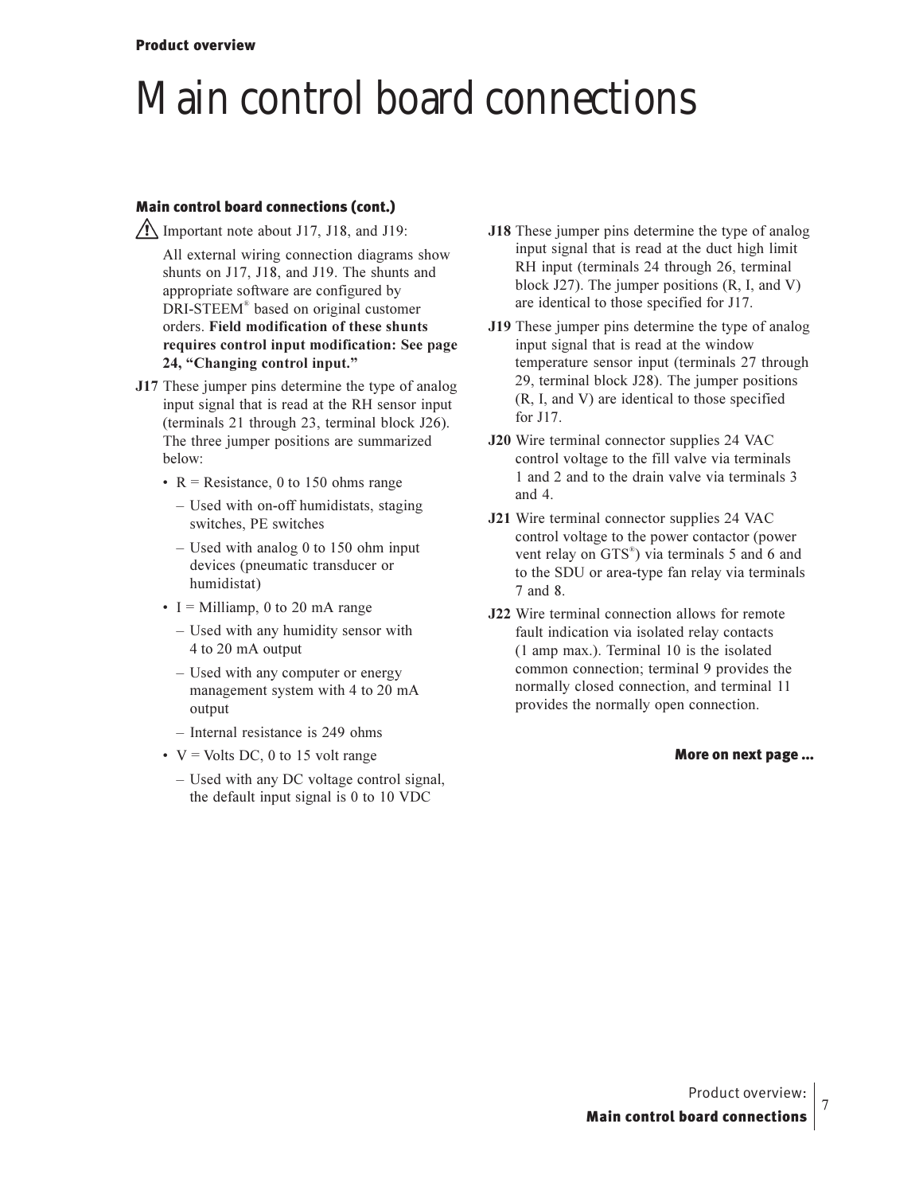# Main control board connections

### Main control board connections (cont.)

⚠ Important note about J17, J18, and J19:

All external wiring connection diagrams show shunts on J17, J18, and J19. The shunts and appropriate software are configured by DRI-STEEM® based on original customer orders. **Field modification of these shunts requires control input modification: See page 24, "Changing control input."**

**J17** These jumper pins determine the type of analog input signal that is read at the RH sensor input (terminals 21 through 23, terminal block J26). The three jumper positions are summarized below:

- R = Resistance, 0 to 150 ohms range
  - Used with on-off humidistats, staging switches, PE switches
  - Used with analog 0 to 150 ohm input devices (pneumatic transducer or humidistat)
- I = Milliamp, 0 to 20 mA range
  - Used with any humidity sensor with 4 to 20 mA output
  - Used with any computer or energy management system with 4 to 20 mA output
  - Internal resistance is 249 ohms
- V = Volts DC, 0 to 15 volt range
  - Used with any DC voltage control signal, the default input signal is 0 to 10 VDC

**J18** These jumper pins determine the type of analog input signal that is read at the duct high limit RH input (terminals 24 through 26, terminal block J27). The jumper positions (R, I, and V) are identical to those specified for J17.

**J19** These jumper pins determine the type of analog input signal that is read at the window temperature sensor input (terminals 27 through 29, terminal block J28). The jumper positions (R, I, and V) are identical to those specified for J17.

**J20** Wire terminal connector supplies 24 VAC control voltage to the fill valve via terminals 1 and 2 and to the drain valve via terminals 3 and 4.

**J21** Wire terminal connector supplies 24 VAC control voltage to the power contactor (power vent relay on GTS®) via terminals 5 and 6 and to the SDU or area-type fan relay via terminals 7 and 8.

**J22** Wire terminal connection allows for remote fault indication via isolated relay contacts (1 amp max.). Terminal 10 is the isolated common connection; terminal 9 provides the normally closed connection, and terminal 11 provides the normally open connection.

**More on next page ...**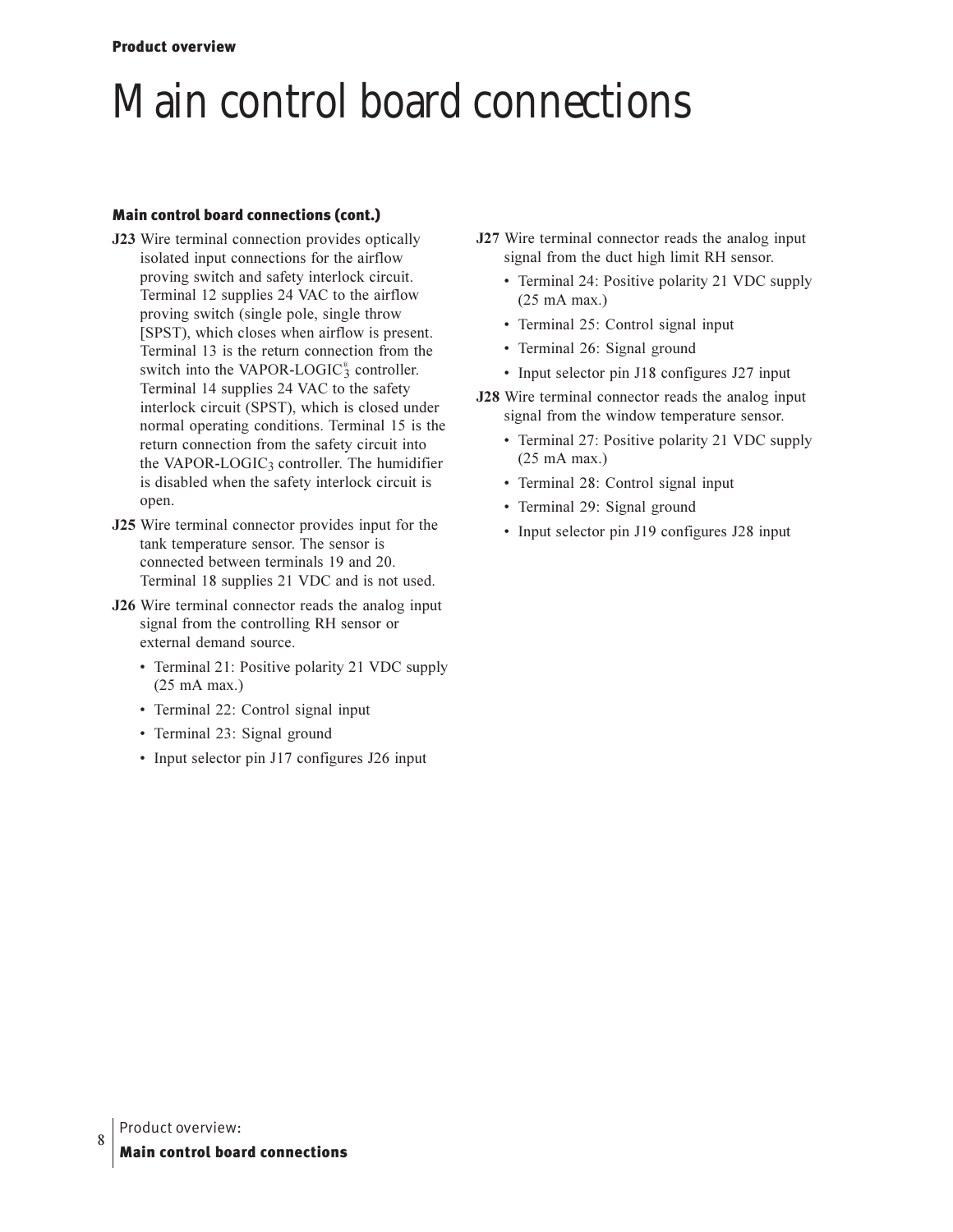# Main control board connections

### Main control board connections (cont.)

**J23** Wire terminal connection provides optically isolated input connections for the airflow proving switch and safety interlock circuit. Terminal 12 supplies 24 VAC to the airflow proving switch (single pole, single throw [SPST), which closes when airflow is present. Terminal 13 is the return connection from the switch into the VAPOR-LOGIC$^{®}_{3}$ controller. Terminal 14 supplies 24 VAC to the safety interlock circuit (SPST), which is closed under normal operating conditions. Terminal 15 is the return connection from the safety circuit into the VAPOR-LOGIC$_3$ controller. The humidifier is disabled when the safety interlock circuit is open.

**J25** Wire terminal connector provides input for the tank temperature sensor. The sensor is connected between terminals 19 and 20. Terminal 18 supplies 21 VDC and is not used.

**J26** Wire terminal connector reads the analog input signal from the controlling RH sensor or external demand source.

- Terminal 21: Positive polarity 21 VDC supply (25 mA max.)
- Terminal 22: Control signal input
- Terminal 23: Signal ground
- Input selector pin J17 configures J26 input

**J27** Wire terminal connector reads the analog input signal from the duct high limit RH sensor.

- Terminal 24: Positive polarity 21 VDC supply (25 mA max.)
- Terminal 25: Control signal input
- Terminal 26: Signal ground
- Input selector pin J18 configures J27 input

**J28** Wire terminal connector reads the analog input signal from the window temperature sensor.

- Terminal 27: Positive polarity 21 VDC supply (25 mA max.)
- Terminal 28: Control signal input
- Terminal 29: Signal ground
- Input selector pin J19 configures J28 input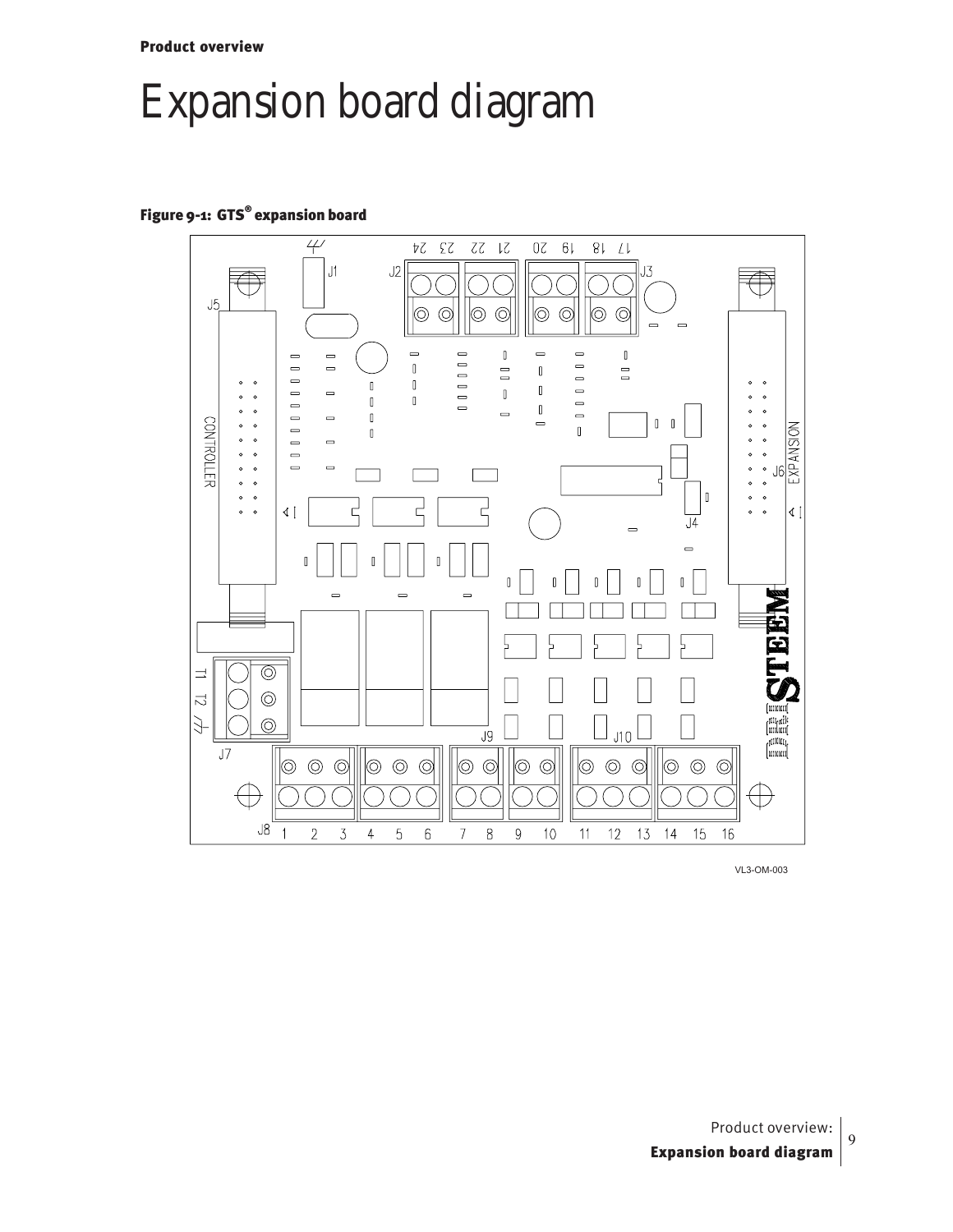# Expansion board diagram

**Figure 9-1: GTS® expansion board**

VL3-OM-003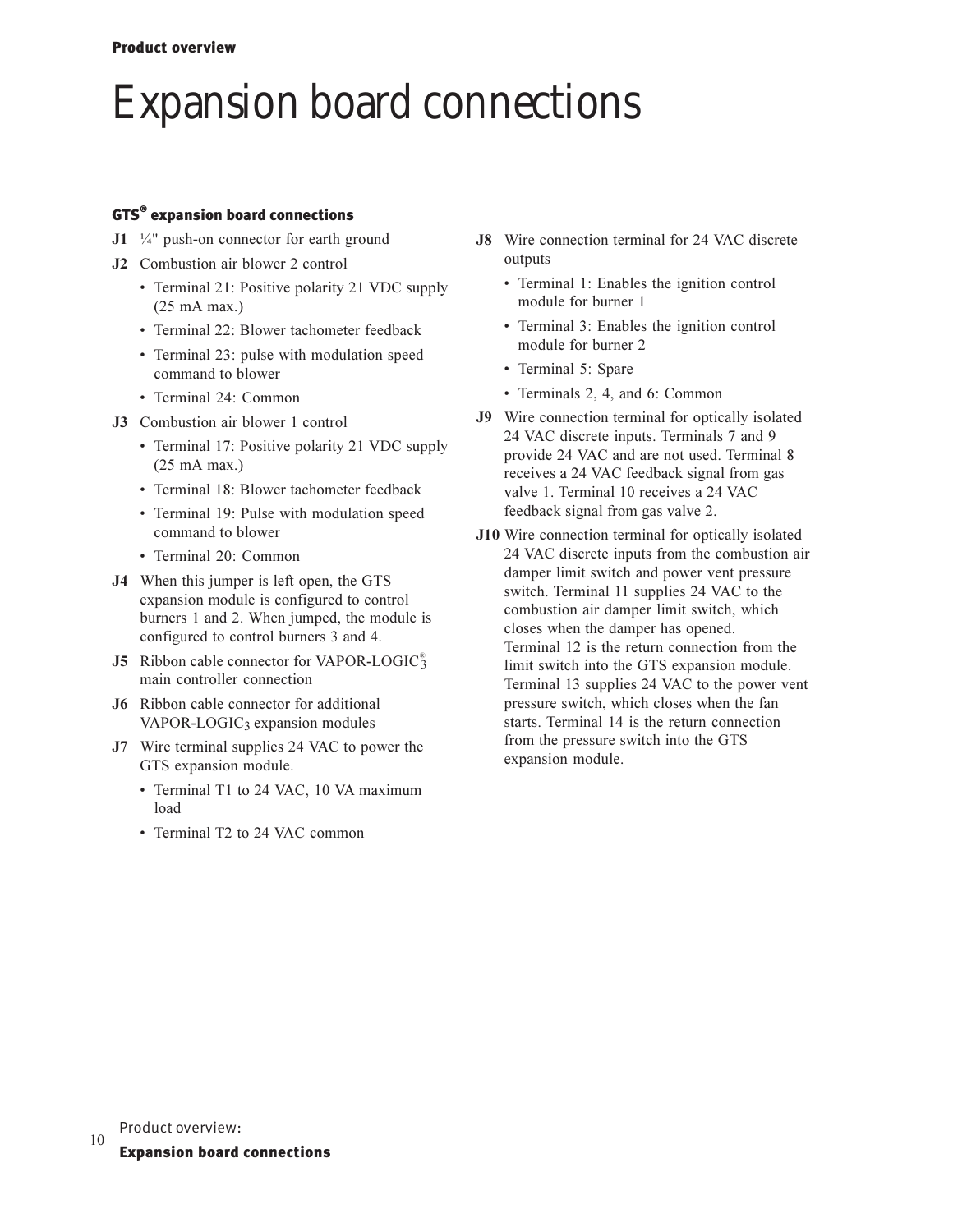# Expansion board connections

### GTS® expansion board connections

**J1** ¼" push-on connector for earth ground

**J2** Combustion air blower 2 control

- Terminal 21: Positive polarity 21 VDC supply (25 mA max.)
- Terminal 22: Blower tachometer feedback
- Terminal 23: pulse with modulation speed command to blower
- Terminal 24: Common

**J3** Combustion air blower 1 control

- Terminal 17: Positive polarity 21 VDC supply (25 mA max.)
- Terminal 18: Blower tachometer feedback
- Terminal 19: Pulse with modulation speed command to blower
- Terminal 20: Common

**J4** When this jumper is left open, the GTS expansion module is configured to control burners 1 and 2. When jumped, the module is configured to control burners 3 and 4.

**J5** Ribbon cable connector for VAPOR-LOGIC®3 main controller connection

**J6** Ribbon cable connector for additional VAPOR-LOGIC3 expansion modules

**J7** Wire terminal supplies 24 VAC to power the GTS expansion module.

- Terminal T1 to 24 VAC, 10 VA maximum load
- Terminal T2 to 24 VAC common

**J8** Wire connection terminal for 24 VAC discrete outputs

- Terminal 1: Enables the ignition control module for burner 1
- Terminal 3: Enables the ignition control module for burner 2
- Terminal 5: Spare
- Terminals 2, 4, and 6: Common

**J9** Wire connection terminal for optically isolated 24 VAC discrete inputs. Terminals 7 and 9 provide 24 VAC and are not used. Terminal 8 receives a 24 VAC feedback signal from gas valve 1. Terminal 10 receives a 24 VAC feedback signal from gas valve 2.

**J10** Wire connection terminal for optically isolated 24 VAC discrete inputs from the combustion air damper limit switch and power vent pressure switch. Terminal 11 supplies 24 VAC to the combustion air damper limit switch, which closes when the damper has opened. Terminal 12 is the return connection from the limit switch into the GTS expansion module. Terminal 13 supplies 24 VAC to the power vent pressure switch, which closes when the fan starts. Terminal 14 is the return connection from the pressure switch into the GTS expansion module.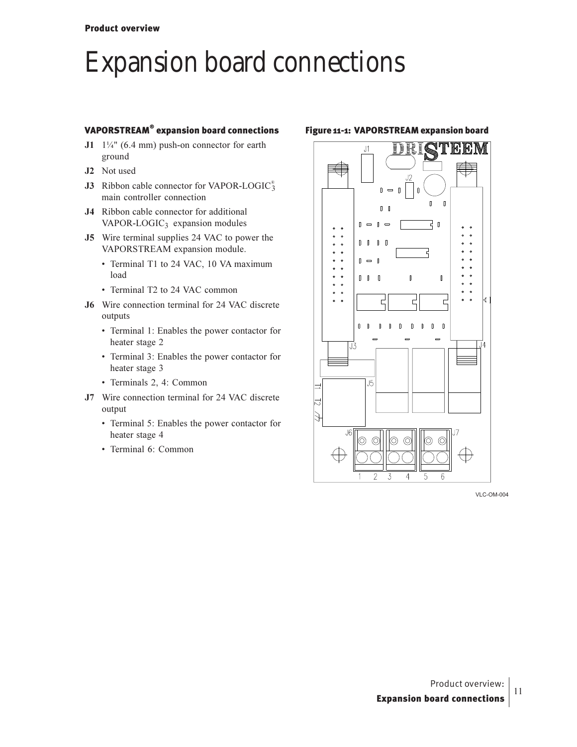# Expansion board connections

### VAPORSTREAM® expansion board connections

**J1** 1¼" (6.4 mm) push-on connector for earth ground

**J2** Not used

**J3** Ribbon cable connector for VAPOR-LOGIC$_3^®$ main controller connection

**J4** Ribbon cable connector for additional VAPOR-LOGIC$_3$ expansion modules

**J5** Wire terminal supplies 24 VAC to power the VAPORSTREAM expansion module.

- Terminal T1 to 24 VAC, 10 VA maximum load
- Terminal T2 to 24 VAC common

**J6** Wire connection terminal for 24 VAC discrete outputs

- Terminal 1: Enables the power contactor for heater stage 2
- Terminal 3: Enables the power contactor for heater stage 3
- Terminals 2, 4: Common

**J7** Wire connection terminal for 24 VAC discrete output

- Terminal 5: Enables the power contactor for heater stage 4
- Terminal 6: Common

**Figure 11-1: VAPORSTREAM expansion board**

VLC-OM-004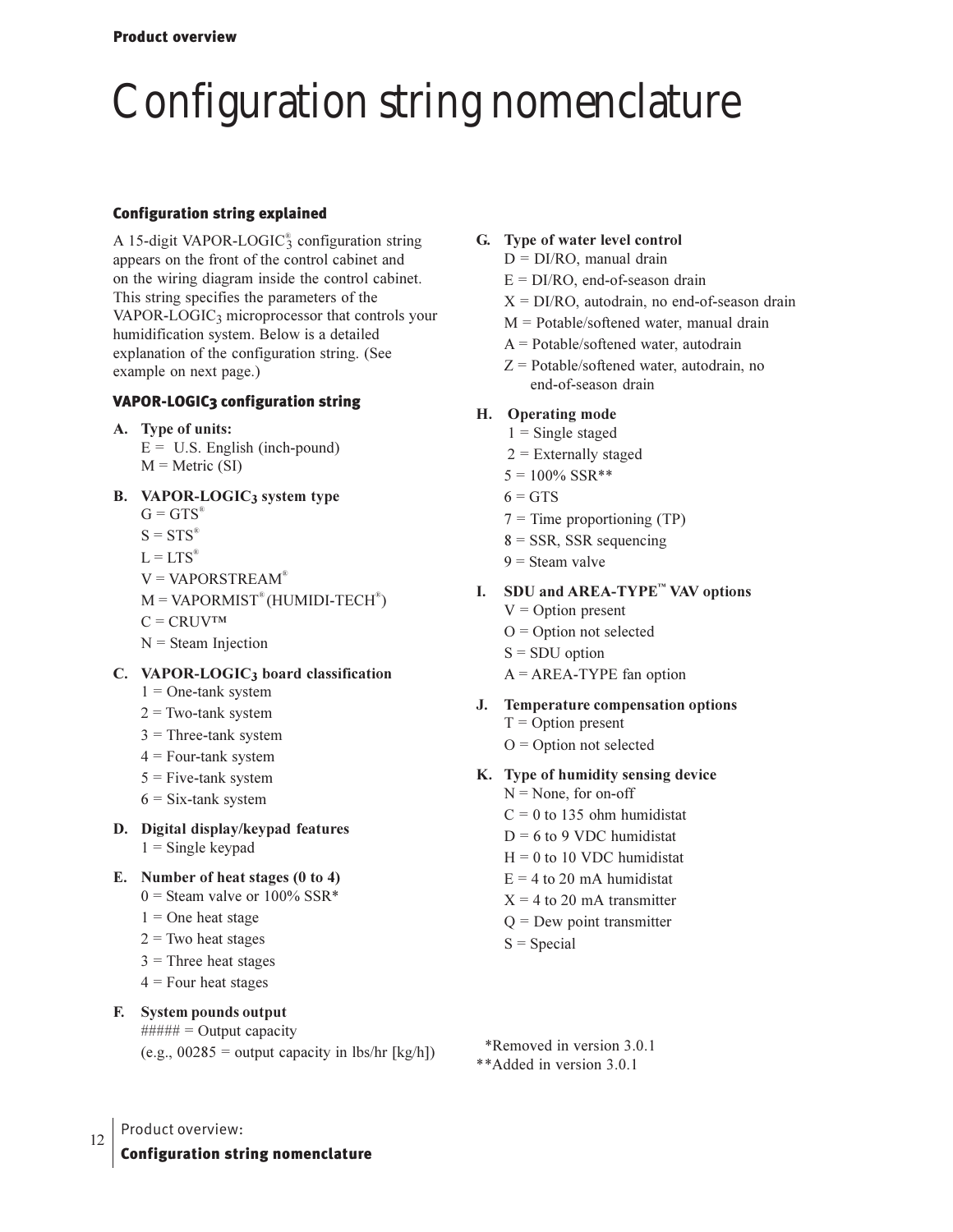# Configuration string nomenclature

### Configuration string explained

A 15-digit VAPOR-LOGIC®$_3$ configuration string appears on the front of the control cabinet and on the wiring diagram inside the control cabinet. This string specifies the parameters of the VAPOR-LOGIC$_3$ microprocessor that controls your humidification system. Below is a detailed explanation of the configuration string. (See example on next page.)

### VAPOR-LOGIC3 configuration string

**A. Type of units:**
- E = U.S. English (inch-pound)
- M = Metric (SI)

**B. VAPOR-LOGIC3 system type**
- G = GTS®
- S = STS®
- L = LTS®
- V = VAPORSTREAM®
- M = VAPORMIST® (HUMIDI-TECH®)
- C = CRUV™
- N = Steam Injection

**C. VAPOR-LOGIC3 board classification**
- 1 = One-tank system
- 2 = Two-tank system
- 3 = Three-tank system
- 4 = Four-tank system
- 5 = Five-tank system
- 6 = Six-tank system

**D. Digital display/keypad features**
- 1 = Single keypad

**E. Number of heat stages (0 to 4)**
- 0 = Steam valve or 100% SSR*
- 1 = One heat stage
- 2 = Two heat stages
- 3 = Three heat stages
- 4 = Four heat stages

**F. System pounds output**
- ##### = Output capacity (e.g., 00285 = output capacity in lbs/hr [kg/h])

**G. Type of water level control**
- D = DI/RO, manual drain
- E = DI/RO, end-of-season drain
- X = DI/RO, autodrain, no end-of-season drain
- M = Potable/softened water, manual drain
- A = Potable/softened water, autodrain
- Z = Potable/softened water, autodrain, no end-of-season drain

**H. Operating mode**
- 1 = Single staged
- 2 = Externally staged
- 5 = 100% SSR**
- 6 = GTS
- 7 = Time proportioning (TP)
- 8 = SSR, SSR sequencing
- 9 = Steam valve

**I. SDU and AREA-TYPE™ VAV options**
- V = Option present
- O = Option not selected
- S = SDU option
- A = AREA-TYPE fan option

**J. Temperature compensation options**
- T = Option present
- O = Option not selected

**K. Type of humidity sensing device**
- N = None, for on-off
- C = 0 to 135 ohm humidistat
- D = 6 to 9 VDC humidistat
- H = 0 to 10 VDC humidistat
- E = 4 to 20 mA humidistat
- X = 4 to 20 mA transmitter
- Q = Dew point transmitter
- S = Special

*Removed in version 3.0.1
**Added in version 3.0.1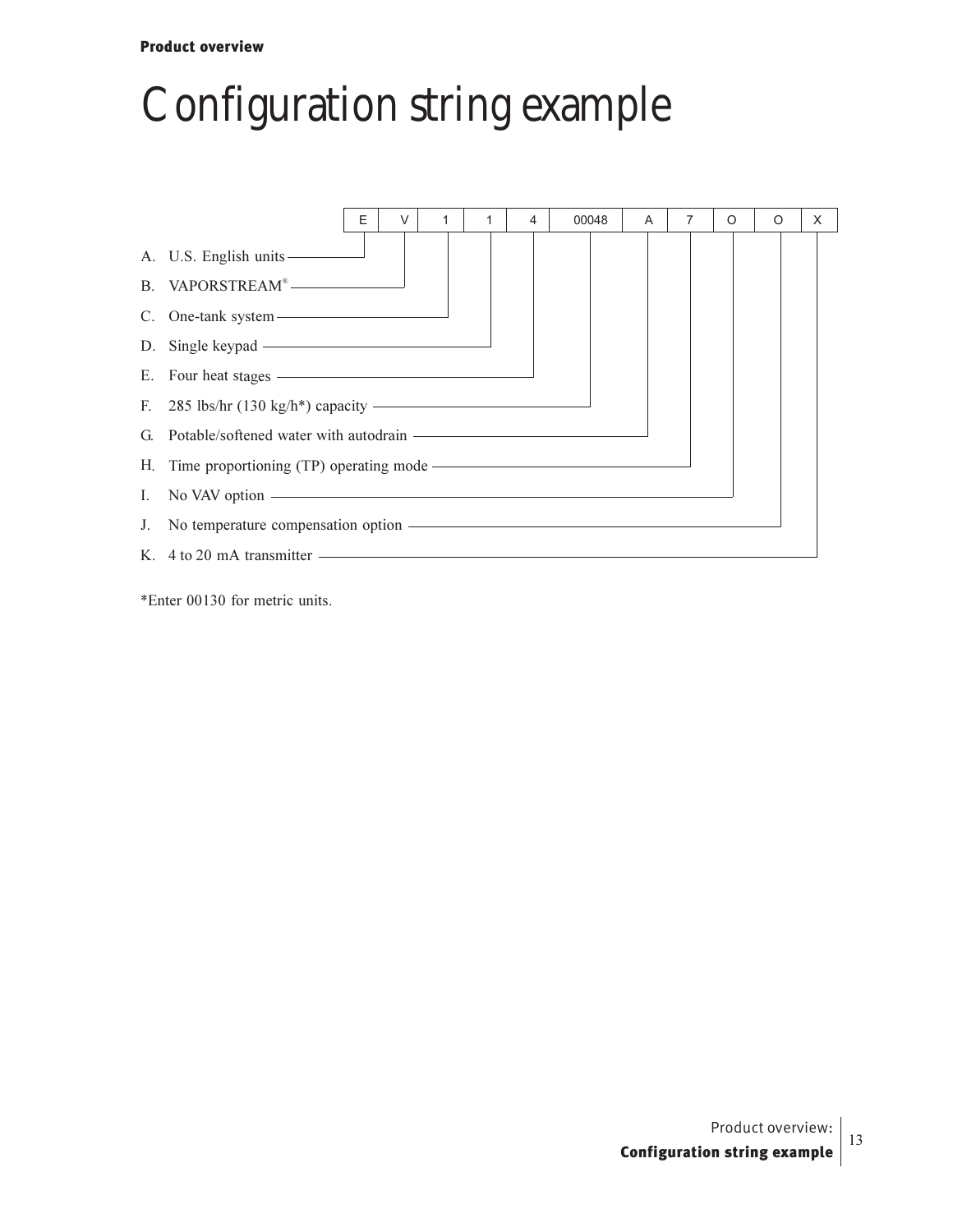# Configuration string example

| E | V | 1 | 1 | 4 | 00048 | A | 7 | O | O | X |
|---|---|---|---|---|---|---|---|---|---|---|

A. U.S. English units — E

B. VAPORSTREAM® — V

C. One-tank system — 1

D. Single keypad — 1

E. Four heat stages — 4

F. 285 lbs/hr (130 kg/h*) capacity — 00048

G. Potable/softened water with autodrain — A

H. Time proportioning (TP) operating mode — 7

I. No VAV option — O

J. No temperature compensation option — O

K. 4 to 20 mA transmitter — X

*Enter 00130 for metric units.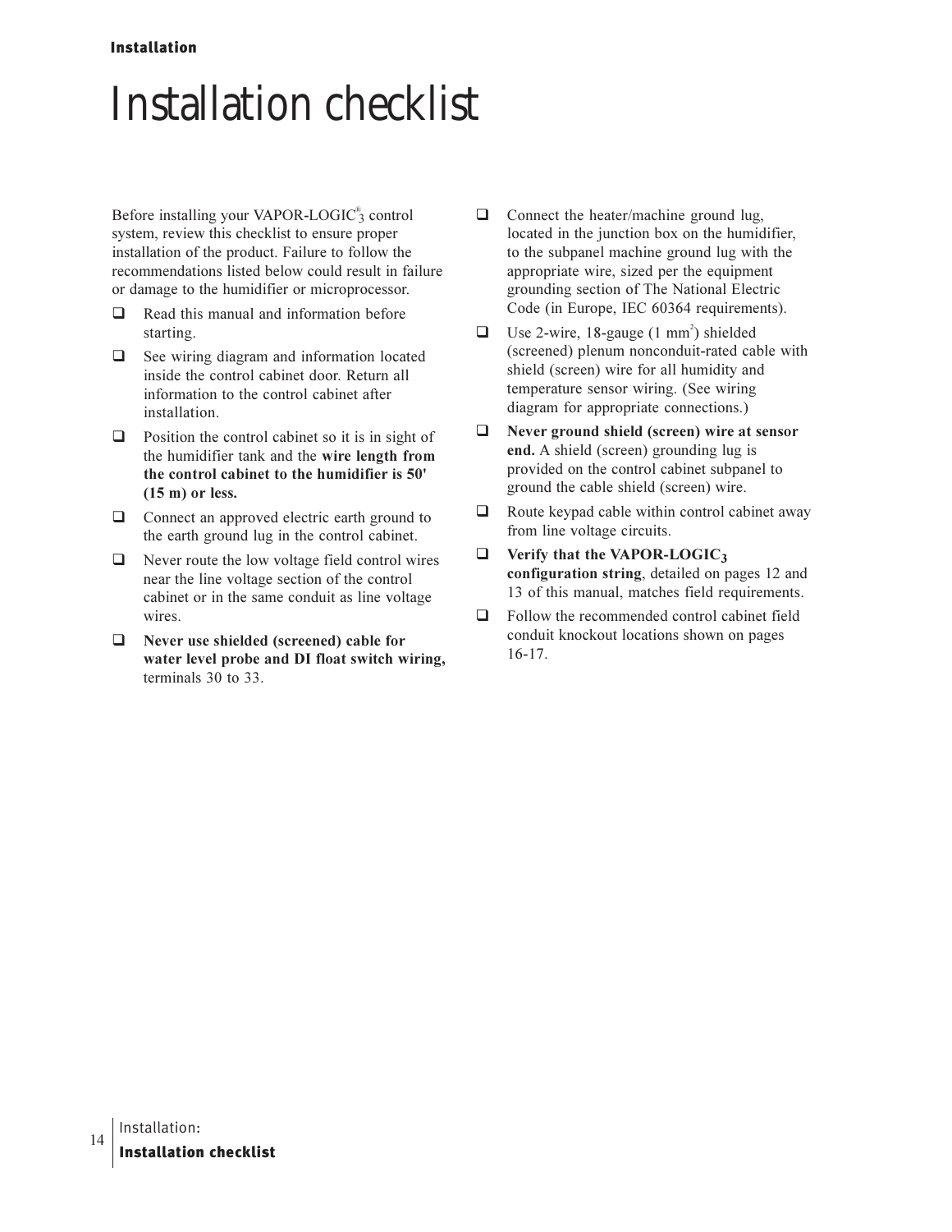# Installation checklist

Before installing your VAPOR-LOGIC®$_3$ control system, review this checklist to ensure proper installation of the product. Failure to follow the recommendations listed below could result in failure or damage to the humidifier or microprocessor.

- ❑ Read this manual and information before starting.
- ❑ See wiring diagram and information located inside the control cabinet door. Return all information to the control cabinet after installation.
- ❑ Position the control cabinet so it is in sight of the humidifier tank and the **wire length from the control cabinet to the humidifier is 50' (15 m) or less.**
- ❑ Connect an approved electric earth ground to the earth ground lug in the control cabinet.
- ❑ Never route the low voltage field control wires near the line voltage section of the control cabinet or in the same conduit as line voltage wires.
- ❑ **Never use shielded (screened) cable for water level probe and DI float switch wiring,** terminals 30 to 33.
- ❑ Connect the heater/machine ground lug, located in the junction box on the humidifier, to the subpanel machine ground lug with the appropriate wire, sized per the equipment grounding section of The National Electric Code (in Europe, IEC 60364 requirements).
- ❑ Use 2-wire, 18-gauge (1 $mm^2$) shielded (screened) plenum nonconduit-rated cable with shield (screen) wire for all humidity and temperature sensor wiring. (See wiring diagram for appropriate connections.)
- ❑ **Never ground shield (screen) wire at sensor end.** A shield (screen) grounding lug is provided on the control cabinet subpanel to ground the cable shield (screen) wire.
- ❑ Route keypad cable within control cabinet away from line voltage circuits.
- ❑ **Verify that the VAPOR-LOGIC$_3$ configuration string**, detailed on pages 12 and 13 of this manual, matches field requirements.
- ❑ Follow the recommended control cabinet field conduit knockout locations shown on pages 16-17.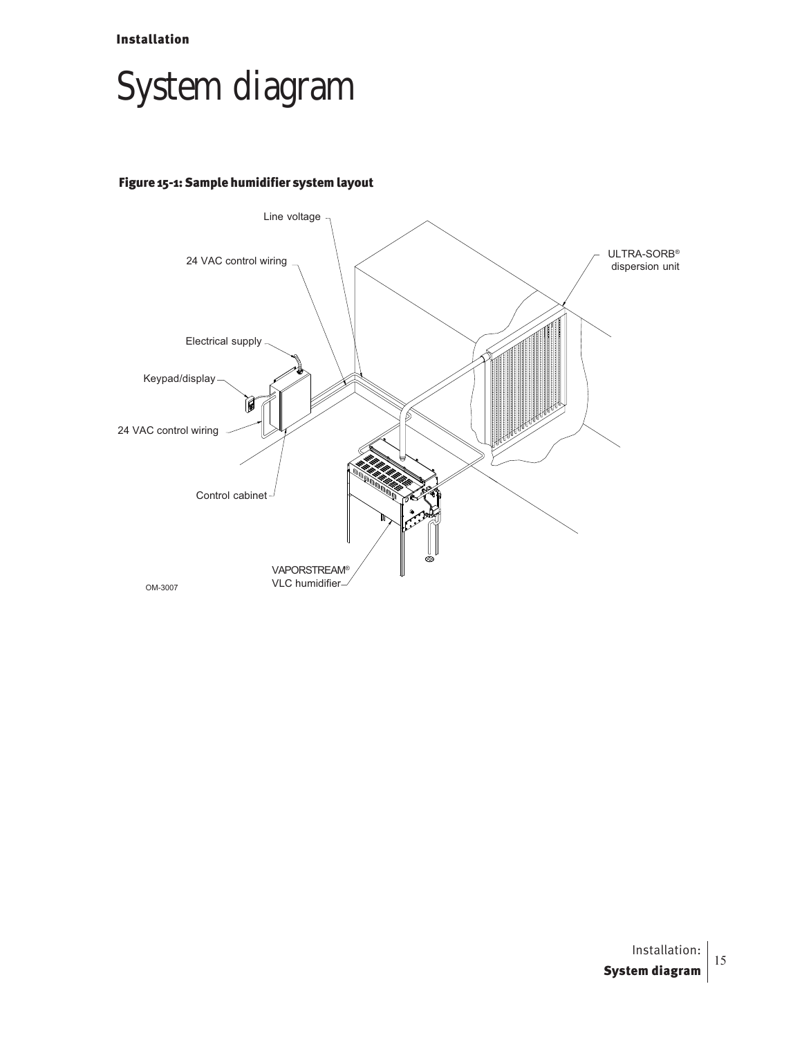# System diagram

**Figure 15-1: Sample humidifier system layout**

Line voltage

24 VAC control wiring

ULTRA-SORB® dispersion unit

Electrical supply

Keypad/display

24 VAC control wiring

Control cabinet

VAPORSTREAM® VLC humidifier

OM-3007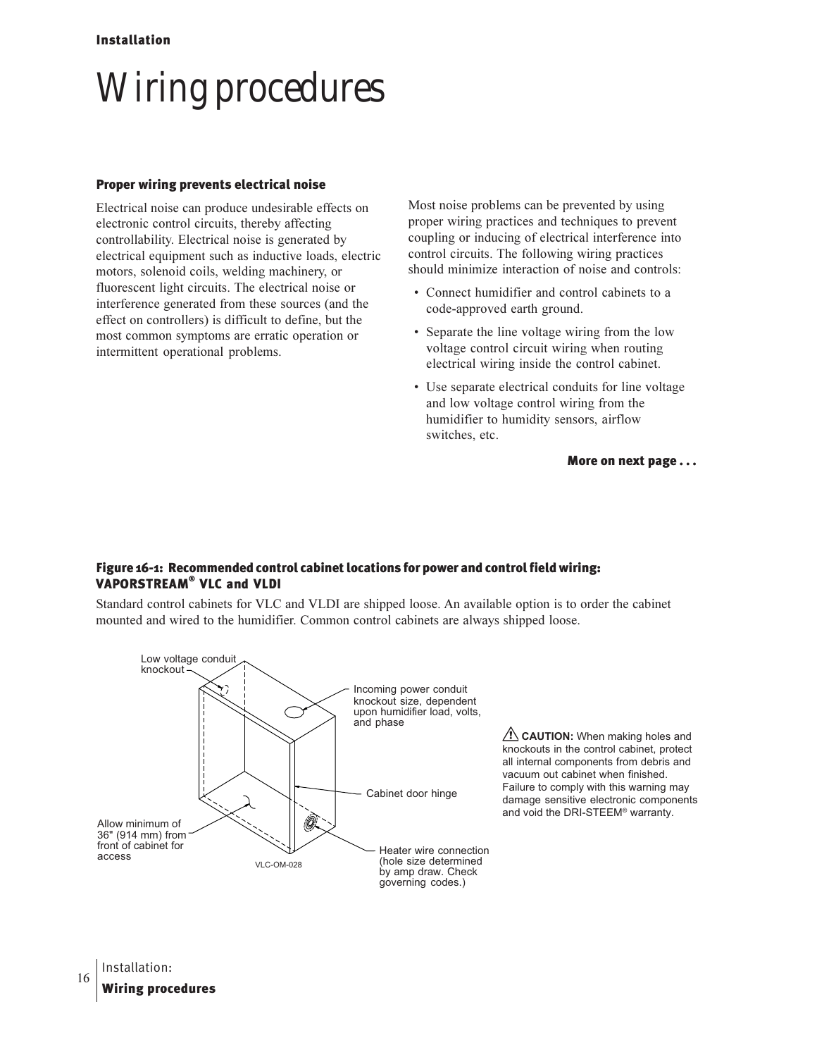Installation

# Wiring procedures

### Proper wiring prevents electrical noise

Electrical noise can produce undesirable effects on electronic control circuits, thereby affecting controllability. Electrical noise is generated by electrical equipment such as inductive loads, electric motors, solenoid coils, welding machinery, or fluorescent light circuits. The electrical noise or interference generated from these sources (and the effect on controllers) is difficult to define, but the most common symptoms are erratic operation or intermittent operational problems.

Most noise problems can be prevented by using proper wiring practices and techniques to prevent coupling or inducing of electrical interference into control circuits. The following wiring practices should minimize interaction of noise and controls:

- Connect humidifier and control cabinets to a code-approved earth ground.
- Separate the line voltage wiring from the low voltage control circuit wiring when routing electrical wiring inside the control cabinet.
- Use separate electrical conduits for line voltage and low voltage control wiring from the humidifier to humidity sensors, airflow switches, etc.

**More on next page . . .**

### Figure 16-1: Recommended control cabinet locations for power and control field wiring: VAPORSTREAM® VLC and VLDI

Standard control cabinets for VLC and VLDI are shipped loose. An available option is to order the cabinet mounted and wired to the humidifier. Common control cabinets are always shipped loose.

Low voltage conduit knockout

Incoming power conduit knockout size, dependent upon humidifier load, volts, and phase

Cabinet door hinge

Allow minimum of 36" (914 mm) from front of cabinet for access

Heater wire connection (hole size determined by amp draw. Check governing codes.)

VLC-OM-028

⚠ **CAUTION:** When making holes and knockouts in the control cabinet, protect all internal components from debris and vacuum out cabinet when finished. Failure to comply with this warning may damage sensitive electronic components and void the DRI-STEEM® warranty.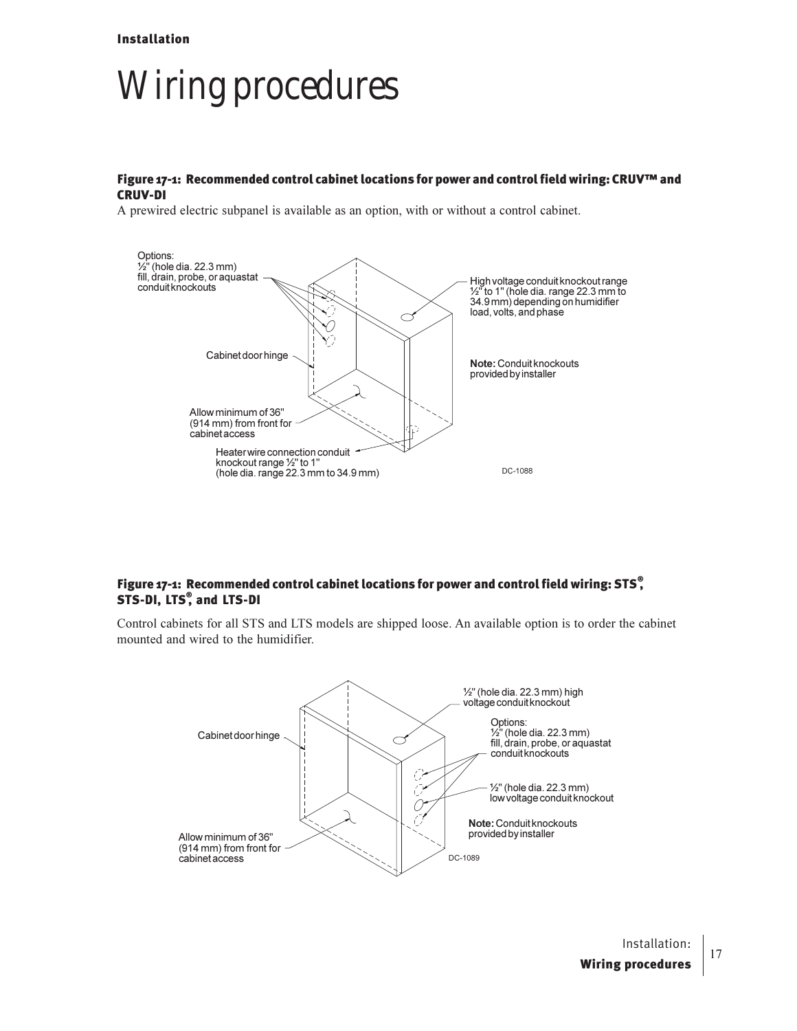# Wiring procedures

#### Figure 17-1: Recommended control cabinet locations for power and control field wiring: CRUV™ and CRUV-DI

A prewired electric subpanel is available as an option, with or without a control cabinet.

Options:
½" (hole dia. 22.3 mm) fill, drain, probe, or aquastat conduit knockouts

High voltage conduit knockout range ½" to 1" (hole dia. range 22.3 mm to 34.9 mm) depending on humidifier load, volts, and phase

Cabinet door hinge

**Note:** Conduit knockouts provided by installer

Allow minimum of 36" (914 mm) from front for cabinet access

Heater wire connection conduit knockout range ½" to 1" (hole dia. range 22.3 mm to 34.9 mm)

DC-1088

#### Figure 17-1: Recommended control cabinet locations for power and control field wiring: STS®, STS-DI, LTS®, and LTS-DI

Control cabinets for all STS and LTS models are shipped loose. An available option is to order the cabinet mounted and wired to the humidifier.

½" (hole dia. 22.3 mm) high voltage conduit knockout

Options:
½" (hole dia. 22.3 mm) fill, drain, probe, or aquastat conduit knockouts

Cabinet door hinge

½" (hole dia. 22.3 mm) low voltage conduit knockout

**Note:** Conduit knockouts provided by installer

Allow minimum of 36" (914 mm) from front for cabinet access

DC-1089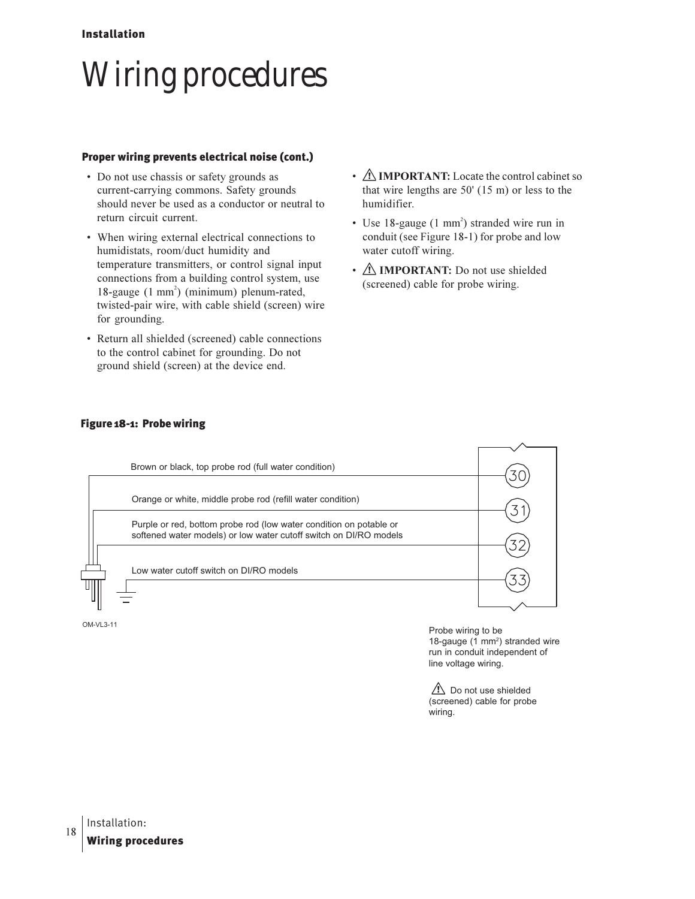**Installation**

# Wiring procedures

### Proper wiring prevents electrical noise (cont.)

- Do not use chassis or safety grounds as current-carrying commons. Safety grounds should never be used as a conductor or neutral to return circuit current.
- When wiring external electrical connections to humidistats, room/duct humidity and temperature transmitters, or control signal input connections from a building control system, use 18-gauge (1 $mm^2$) (minimum) plenum-rated, twisted-pair wire, with cable shield (screen) wire for grounding.
- Return all shielded (screened) cable connections to the control cabinet for grounding. Do not ground shield (screen) at the device end.
- ⚠ **IMPORTANT:** Locate the control cabinet so that wire lengths are 50' (15 m) or less to the humidifier.
- Use 18-gauge (1 $mm^2$) stranded wire run in conduit (see Figure 18-1) for probe and low water cutoff wiring.
- ⚠ **IMPORTANT:** Do not use shielded (screened) cable for probe wiring.

**Figure 18-1: Probe wiring**

Brown or black, top probe rod (full water condition) — 30

Orange or white, middle probe rod (refill water condition) — 31

Purple or red, bottom probe rod (low water condition on potable or softened water models) or low water cutoff switch on DI/RO models — 32

Low water cutoff switch on DI/RO models — 33

OM-VL3-11

Probe wiring to be 18-gauge (1 $mm^2$) stranded wire run in conduit independent of line voltage wiring.

⚠ Do not use shielded (screened) cable for probe wiring.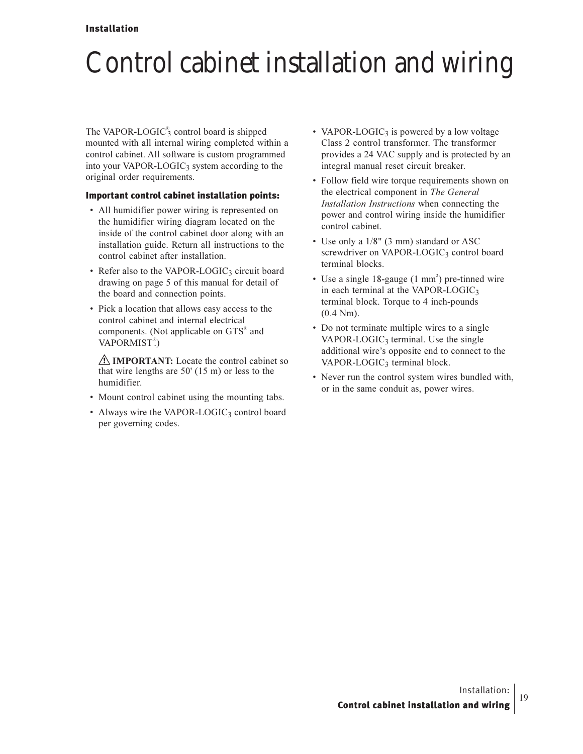# Control cabinet installation and wiring

The VAPOR-LOGIC®$_3$ control board is shipped mounted with all internal wiring completed within a control cabinet. All software is custom programmed into your VAPOR-LOGIC$_3$ system according to the original order requirements.

### Important control cabinet installation points:

- All humidifier power wiring is represented on the humidifier wiring diagram located on the inside of the control cabinet door along with an installation guide. Return all instructions to the control cabinet after installation.
- Refer also to the VAPOR-LOGIC$_3$ circuit board drawing on page 5 of this manual for detail of the board and connection points.
- Pick a location that allows easy access to the control cabinet and internal electrical components. (Not applicable on GTS® and VAPORMIST®.)

  ⚠ **IMPORTANT:** Locate the control cabinet so that wire lengths are 50' (15 m) or less to the humidifier.

- Mount control cabinet using the mounting tabs.
- Always wire the VAPOR-LOGIC$_3$ control board per governing codes.
- VAPOR-LOGIC$_3$ is powered by a low voltage Class 2 control transformer. The transformer provides a 24 VAC supply and is protected by an integral manual reset circuit breaker.
- Follow field wire torque requirements shown on the electrical component in *The General Installation Instructions* when connecting the power and control wiring inside the humidifier control cabinet.
- Use only a 1/8" (3 mm) standard or ASC screwdriver on VAPOR-LOGIC$_3$ control board terminal blocks.
- Use a single 18-gauge (1 $mm^2$) pre-tinned wire in each terminal at the VAPOR-LOGIC$_3$ terminal block. Torque to 4 inch-pounds (0.4 Nm).
- Do not terminate multiple wires to a single VAPOR-LOGIC$_3$ terminal. Use the single additional wire's opposite end to connect to the VAPOR-LOGIC$_3$ terminal block.
- Never run the control system wires bundled with, or in the same conduit as, power wires.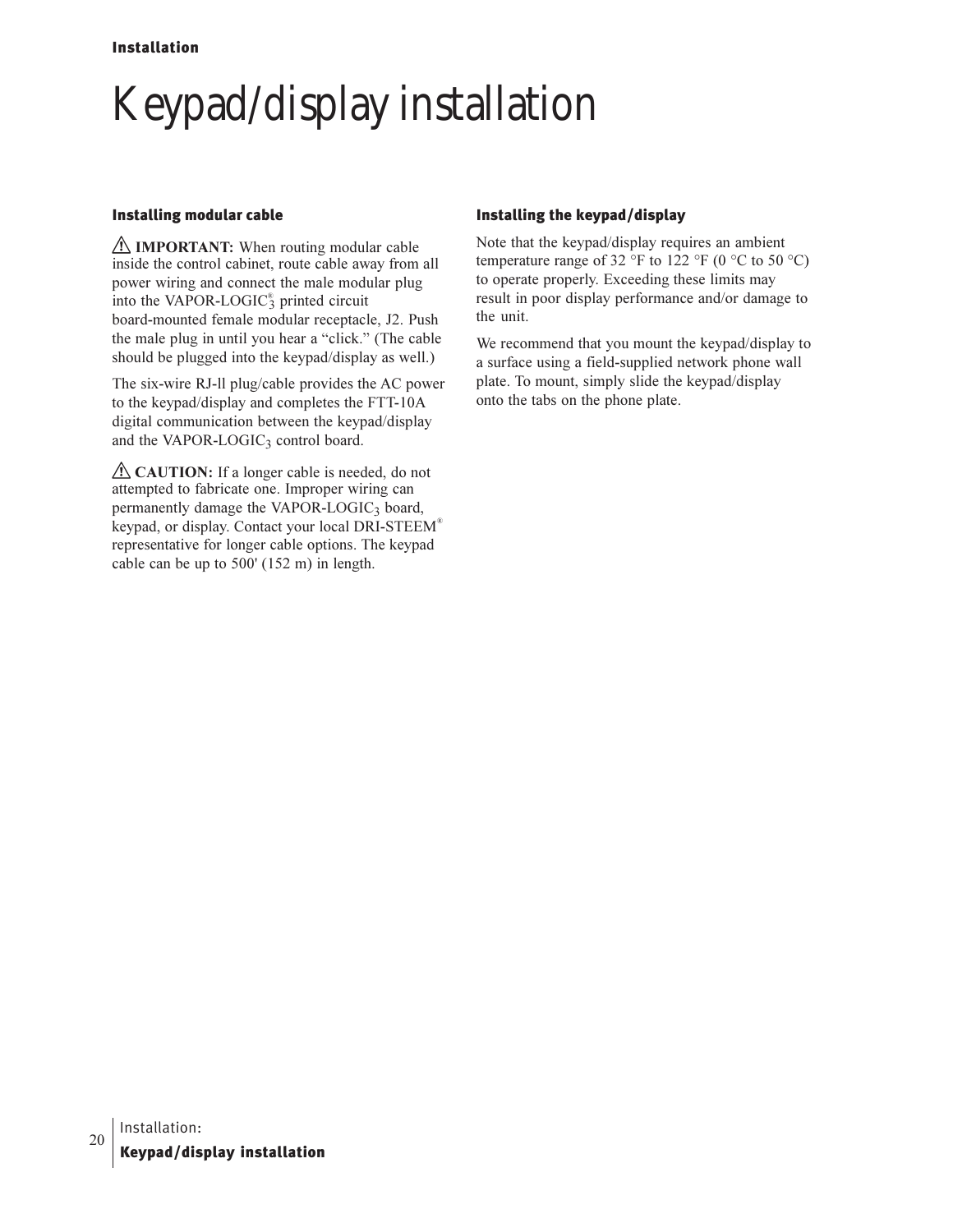# Keypad/display installation

## Installing modular cable

⚠ **IMPORTANT:** When routing modular cable inside the control cabinet, route cable away from all power wiring and connect the male modular plug into the VAPOR-LOGIC®$_3$ printed circuit board-mounted female modular receptacle, J2. Push the male plug in until you hear a "click." (The cable should be plugged into the keypad/display as well.)

The six-wire RJ-ll plug/cable provides the AC power to the keypad/display and completes the FTT-10A digital communication between the keypad/display and the VAPOR-LOGIC$_3$ control board.

⚠ **CAUTION:** If a longer cable is needed, do not attempted to fabricate one. Improper wiring can permanently damage the VAPOR-LOGIC$_3$ board, keypad, or display. Contact your local DRI-STEEM® representative for longer cable options. The keypad cable can be up to 500' (152 m) in length.

## Installing the keypad/display

Note that the keypad/display requires an ambient temperature range of 32 °F to 122 °F (0 °C to 50 °C) to operate properly. Exceeding these limits may result in poor display performance and/or damage to the unit.

We recommend that you mount the keypad/display to a surface using a field-supplied network phone wall plate. To mount, simply slide the keypad/display onto the tabs on the phone plate.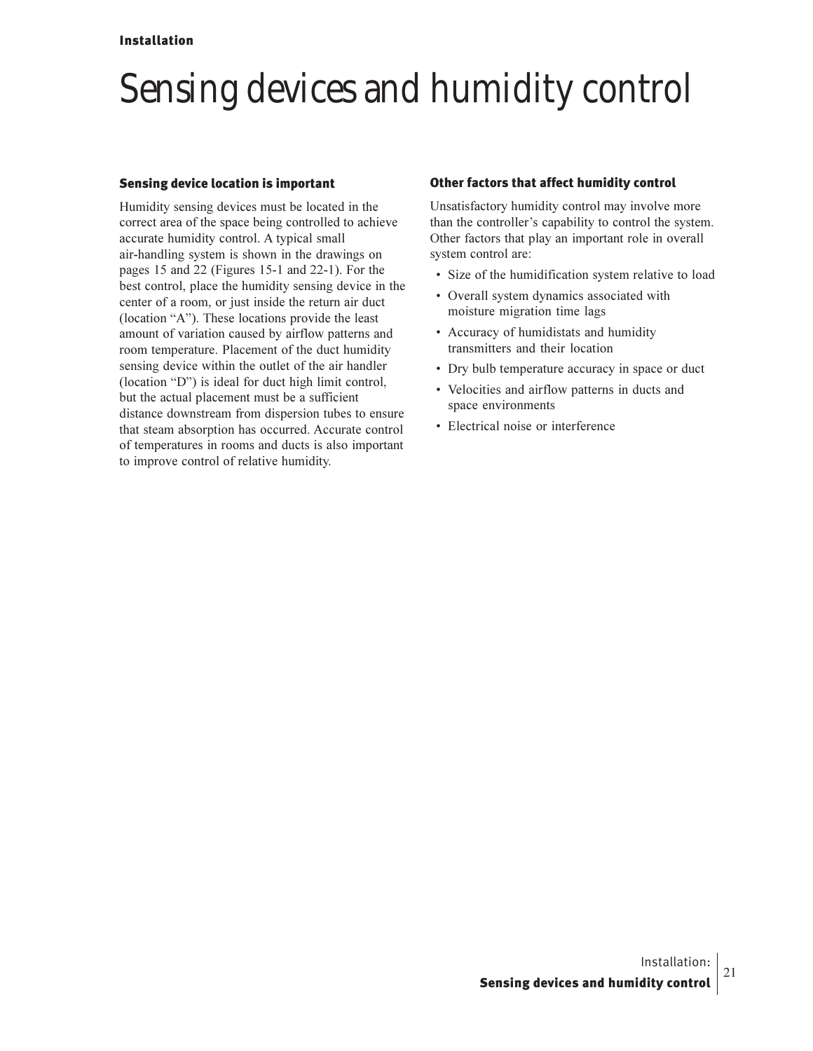# Sensing devices and humidity control

## Sensing device location is important

Humidity sensing devices must be located in the correct area of the space being controlled to achieve accurate humidity control. A typical small air-handling system is shown in the drawings on pages 15 and 22 (Figures 15-1 and 22-1). For the best control, place the humidity sensing device in the center of a room, or just inside the return air duct (location "A"). These locations provide the least amount of variation caused by airflow patterns and room temperature. Placement of the duct humidity sensing device within the outlet of the air handler (location "D") is ideal for duct high limit control, but the actual placement must be a sufficient distance downstream from dispersion tubes to ensure that steam absorption has occurred. Accurate control of temperatures in rooms and ducts is also important to improve control of relative humidity.

## Other factors that affect humidity control

Unsatisfactory humidity control may involve more than the controller's capability to control the system. Other factors that play an important role in overall system control are:

- Size of the humidification system relative to load
- Overall system dynamics associated with moisture migration time lags
- Accuracy of humidistats and humidity transmitters and their location
- Dry bulb temperature accuracy in space or duct
- Velocities and airflow patterns in ducts and space environments
- Electrical noise or interference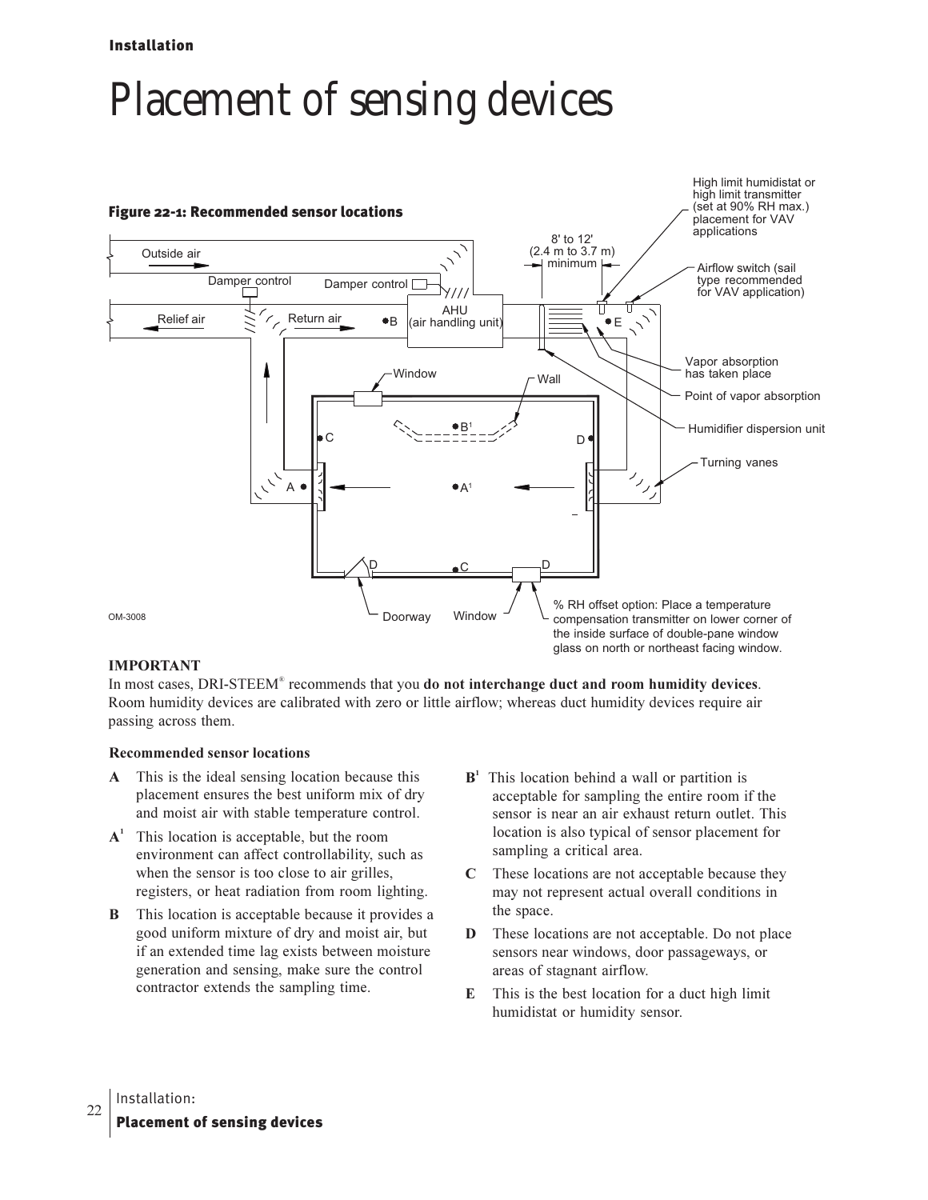# Placement of sensing devices

**Figure 22-1: Recommended sensor locations**

**IMPORTANT**

In most cases, DRI-STEEM® recommends that you **do not interchange duct and room humidity devices**. Room humidity devices are calibrated with zero or little airflow; whereas duct humidity devices require air passing across them.

**Recommended sensor locations**

**A** This is the ideal sensing location because this placement ensures the best uniform mix of dry and moist air with stable temperature control.

**A**[1] This location is acceptable, but the room environment can affect controllability, such as when the sensor is too close to air grilles, registers, or heat radiation from room lighting.

**B** This location is acceptable because it provides a good uniform mixture of dry and moist air, but if an extended time lag exists between moisture generation and sensing, make sure the control contractor extends the sampling time.

**B**[1] This location behind a wall or partition is acceptable for sampling the entire room if the sensor is near an air exhaust return outlet. This location is also typical of sensor placement for sampling a critical area.

**C** These locations are not acceptable because they may not represent actual overall conditions in the space.

**D** These locations are not acceptable. Do not place sensors near windows, door passageways, or areas of stagnant airflow.

**E** This is the best location for a duct high limit humidistat or humidity sensor.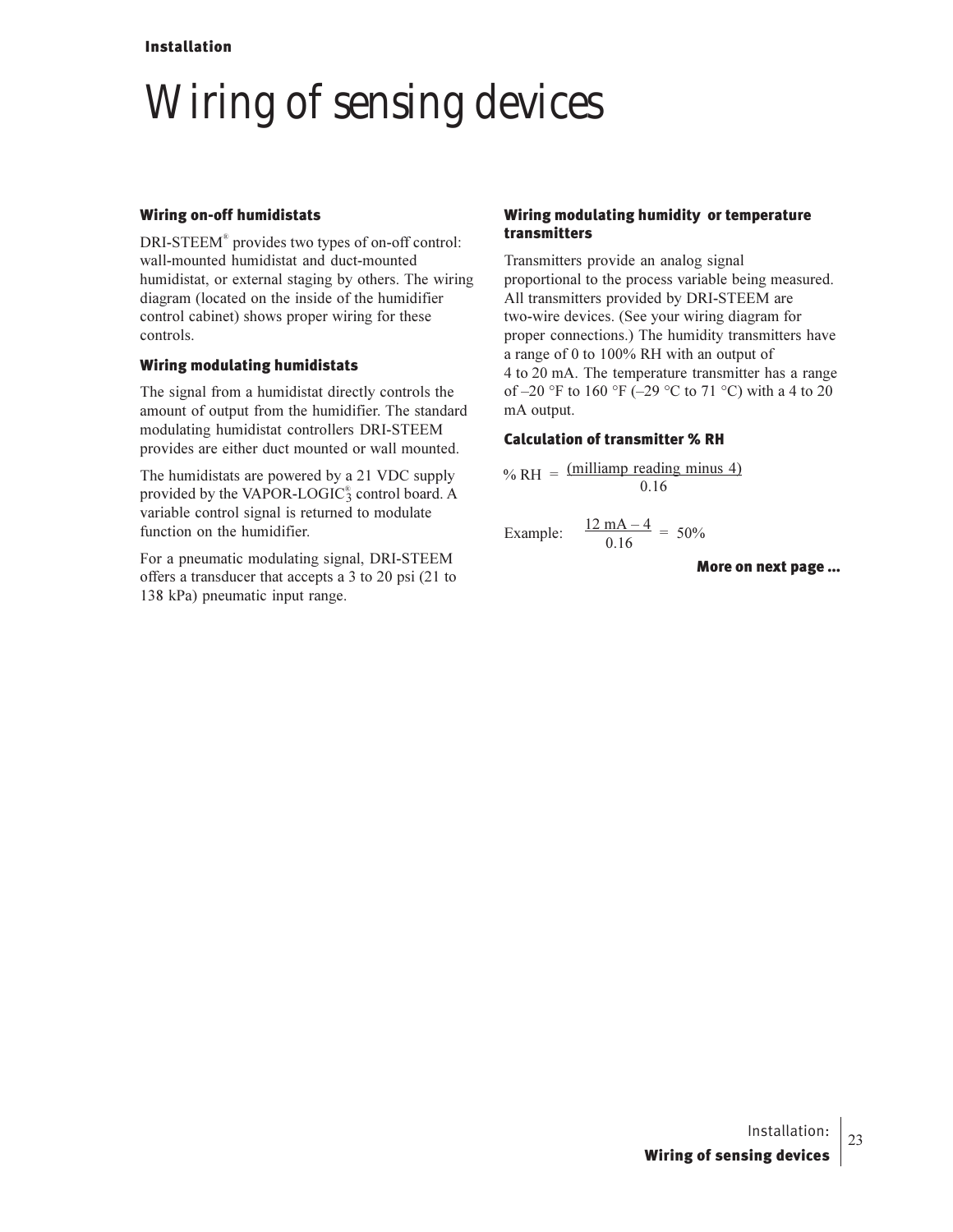# Wiring of sensing devices

### Wiring on-off humidistats

DRI-STEEM® provides two types of on-off control: wall-mounted humidistat and duct-mounted humidistat, or external staging by others. The wiring diagram (located on the inside of the humidifier control cabinet) shows proper wiring for these controls.

### Wiring modulating humidistats

The signal from a humidistat directly controls the amount of output from the humidifier. The standard modulating humidistat controllers DRI-STEEM provides are either duct mounted or wall mounted.

The humidistats are powered by a 21 VDC supply provided by the VAPOR-LOGIC$_3^®$ control board. A variable control signal is returned to modulate function on the humidifier.

For a pneumatic modulating signal, DRI-STEEM offers a transducer that accepts a 3 to 20 psi (21 to 138 kPa) pneumatic input range.

### Wiring modulating humidity or temperature transmitters

Transmitters provide an analog signal proportional to the process variable being measured. All transmitters provided by DRI-STEEM are two-wire devices. (See your wiring diagram for proper connections.) The humidity transmitters have a range of 0 to 100% RH with an output of 4 to 20 mA. The temperature transmitter has a range of –20 °F to 160 °F (–29 °C to 71 °C) with a 4 to 20 mA output.

### Calculation of transmitter % RH

$$\% \text{ RH} = \frac{\text{(milliamp reading minus 4)}}{0.16}$$

$$\text{Example:} \quad \frac{12 \text{ mA} - 4}{0.16} = 50\%$$

**More on next page ...**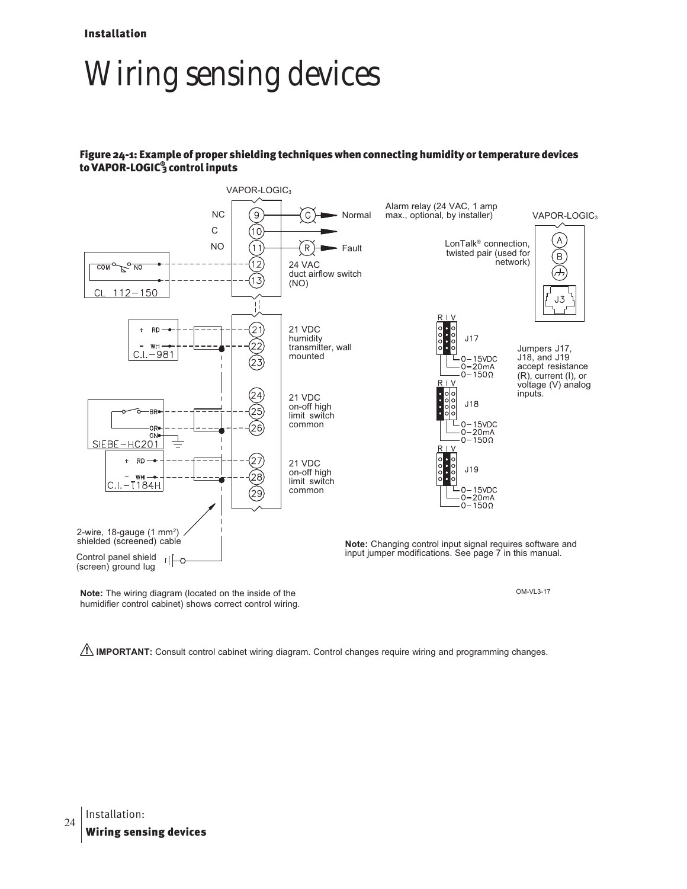# Wiring sensing devices

**Figure 24-1: Example of proper shielding techniques when connecting humidity or temperature devices to VAPOR-LOGIC®3 control inputs**

VAPOR-LOGIC3

NC 9 — G — Normal

C 10

NO 11 — R — Fault

Alarm relay (24 VAC, 1 amp max., optional, by installer)

COM NO — CL 112–150 — 12, 13: 24 VAC duct airflow switch (NO)

+ RD, – WH — C.I.–981 — 21, 22, 23: 21 VDC humidity transmitter, wall mounted

BR, OR, GN — SIEBE–HC201 — 24, 25, 26: 21 VDC on-off high limit switch common

+ RD, – WH — C.I.–T184H — 27, 28, 29: 21 VDC on-off high limit switch common

2-wire, 18-gauge (1 mm²) shielded (screened) cable

Control panel shield (screen) ground lug

VAPOR-LOGIC3

LonTalk® connection, twisted pair (used for network) — A, B, ground, J3

R I V — J17: 0–15VDC, 0–20mA, 0–150Ω

R I V — J18: 0–15VDC, 0–20mA, 0–150Ω

R I V — J19: 0–15VDC, 0–20mA, 0–150Ω

Jumpers J17, J18, and J19 accept resistance (R), current (I), or voltage (V) analog inputs.

**Note:** Changing control input signal requires software and input jumper modifications. See page 7 in this manual.

**Note:** The wiring diagram (located on the inside of the humidifier control cabinet) shows correct control wiring.

OM-VL3-17

⚠ **IMPORTANT:** Consult control cabinet wiring diagram. Control changes require wiring and programming changes.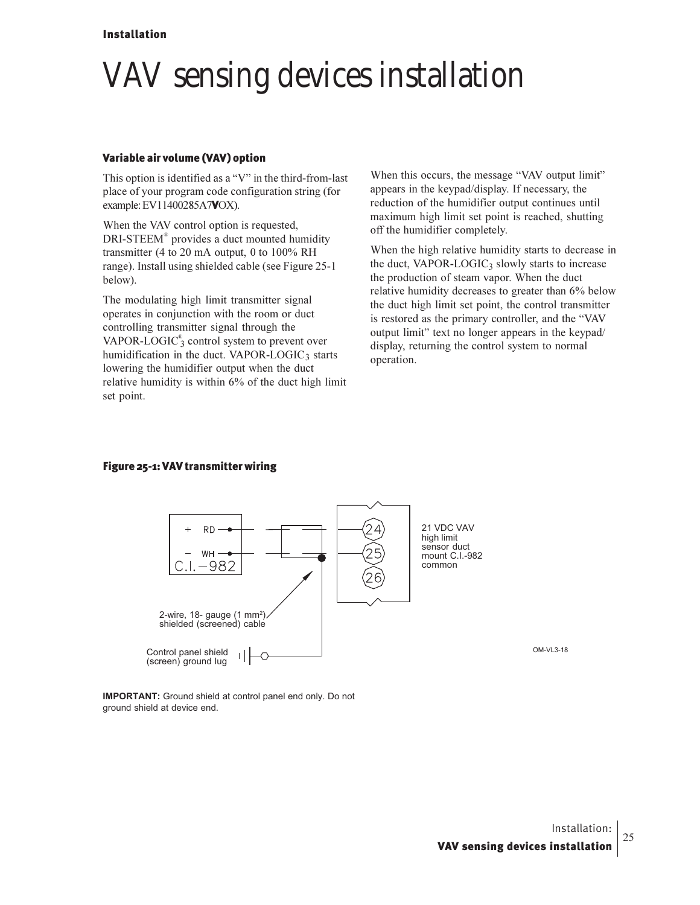# VAV sensing devices installation

### Variable air volume (VAV) option

This option is identified as a "V" in the third-from-last place of your program code configuration string (for example: EV11400285A7**V**OX).

When the VAV control option is requested, DRI-STEEM® provides a duct mounted humidity transmitter (4 to 20 mA output, 0 to 100% RH range). Install using shielded cable (see Figure 25-1 below).

The modulating high limit transmitter signal operates in conjunction with the room or duct controlling transmitter signal through the VAPOR-LOGIC®$_3$ control system to prevent over humidification in the duct. VAPOR-LOGIC$_3$ starts lowering the humidifier output when the duct relative humidity is within 6% of the duct high limit set point.

When this occurs, the message "VAV output limit" appears in the keypad/display. If necessary, the reduction of the humidifier output continues until maximum high limit set point is reached, shutting off the humidifier completely.

When the high relative humidity starts to decrease in the duct, VAPOR-LOGIC$_3$ slowly starts to increase the production of steam vapor. When the duct relative humidity decreases to greater than 6% below the duct high limit set point, the control transmitter is restored as the primary controller, and the "VAV output limit" text no longer appears in the keypad/display, returning the control system to normal operation.

### Figure 25-1: VAV transmitter wiring

+ RD
– WH
C.I.–982

24
25
26

21 VDC VAV high limit sensor duct mount C.I.-982 common

2-wire, 18- gauge (1 mm²) shielded (screened) cable

Control panel shield (screen) ground lug

OM-VL3-18

**IMPORTANT:** Ground shield at control panel end only. Do not ground shield at device end.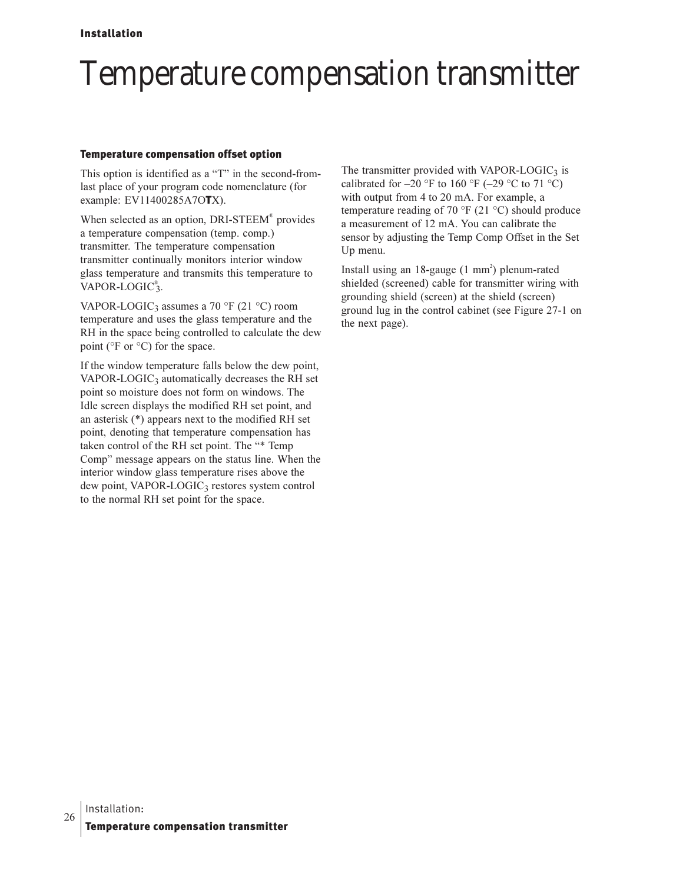# Temperature compensation transmitter

### Temperature compensation offset option

This option is identified as a "T" in the second-from-last place of your program code nomenclature (for example: EV11400285A7O**T**X).

When selected as an option, DRI-STEEM® provides a temperature compensation (temp. comp.) transmitter. The temperature compensation transmitter continually monitors interior window glass temperature and transmits this temperature to VAPOR-LOGIC®$_3$.

VAPOR-LOGIC$_3$ assumes a 70 °F (21 °C) room temperature and uses the glass temperature and the RH in the space being controlled to calculate the dew point (°F or °C) for the space.

If the window temperature falls below the dew point, VAPOR-LOGIC$_3$ automatically decreases the RH set point so moisture does not form on windows. The Idle screen displays the modified RH set point, and an asterisk (*) appears next to the modified RH set point, denoting that temperature compensation has taken control of the RH set point. The "* Temp Comp" message appears on the status line. When the interior window glass temperature rises above the dew point, VAPOR-LOGIC$_3$ restores system control to the normal RH set point for the space.

The transmitter provided with VAPOR-LOGIC$_3$ is calibrated for –20 °F to 160 °F (–29 °C to 71 °C) with output from 4 to 20 mA. For example, a temperature reading of 70 °F (21 °C) should produce a measurement of 12 mA. You can calibrate the sensor by adjusting the Temp Comp Offset in the Set Up menu.

Install using an 18-gauge (1 mm$^2$) plenum-rated shielded (screened) cable for transmitter wiring with grounding shield (screen) at the shield (screen) ground lug in the control cabinet (see Figure 27-1 on the next page).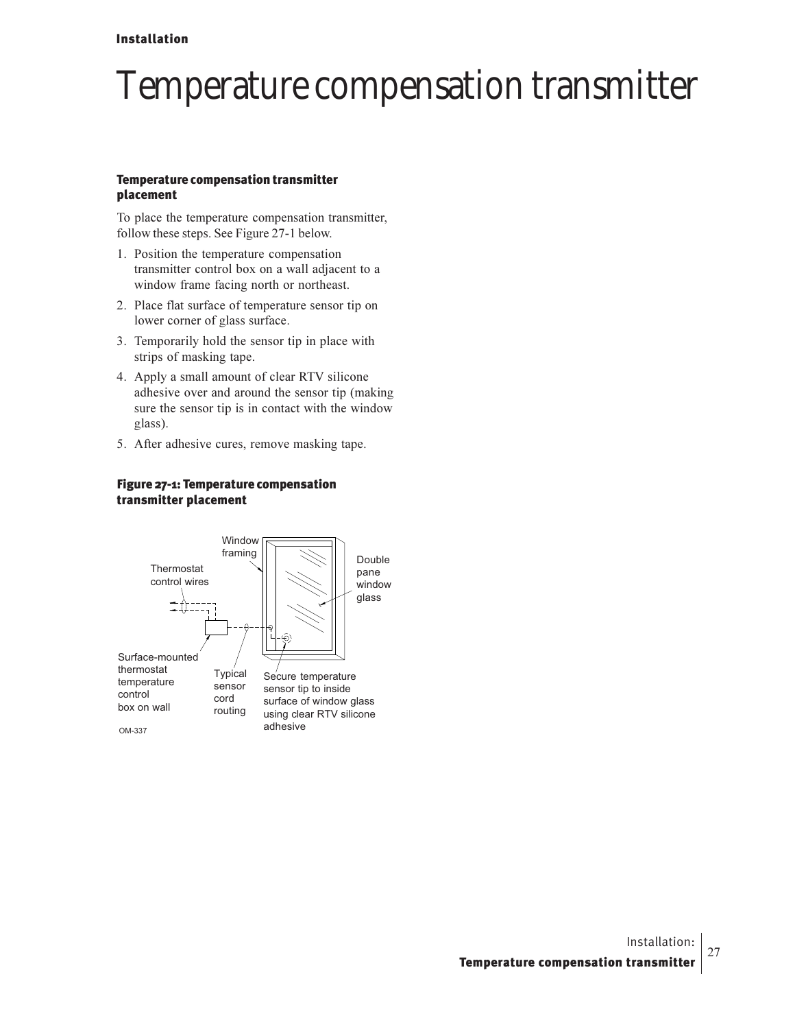# Temperature compensation transmitter

### Temperature compensation transmitter placement

To place the temperature compensation transmitter, follow these steps. See Figure 27-1 below.

1. Position the temperature compensation transmitter control box on a wall adjacent to a window frame facing north or northeast.
2. Place flat surface of temperature sensor tip on lower corner of glass surface.
3. Temporarily hold the sensor tip in place with strips of masking tape.
4. Apply a small amount of clear RTV silicone adhesive over and around the sensor tip (making sure the sensor tip is in contact with the window glass).
5. After adhesive cures, remove masking tape.

**Figure 27-1: Temperature compensation transmitter placement**

Window framing

Thermostat control wires

Double pane window glass

Surface-mounted thermostat temperature control box on wall

Typical sensor cord routing

Secure temperature sensor tip to inside surface of window glass using clear RTV silicone adhesive

OM-337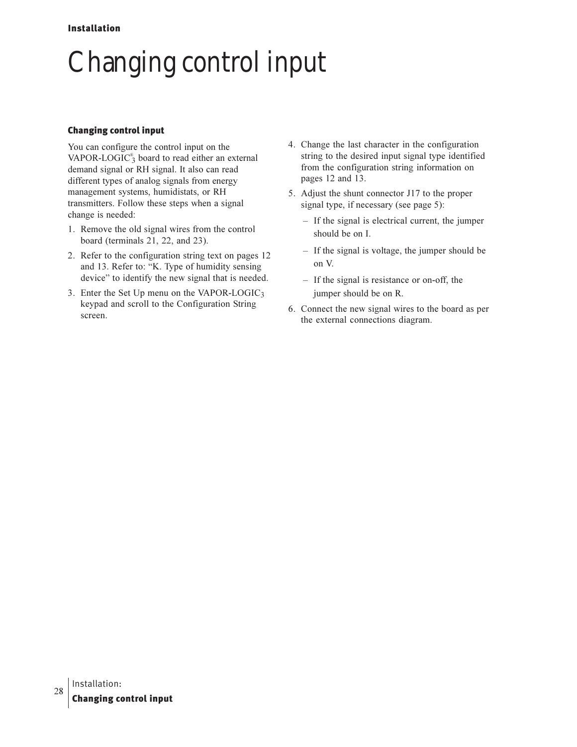# Changing control input

### Changing control input

You can configure the control input on the VAPOR-LOGIC®$_3$ board to read either an external demand signal or RH signal. It also can read different types of analog signals from energy management systems, humidistats, or RH transmitters. Follow these steps when a signal change is needed:

1. Remove the old signal wires from the control board (terminals 21, 22, and 23).
2. Refer to the configuration string text on pages 12 and 13. Refer to: "K. Type of humidity sensing device" to identify the new signal that is needed.
3. Enter the Set Up menu on the VAPOR-LOGIC$_3$ keypad and scroll to the Configuration String screen.
4. Change the last character in the configuration string to the desired input signal type identified from the configuration string information on pages 12 and 13.
5. Adjust the shunt connector J17 to the proper signal type, if necessary (see page 5):
   - If the signal is electrical current, the jumper should be on I.
   - If the signal is voltage, the jumper should be on V.
   - If the signal is resistance or on-off, the jumper should be on R.
6. Connect the new signal wires to the board as per the external connections diagram.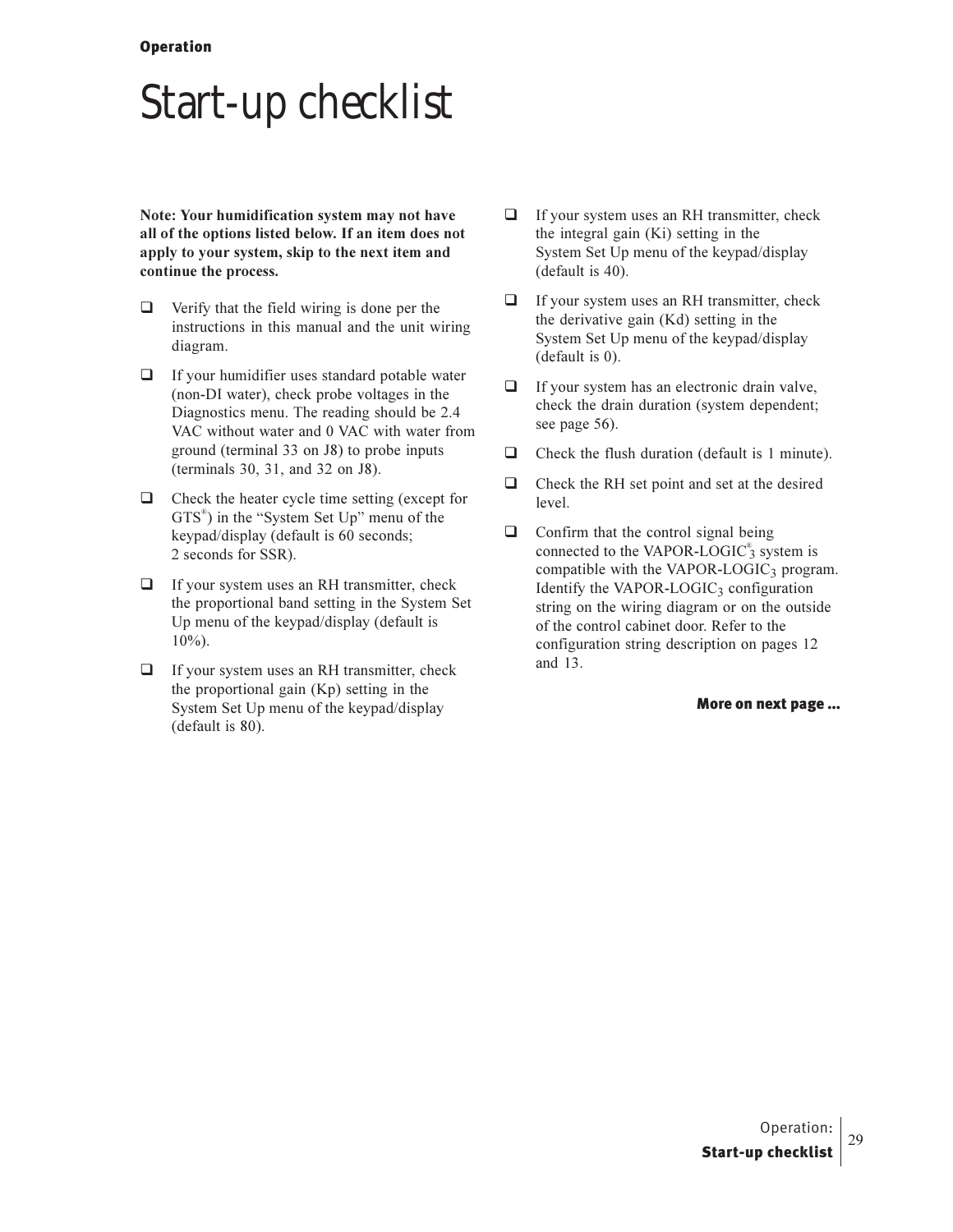# Start-up checklist

**Note: Your humidification system may not have all of the options listed below. If an item does not apply to your system, skip to the next item and continue the process.**

- [ ] Verify that the field wiring is done per the instructions in this manual and the unit wiring diagram.
- [ ] If your humidifier uses standard potable water (non-DI water), check probe voltages in the Diagnostics menu. The reading should be 2.4 VAC without water and 0 VAC with water from ground (terminal 33 on J8) to probe inputs (terminals 30, 31, and 32 on J8).
- [ ] Check the heater cycle time setting (except for GTS®) in the "System Set Up" menu of the keypad/display (default is 60 seconds; 2 seconds for SSR).
- [ ] If your system uses an RH transmitter, check the proportional band setting in the System Set Up menu of the keypad/display (default is 10%).
- [ ] If your system uses an RH transmitter, check the proportional gain (Kp) setting in the System Set Up menu of the keypad/display (default is 80).
- [ ] If your system uses an RH transmitter, check the integral gain (Ki) setting in the System Set Up menu of the keypad/display (default is 40).
- [ ] If your system uses an RH transmitter, check the derivative gain (Kd) setting in the System Set Up menu of the keypad/display (default is 0).
- [ ] If your system has an electronic drain valve, check the drain duration (system dependent; see page 56).
- [ ] Check the flush duration (default is 1 minute).
- [ ] Check the RH set point and set at the desired level.
- [ ] Confirm that the control signal being connected to the VAPOR-LOGIC®$_3$ system is compatible with the VAPOR-LOGIC$_3$ program. Identify the VAPOR-LOGIC$_3$ configuration string on the wiring diagram or on the outside of the control cabinet door. Refer to the configuration string description on pages 12 and 13.

**More on next page ...**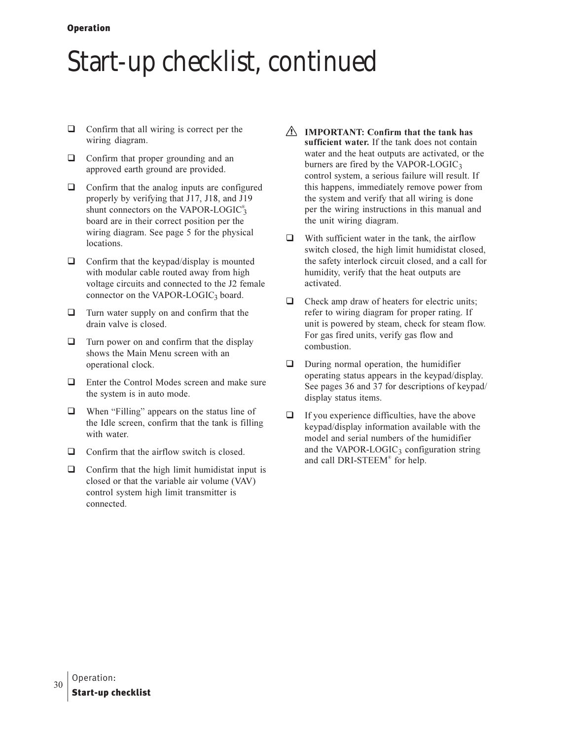# Start-up checklist, continued

- ❑ Confirm that all wiring is correct per the wiring diagram.
- ❑ Confirm that proper grounding and an approved earth ground are provided.
- ❑ Confirm that the analog inputs are configured properly by verifying that J17, J18, and J19 shunt connectors on the VAPOR-LOGIC®$_3$ board are in their correct position per the wiring diagram. See page 5 for the physical locations.
- ❑ Confirm that the keypad/display is mounted with modular cable routed away from high voltage circuits and connected to the J2 female connector on the VAPOR-LOGIC$_3$ board.
- ❑ Turn water supply on and confirm that the drain valve is closed.
- ❑ Turn power on and confirm that the display shows the Main Menu screen with an operational clock.
- ❑ Enter the Control Modes screen and make sure the system is in auto mode.
- ❑ When "Filling" appears on the status line of the Idle screen, confirm that the tank is filling with water.
- ❑ Confirm that the airflow switch is closed.
- ❑ Confirm that the high limit humidistat input is closed or that the variable air volume (VAV) control system high limit transmitter is connected.

⚠ **IMPORTANT: Confirm that the tank has sufficient water.** If the tank does not contain water and the heat outputs are activated, or the burners are fired by the VAPOR-LOGIC$_3$ control system, a serious failure will result. If this happens, immediately remove power from the system and verify that all wiring is done per the wiring instructions in this manual and the unit wiring diagram.

- ❑ With sufficient water in the tank, the airflow switch closed, the high limit humidistat closed, the safety interlock circuit closed, and a call for humidity, verify that the heat outputs are activated.
- ❑ Check amp draw of heaters for electric units; refer to wiring diagram for proper rating. If unit is powered by steam, check for steam flow. For gas fired units, verify gas flow and combustion.
- ❑ During normal operation, the humidifier operating status appears in the keypad/display. See pages 36 and 37 for descriptions of keypad/display status items.
- ❑ If you experience difficulties, have the above keypad/display information available with the model and serial numbers of the humidifier and the VAPOR-LOGIC$_3$ configuration string and call DRI-STEEM® for help.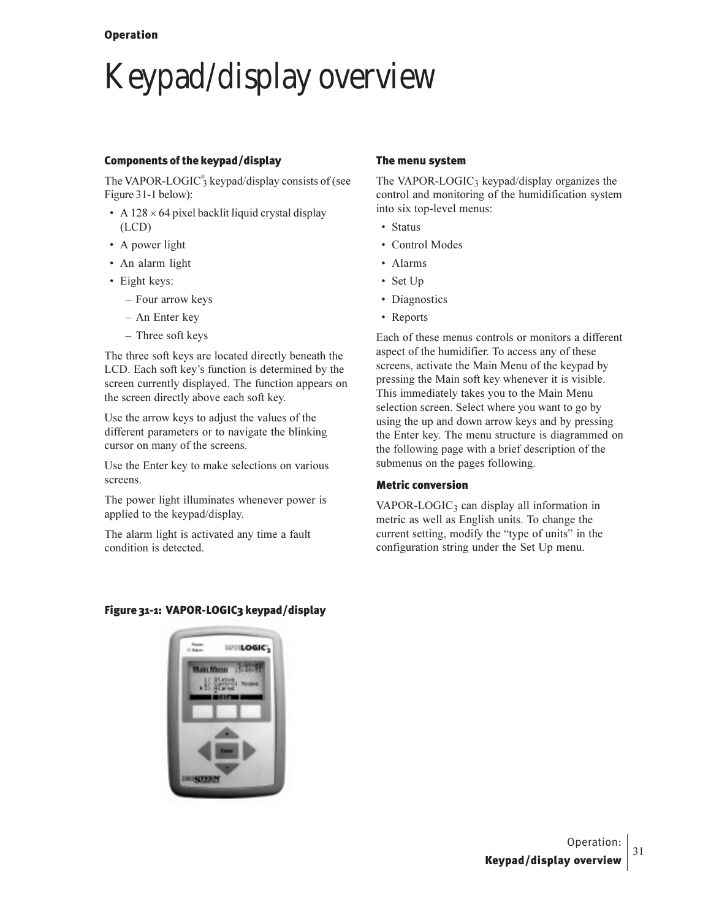# Keypad/display overview

### Components of the keypad/display

The VAPOR-LOGIC®$_3$ keypad/display consists of (see Figure 31-1 below):

- A 128 × 64 pixel backlit liquid crystal display (LCD)
- A power light
- An alarm light
- Eight keys:
  - Four arrow keys
  - An Enter key
  - Three soft keys

The three soft keys are located directly beneath the LCD. Each soft key's function is determined by the screen currently displayed. The function appears on the screen directly above each soft key.

Use the arrow keys to adjust the values of the different parameters or to navigate the blinking cursor on many of the screens.

Use the Enter key to make selections on various screens.

The power light illuminates whenever power is applied to the keypad/display.

The alarm light is activated any time a fault condition is detected.

### The menu system

The VAPOR-LOGIC$_3$ keypad/display organizes the control and monitoring of the humidification system into six top-level menus:

- Status
- Control Modes
- Alarms
- Set Up
- Diagnostics
- Reports

Each of these menus controls or monitors a different aspect of the humidifier. To access any of these screens, activate the Main Menu of the keypad by pressing the Main soft key whenever it is visible. This immediately takes you to the Main Menu selection screen. Select where you want to go by using the up and down arrow keys and by pressing the Enter key. The menu structure is diagrammed on the following page with a brief description of the submenus on the pages following.

### Metric conversion

VAPOR-LOGIC$_3$ can display all information in metric as well as English units. To change the current setting, modify the "type of units" in the configuration string under the Set Up menu.

**Figure 31-1: VAPOR-LOGIC3 keypad/display**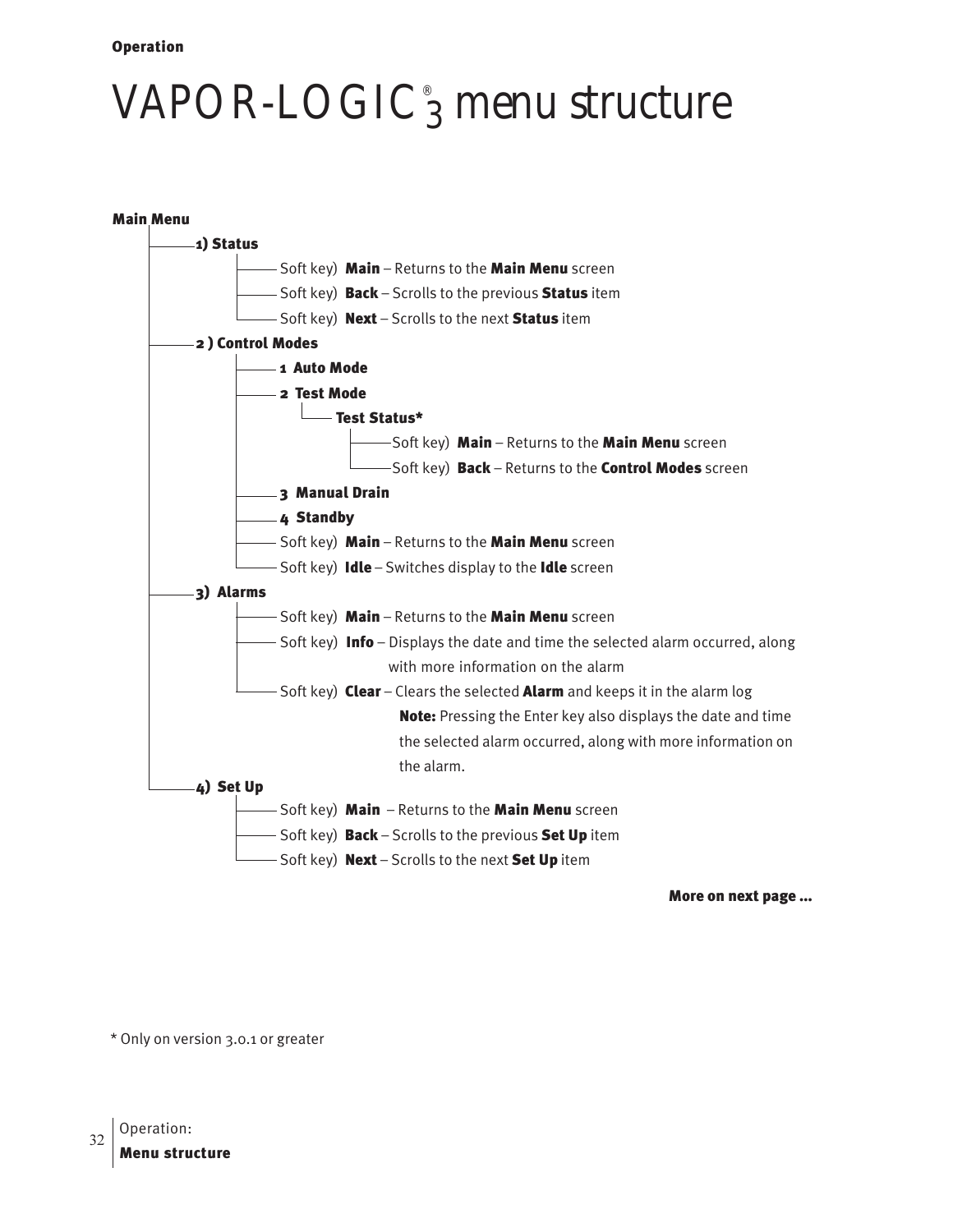# VAPOR-LOGIC® 3 menu structure

**Main Menu**

- **1) Status**
  - Soft key) **Main** – Returns to the **Main Menu** screen
  - Soft key) **Back** – Scrolls to the previous **Status** item
  - Soft key) **Next** – Scrolls to the next **Status** item
- **2 ) Control Modes**
  - **1 Auto Mode**
  - **2 Test Mode**
    - **Test Status***
      - Soft key) **Main** – Returns to the **Main Menu** screen
      - Soft key) **Back** – Returns to the **Control Modes** screen
  - **3 Manual Drain**
  - **4 Standby**
  - Soft key) **Main** – Returns to the **Main Menu** screen
  - Soft key) **Idle** – Switches display to the **Idle** screen
- **3) Alarms**
  - Soft key) **Main** – Returns to the **Main Menu** screen
  - Soft key) **Info** – Displays the date and time the selected alarm occurred, along with more information on the alarm
  - Soft key) **Clear** – Clears the selected **Alarm** and keeps it in the alarm log

    **Note:** Pressing the Enter key also displays the date and time the selected alarm occurred, along with more information on the alarm.
- **4) Set Up**
  - Soft key) **Main** – Returns to the **Main Menu** screen
  - Soft key) **Back** – Scrolls to the previous **Set Up** item
  - Soft key) **Next** – Scrolls to the next **Set Up** item

**More on next page ...**

* Only on version 3.0.1 or greater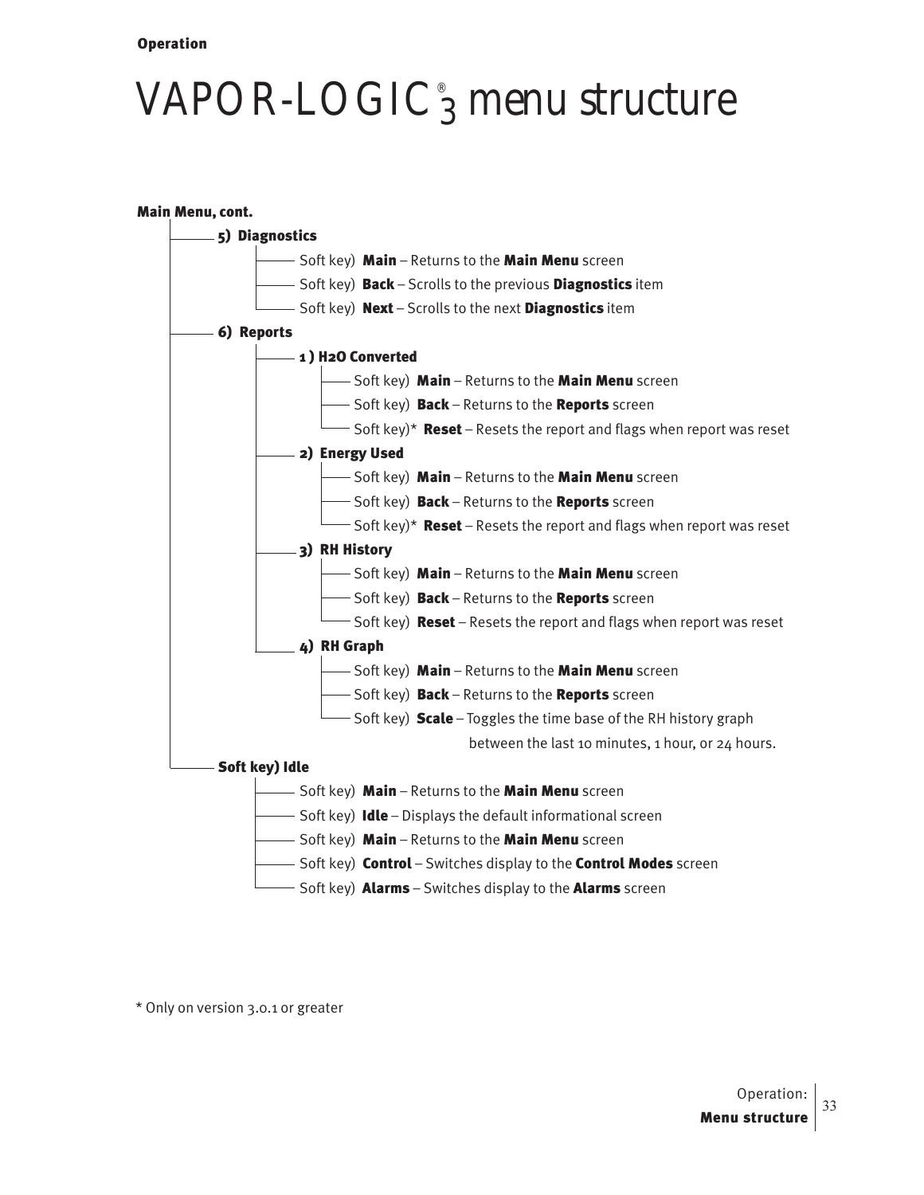# VAPOR-LOGIC® 3 menu structure

**Main Menu, cont.**

- **5) Diagnostics**
  - Soft key) **Main** – Returns to the **Main Menu** screen
  - Soft key) **Back** – Scrolls to the previous **Diagnostics** item
  - Soft key) **Next** – Scrolls to the next **Diagnostics** item
- **6) Reports**
  - **1 ) H2O Converted**
    - Soft key) **Main** – Returns to the **Main Menu** screen
    - Soft key) **Back** – Returns to the **Reports** screen
    - Soft key)* **Reset** – Resets the report and flags when report was reset
  - **2) Energy Used**
    - Soft key) **Main** – Returns to the **Main Menu** screen
    - Soft key) **Back** – Returns to the **Reports** screen
    - Soft key)* **Reset** – Resets the report and flags when report was reset
  - **3) RH History**
    - Soft key) **Main** – Returns to the **Main Menu** screen
    - Soft key) **Back** – Returns to the **Reports** screen
    - Soft key) **Reset** – Resets the report and flags when report was reset
  - **4) RH Graph**
    - Soft key) **Main** – Returns to the **Main Menu** screen
    - Soft key) **Back** – Returns to the **Reports** screen
    - Soft key) **Scale** – Toggles the time base of the RH history graph between the last 10 minutes, 1 hour, or 24 hours.
- **Soft key) Idle**
  - Soft key) **Main** – Returns to the **Main Menu** screen
  - Soft key) **Idle** – Displays the default informational screen
  - Soft key) **Main** – Returns to the **Main Menu** screen
  - Soft key) **Control** – Switches display to the **Control Modes** screen
  - Soft key) **Alarms** – Switches display to the **Alarms** screen

* Only on version 3.0.1 or greater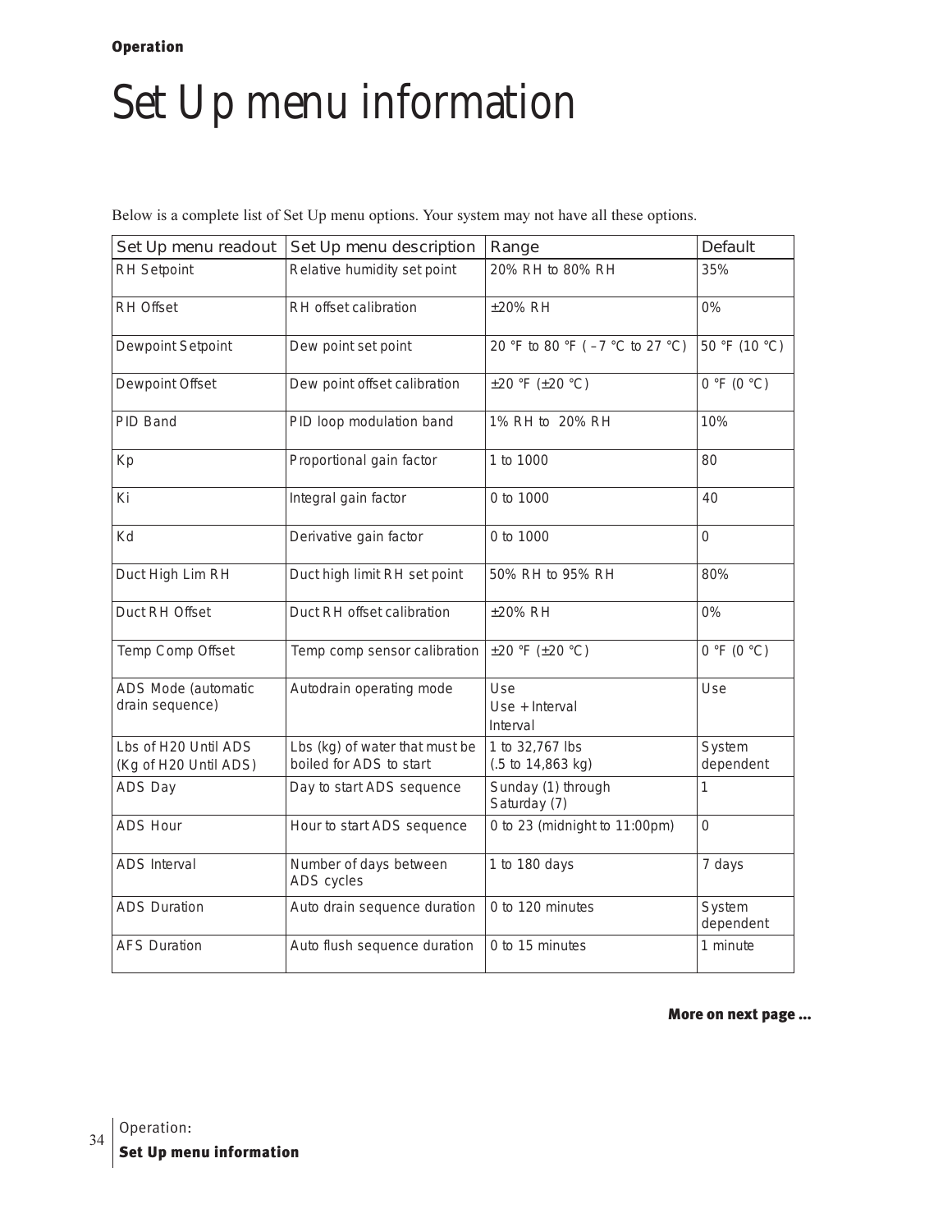**Operation**

# Set Up menu information

Below is a complete list of Set Up menu options. Your system may not have all these options.

| Set Up menu readout | Set Up menu description | Range | Default |
|---|---|---|---|
| RH Setpoint | Relative humidity set point | 20% RH to 80% RH | 35% |
| RH Offset | RH offset calibration | ±20% RH | 0% |
| Dewpoint Setpoint | Dew point set point | 20 °F to 80 °F ( –7 °C to 27 °C) | 50 °F (10 °C) |
| Dewpoint Offset | Dew point offset calibration | ±20 °F (±20 °C) | 0 °F (0 °C) |
| PID Band | PID loop modulation band | 1% RH to 20% RH | 10% |
| Kp | Proportional gain factor | 1 to 1000 | 80 |
| Ki | Integral gain factor | 0 to 1000 | 40 |
| Kd | Derivative gain factor | 0 to 1000 | 0 |
| Duct High Lim RH | Duct high limit RH set point | 50% RH to 95% RH | 80% |
| Duct RH Offset | Duct RH offset calibration | ±20% RH | 0% |
| Temp Comp Offset | Temp comp sensor calibration | ±20 °F (±20 °C) | 0 °F (0 °C) |
| ADS Mode (automatic drain sequence) | Autodrain operating mode | Use<br>Use + Interval<br>Interval | Use |
| Lbs of H20 Until ADS (Kg of H20 Until ADS) | Lbs (kg) of water that must be boiled for ADS to start | 1 to 32,767 lbs (.5 to 14,863 kg) | System dependent |
| ADS Day | Day to start ADS sequence | Sunday (1) through Saturday (7) | 1 |
| ADS Hour | Hour to start ADS sequence | 0 to 23 (midnight to 11:00pm) | 0 |
| ADS Interval | Number of days between ADS cycles | 1 to 180 days | 7 days |
| ADS Duration | Auto drain sequence duration | 0 to 120 minutes | System dependent |
| AFS Duration | Auto flush sequence duration | 0 to 15 minutes | 1 minute |

**More on next page ...**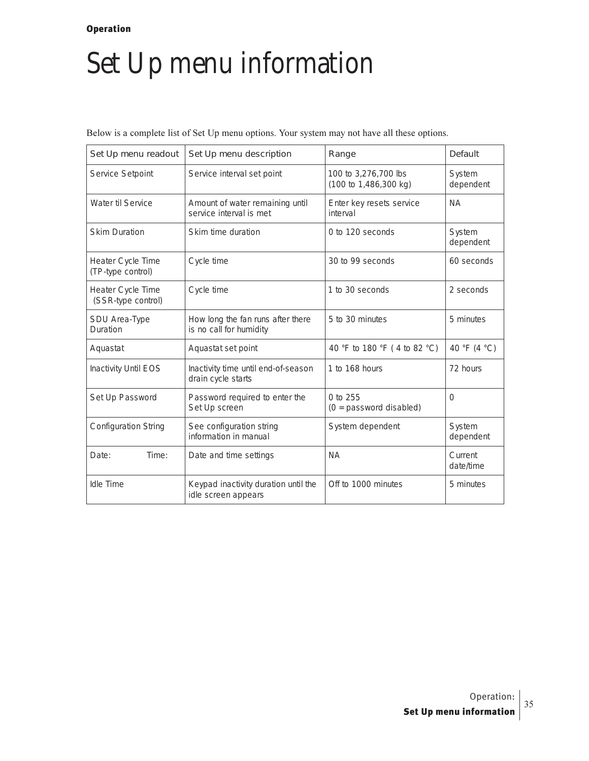# Set Up menu information

Below is a complete list of Set Up menu options. Your system may not have all these options.

| Set Up menu readout | Set Up menu description | Range | Default |
|---|---|---|---|
| Service Setpoint | Service interval set point | 100 to 3,276,700 lbs (100 to 1,486,300 kg) | System dependent |
| Water til Service | Amount of water remaining until service interval is met | Enter key resets service interval | NA |
| Skim Duration | Skim time duration | 0 to 120 seconds | System dependent |
| Heater Cycle Time (TP-type control) | Cycle time | 30 to 99 seconds | 60 seconds |
| Heater Cycle Time (SSR-type control) | Cycle time | 1 to 30 seconds | 2 seconds |
| SDU Area-Type Duration | How long the fan runs after there is no call for humidity | 5 to 30 minutes | 5 minutes |
| Aquastat | Aquastat set point | 40 °F to 180 °F ( 4 to 82 °C) | 40 °F (4 °C) |
| Inactivity Until EOS | Inactivity time until end-of-season drain cycle starts | 1 to 168 hours | 72 hours |
| Set Up Password | Password required to enter the Set Up screen | 0 to 255 (0 = password disabled) | 0 |
| Configuration String | See configuration string information in manual | System dependent | System dependent |
| Date: Time: | Date and time settings | NA | Current date/time |
| Idle Time | Keypad inactivity duration until the idle screen appears | Off to 1000 minutes | 5 minutes |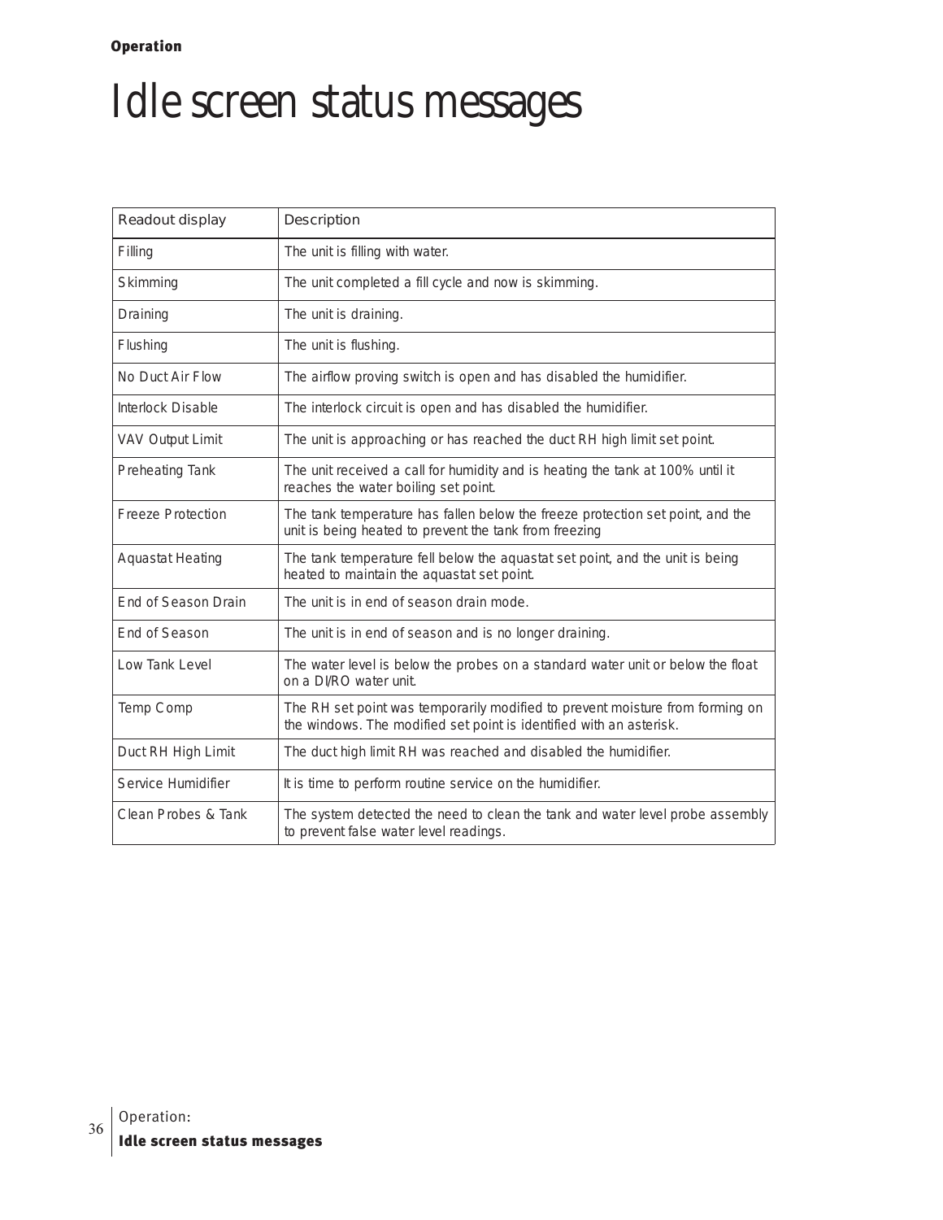# Idle screen status messages

| Readout display | Description |
|---|---|
| Filling | The unit is filling with water. |
| Skimming | The unit completed a fill cycle and now is skimming. |
| Draining | The unit is draining. |
| Flushing | The unit is flushing. |
| No Duct Air Flow | The airflow proving switch is open and has disabled the humidifier. |
| Interlock Disable | The interlock circuit is open and has disabled the humidifier. |
| VAV Output Limit | The unit is approaching or has reached the duct RH high limit set point. |
| Preheating Tank | The unit received a call for humidity and is heating the tank at 100% until it reaches the water boiling set point. |
| Freeze Protection | The tank temperature has fallen below the freeze protection set point, and the unit is being heated to prevent the tank from freezing |
| Aquastat Heating | The tank temperature fell below the aquastat set point, and the unit is being heated to maintain the aquastat set point. |
| End of Season Drain | The unit is in end of season drain mode. |
| End of Season | The unit is in end of season and is no longer draining. |
| Low Tank Level | The water level is below the probes on a standard water unit or below the float on a DI/RO water unit. |
| Temp Comp | The RH set point was temporarily modified to prevent moisture from forming on the windows. The modified set point is identified with an asterisk. |
| Duct RH High Limit | The duct high limit RH was reached and disabled the humidifier. |
| Service Humidifier | It is time to perform routine service on the humidifier. |
| Clean Probes & Tank | The system detected the need to clean the tank and water level probe assembly to prevent false water level readings. |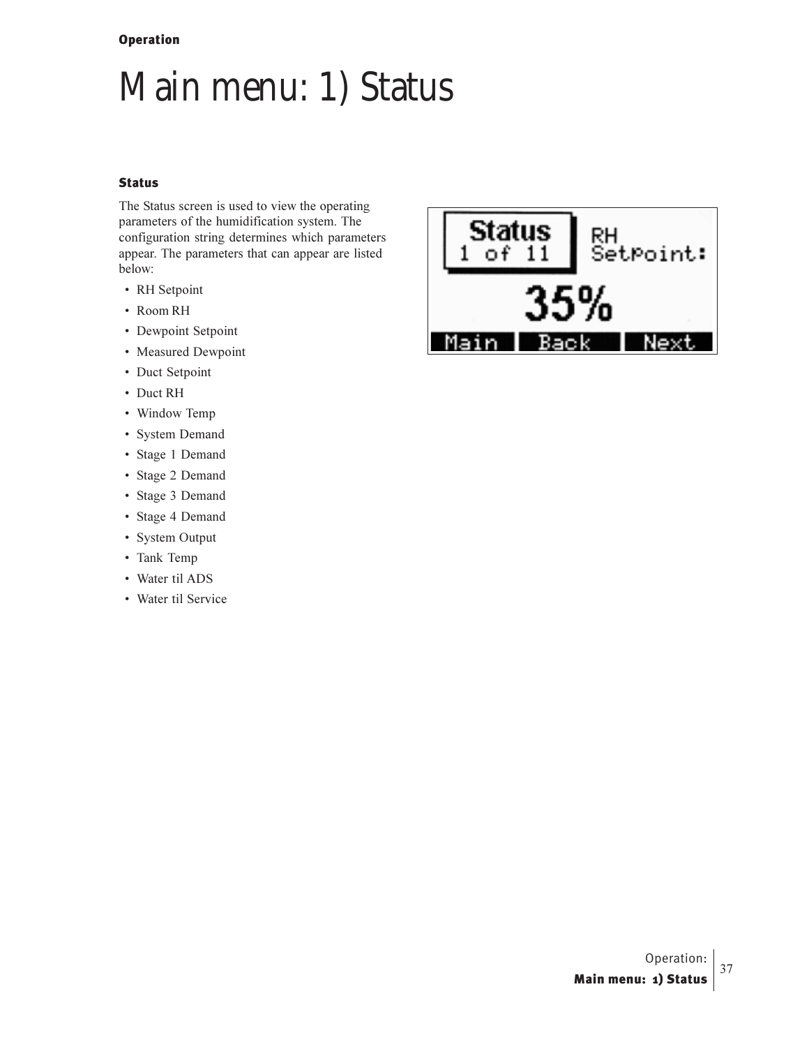# Main menu: 1) Status

### Status

The Status screen is used to view the operating parameters of the humidification system. The configuration string determines which parameters appear. The parameters that can appear are listed below:

- RH Setpoint
- Room RH
- Dewpoint Setpoint
- Measured Dewpoint
- Duct Setpoint
- Duct RH
- Window Temp
- System Demand
- Stage 1 Demand
- Stage 2 Demand
- Stage 3 Demand
- Stage 4 Demand
- System Output
- Tank Temp
- Water til ADS
- Water til Service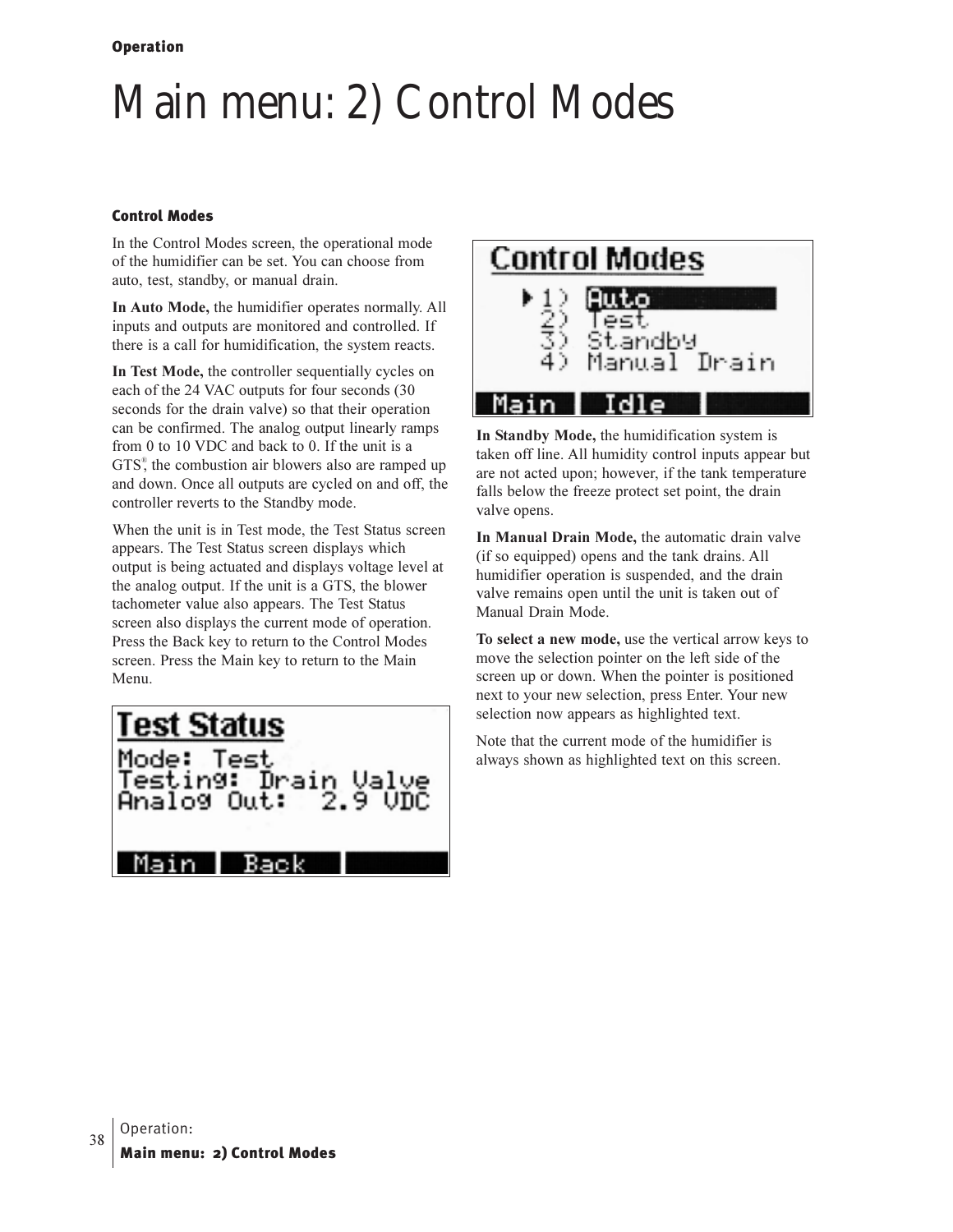# Main menu: 2) Control Modes

### Control Modes

In the Control Modes screen, the operational mode of the humidifier can be set. You can choose from auto, test, standby, or manual drain.

**In Auto Mode,** the humidifier operates normally. All inputs and outputs are monitored and controlled. If there is a call for humidification, the system reacts.

**In Test Mode,** the controller sequentially cycles on each of the 24 VAC outputs for four seconds (30 seconds for the drain valve) so that their operation can be confirmed. The analog output linearly ramps from 0 to 10 VDC and back to 0. If the unit is a GTS®, the combustion air blowers also are ramped up and down. Once all outputs are cycled on and off, the controller reverts to the Standby mode.

When the unit is in Test mode, the Test Status screen appears. The Test Status screen displays which output is being actuated and displays voltage level at the analog output. If the unit is a GTS, the blower tachometer value also appears. The Test Status screen also displays the current mode of operation. Press the Back key to return to the Control Modes screen. Press the Main key to return to the Main Menu.

```
Test Status
Mode: Test
Testing: Drain Valve
Analog Out:   2.9 VDC

Main | Back |
```

```
Control Modes
 ▸1) Auto
  2) Test
  3) Standby
  4) Manual Drain

Main | Idle |
```

**In Standby Mode,** the humidification system is taken off line. All humidity control inputs appear but are not acted upon; however, if the tank temperature falls below the freeze protect set point, the drain valve opens.

**In Manual Drain Mode,** the automatic drain valve (if so equipped) opens and the tank drains. All humidifier operation is suspended, and the drain valve remains open until the unit is taken out of Manual Drain Mode.

**To select a new mode,** use the vertical arrow keys to move the selection pointer on the left side of the screen up or down. When the pointer is positioned next to your new selection, press Enter. Your new selection now appears as highlighted text.

Note that the current mode of the humidifier is always shown as highlighted text on this screen.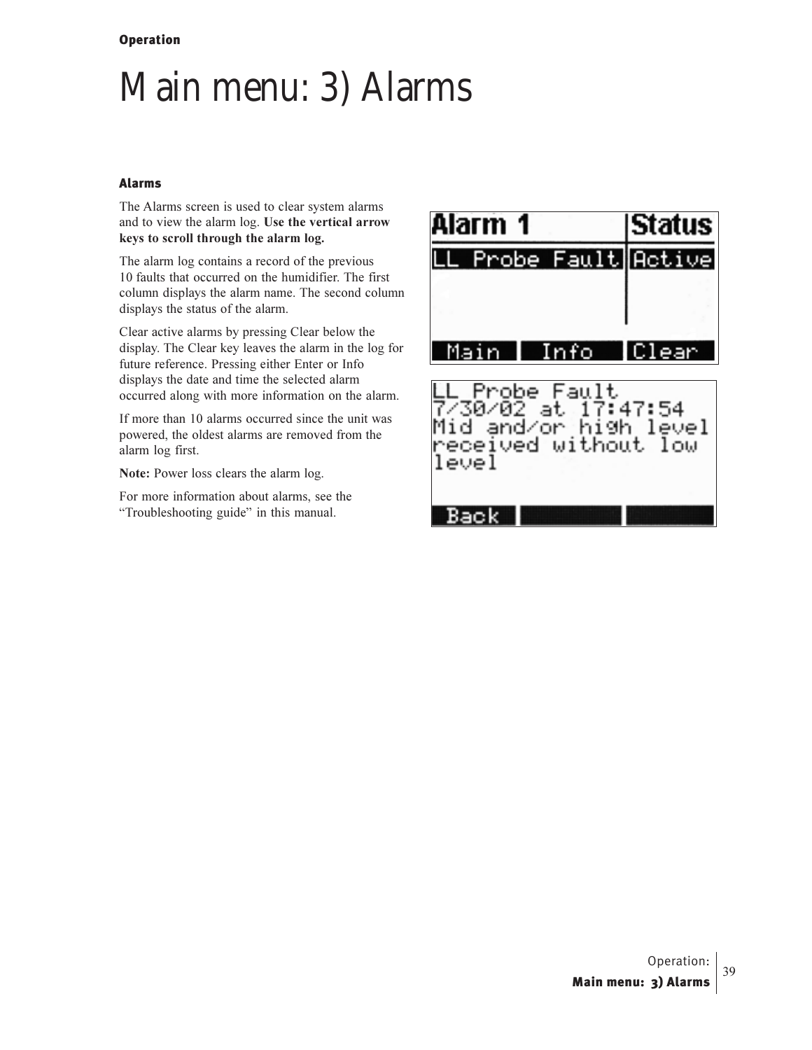# Main menu: 3) Alarms

## Alarms

The Alarms screen is used to clear system alarms and to view the alarm log. **Use the vertical arrow keys to scroll through the alarm log.**

The alarm log contains a record of the previous 10 faults that occurred on the humidifier. The first column displays the alarm name. The second column displays the status of the alarm.

Clear active alarms by pressing Clear below the display. The Clear key leaves the alarm in the log for future reference. Pressing either Enter or Info displays the date and time the selected alarm occurred along with more information on the alarm.

If more than 10 alarms occurred since the unit was powered, the oldest alarms are removed from the alarm log first.

**Note:** Power loss clears the alarm log.

For more information about alarms, see the "Troubleshooting guide" in this manual.

| Alarm 1 | Status |
|---|---|
| LL Probe Fault | Active |

Main | Info | Clear

LL Probe Fault
7/30/02 at 17:47:54
Mid and/or high level received without low level

Back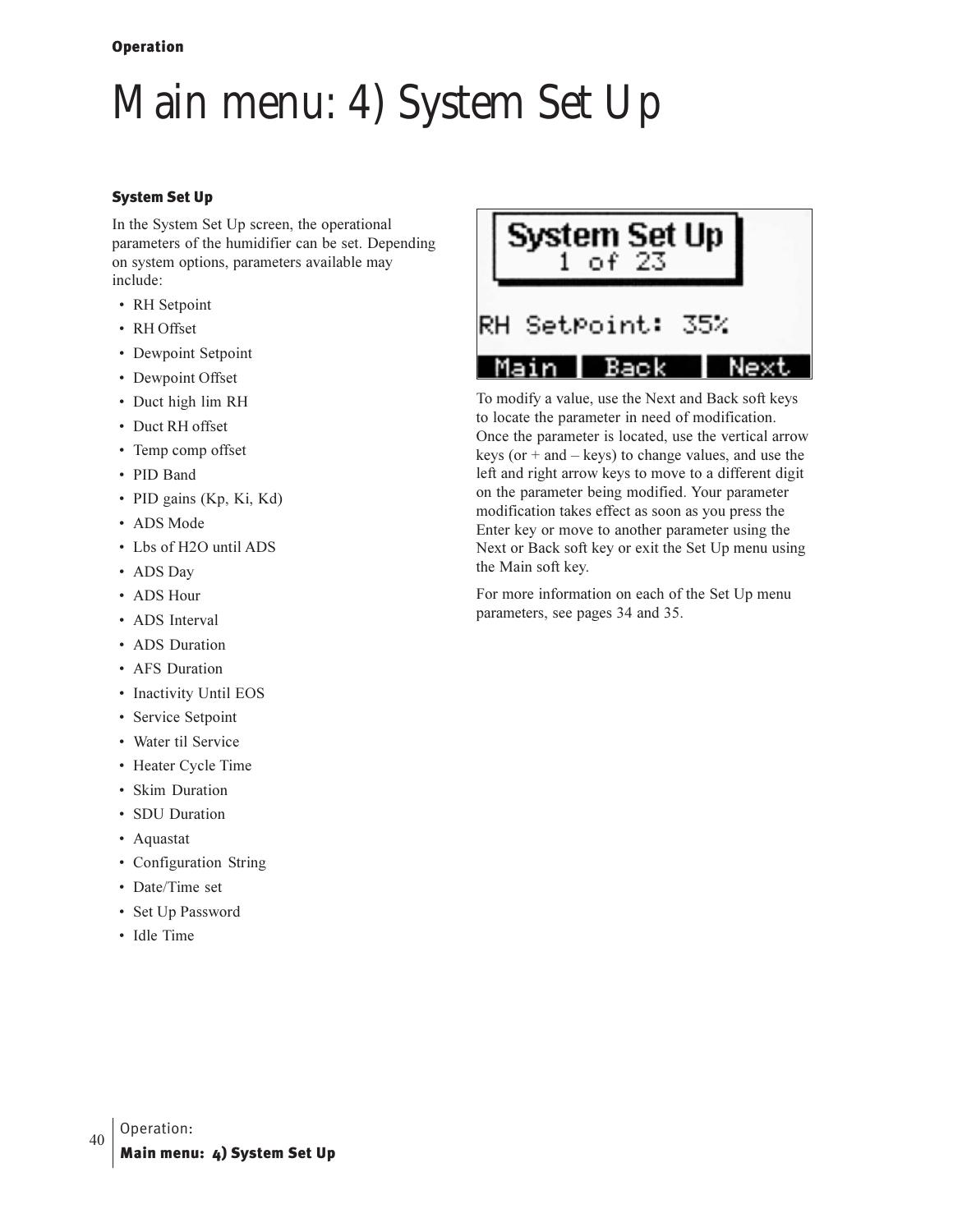# Main menu: 4) System Set Up

### System Set Up

In the System Set Up screen, the operational parameters of the humidifier can be set. Depending on system options, parameters available may include:

- RH Setpoint
- RH Offset
- Dewpoint Setpoint
- Dewpoint Offset
- Duct high lim RH
- Duct RH offset
- Temp comp offset
- PID Band
- PID gains (Kp, Ki, Kd)
- ADS Mode
- Lbs of H2O until ADS
- ADS Day
- ADS Hour
- ADS Interval
- ADS Duration
- AFS Duration
- Inactivity Until EOS
- Service Setpoint
- Water til Service
- Heater Cycle Time
- Skim Duration
- SDU Duration
- Aquastat
- Configuration String
- Date/Time set
- Set Up Password
- Idle Time

```
System Set Up
   1 of 23

RH Setpoint: 35%
 Main    Back    Next
```

To modify a value, use the Next and Back soft keys to locate the parameter in need of modification. Once the parameter is located, use the vertical arrow keys (or + and – keys) to change values, and use the left and right arrow keys to move to a different digit on the parameter being modified. Your parameter modification takes effect as soon as you press the Enter key or move to another parameter using the Next or Back soft key or exit the Set Up menu using the Main soft key.

For more information on each of the Set Up menu parameters, see pages 34 and 35.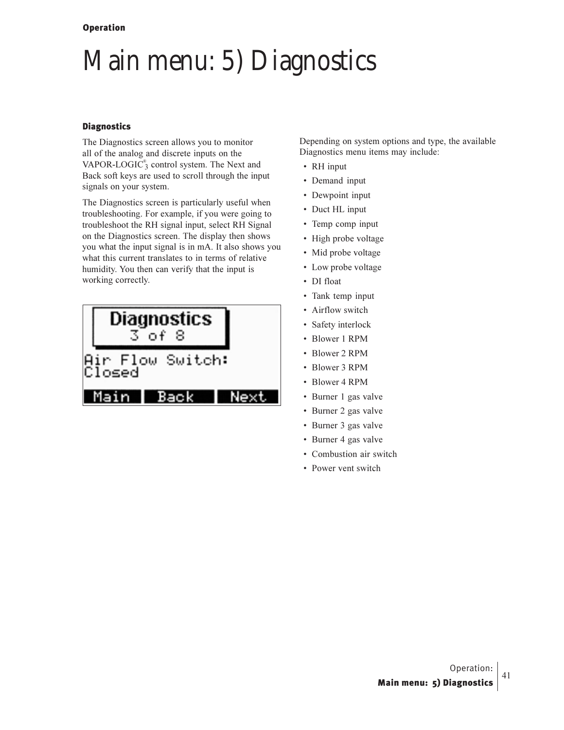# Main menu: 5) Diagnostics

## Diagnostics

The Diagnostics screen allows you to monitor all of the analog and discrete inputs on the VAPOR-LOGIC®$_3$ control system. The Next and Back soft keys are used to scroll through the input signals on your system.

The Diagnostics screen is particularly useful when troubleshooting. For example, if you were going to troubleshoot the RH signal input, select RH Signal on the Diagnostics screen. The display then shows you what the input signal is in mA. It also shows you what this current translates to in terms of relative humidity. You then can verify that the input is working correctly.

```
Diagnostics
  3 of 8
Air Flow Switch:
Closed
Main   Back   Next
```

Depending on system options and type, the available Diagnostics menu items may include:

- RH input
- Demand input
- Dewpoint input
- Duct HL input
- Temp comp input
- High probe voltage
- Mid probe voltage
- Low probe voltage
- DI float
- Tank temp input
- Airflow switch
- Safety interlock
- Blower 1 RPM
- Blower 2 RPM
- Blower 3 RPM
- Blower 4 RPM
- Burner 1 gas valve
- Burner 2 gas valve
- Burner 3 gas valve
- Burner 4 gas valve
- Combustion air switch
- Power vent switch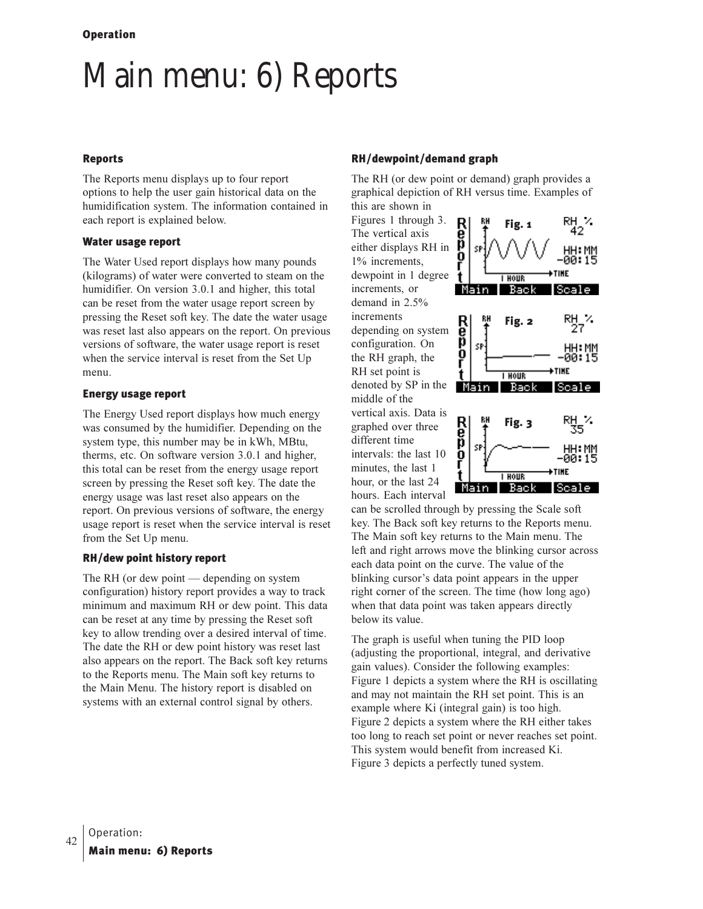# Main menu: 6) Reports

### Reports

The Reports menu displays up to four report options to help the user gain historical data on the humidification system. The information contained in each report is explained below.

### Water usage report

The Water Used report displays how many pounds (kilograms) of water were converted to steam on the humidifier. On version 3.0.1 and higher, this total can be reset from the water usage report screen by pressing the Reset soft key. The date the water usage was reset last also appears on the report. On previous versions of software, the water usage report is reset when the service interval is reset from the Set Up menu.

### Energy usage report

The Energy Used report displays how much energy was consumed by the humidifier. Depending on the system type, this number may be in kWh, MBtu, therms, etc. On software version 3.0.1 and higher, this total can be reset from the energy usage report screen by pressing the Reset soft key. The date the energy usage was last reset also appears on the report. On previous versions of software, the energy usage report is reset when the service interval is reset from the Set Up menu.

### RH/dew point history report

The RH (or dew point — depending on system configuration) history report provides a way to track minimum and maximum RH or dew point. This data can be reset at any time by pressing the Reset soft key to allow trending over a desired interval of time. The date the RH or dew point history was reset last also appears on the report. The Back soft key returns to the Reports menu. The Main soft key returns to the Main Menu. The history report is disabled on systems with an external control signal by others.

### RH/dewpoint/demand graph

The RH (or dew point or demand) graph provides a graphical depiction of RH versus time. Examples of this are shown in Figures 1 through 3. The vertical axis either displays RH in 1% increments, dewpoint in 1 degree increments, or demand in 2.5% increments depending on system configuration. On the RH graph, the RH set point is denoted by SP in the middle of the vertical axis. Data is graphed over three different time intervals: the last 10 minutes, the last 1 hour, or the last 24 hours. Each interval can be scrolled through by pressing the Scale soft key. The Back soft key returns to the Reports menu. The Main soft key returns to the Main menu. The left and right arrows move the blinking cursor across each data point on the curve. The value of the blinking cursor's data point appears in the upper right corner of the screen. The time (how long ago) when that data point was taken appears directly below its value.

Fig. 1

Fig. 2

Fig. 3

The graph is useful when tuning the PID loop (adjusting the proportional, integral, and derivative gain values). Consider the following examples: Figure 1 depicts a system where the RH is oscillating and may not maintain the RH set point. This is an example where Ki (integral gain) is too high. Figure 2 depicts a system where the RH either takes too long to reach set point or never reaches set point. This system would benefit from increased Ki. Figure 3 depicts a perfectly tuned system.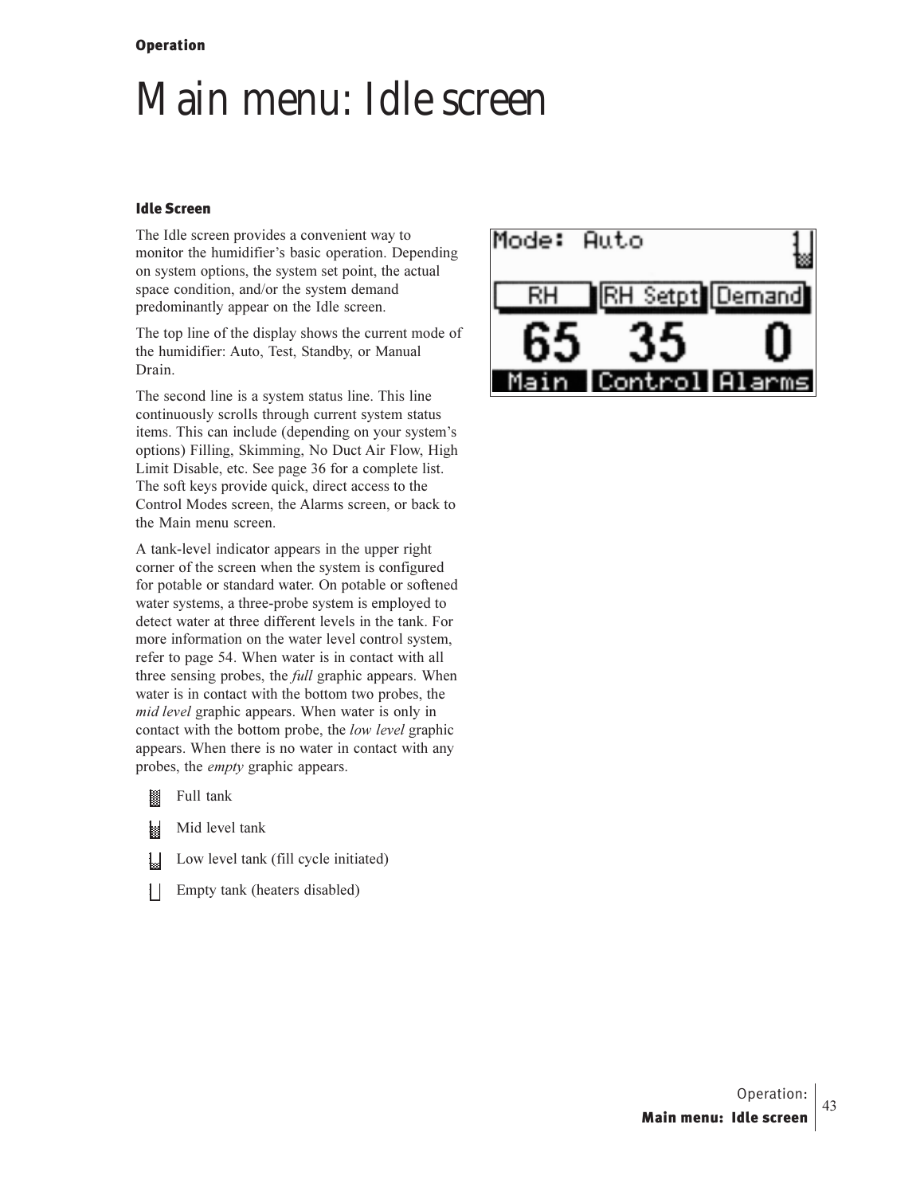# Main menu: Idle screen

### Idle Screen

The Idle screen provides a convenient way to monitor the humidifier's basic operation. Depending on system options, the system set point, the actual space condition, and/or the system demand predominantly appear on the Idle screen.

The top line of the display shows the current mode of the humidifier: Auto, Test, Standby, or Manual Drain.

The second line is a system status line. This line continuously scrolls through current system status items. This can include (depending on your system's options) Filling, Skimming, No Duct Air Flow, High Limit Disable, etc. See page 36 for a complete list. The soft keys provide quick, direct access to the Control Modes screen, the Alarms screen, or back to the Main menu screen.

A tank-level indicator appears in the upper right corner of the screen when the system is configured for potable or standard water. On potable or softened water systems, a three-probe system is employed to detect water at three different levels in the tank. For more information on the water level control system, refer to page 54. When water is in contact with all three sensing probes, the *full* graphic appears. When water is in contact with the bottom two probes, the *mid level* graphic appears. When water is only in contact with the bottom probe, the *low level* graphic appears. When there is no water in contact with any probes, the *empty* graphic appears.

- Full tank
- Mid level tank
- Low level tank (fill cycle initiated)
- Empty tank (heaters disabled)

```
Mode: Auto
RH      RH Setpt   Demand
65      35         0
Main    Control    Alarms
```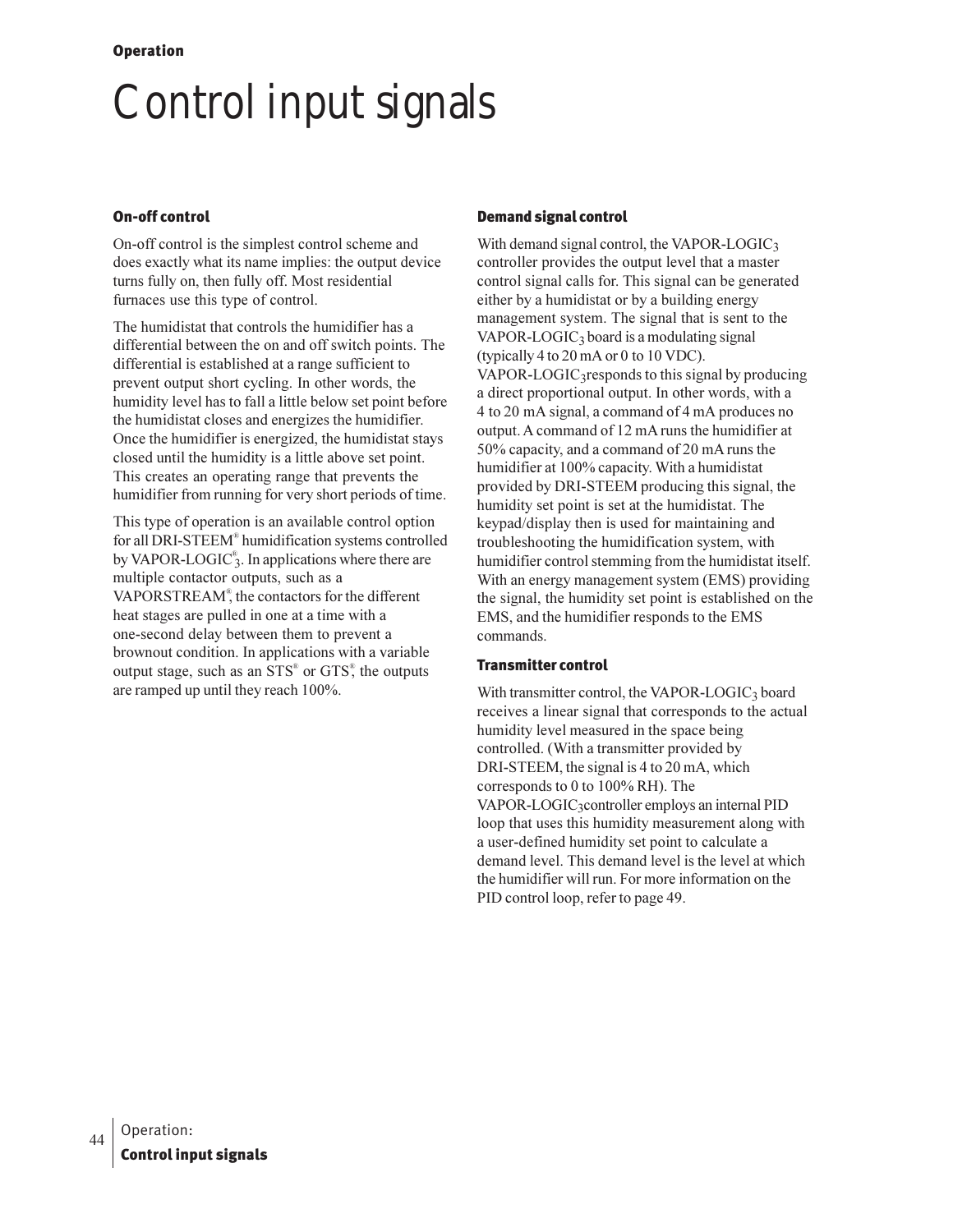# Control input signals

### On-off control

On-off control is the simplest control scheme and does exactly what its name implies: the output device turns fully on, then fully off. Most residential furnaces use this type of control.

The humidistat that controls the humidifier has a differential between the on and off switch points. The differential is established at a range sufficient to prevent output short cycling. In other words, the humidity level has to fall a little below set point before the humidistat closes and energizes the humidifier. Once the humidifier is energized, the humidistat stays closed until the humidity is a little above set point. This creates an operating range that prevents the humidifier from running for very short periods of time.

This type of operation is an available control option for all DRI-STEEM® humidification systems controlled by VAPOR-LOGIC®$_3$. In applications where there are multiple contactor outputs, such as a VAPORSTREAM®, the contactors for the different heat stages are pulled in one at a time with a one-second delay between them to prevent a brownout condition. In applications with a variable output stage, such as an STS® or GTS®, the outputs are ramped up until they reach 100%.

### Demand signal control

With demand signal control, the VAPOR-LOGIC$_3$ controller provides the output level that a master control signal calls for. This signal can be generated either by a humidistat or by a building energy management system. The signal that is sent to the VAPOR-LOGIC$_3$ board is a modulating signal (typically 4 to 20 mA or 0 to 10 VDC). VAPOR-LOGIC$_3$ responds to this signal by producing a direct proportional output. In other words, with a 4 to 20 mA signal, a command of 4 mA produces no output. A command of 12 mA runs the humidifier at 50% capacity, and a command of 20 mA runs the humidifier at 100% capacity. With a humidistat provided by DRI-STEEM producing this signal, the humidity set point is set at the humidistat. The keypad/display then is used for maintaining and troubleshooting the humidification system, with humidifier control stemming from the humidistat itself. With an energy management system (EMS) providing the signal, the humidity set point is established on the EMS, and the humidifier responds to the EMS commands.

### Transmitter control

With transmitter control, the VAPOR-LOGIC$_3$ board receives a linear signal that corresponds to the actual humidity level measured in the space being controlled. (With a transmitter provided by DRI-STEEM, the signal is 4 to 20 mA, which corresponds to 0 to 100% RH). The VAPOR-LOGIC$_3$ controller employs an internal PID loop that uses this humidity measurement along with a user-defined humidity set point to calculate a demand level. This demand level is the level at which the humidifier will run. For more information on the PID control loop, refer to page 49.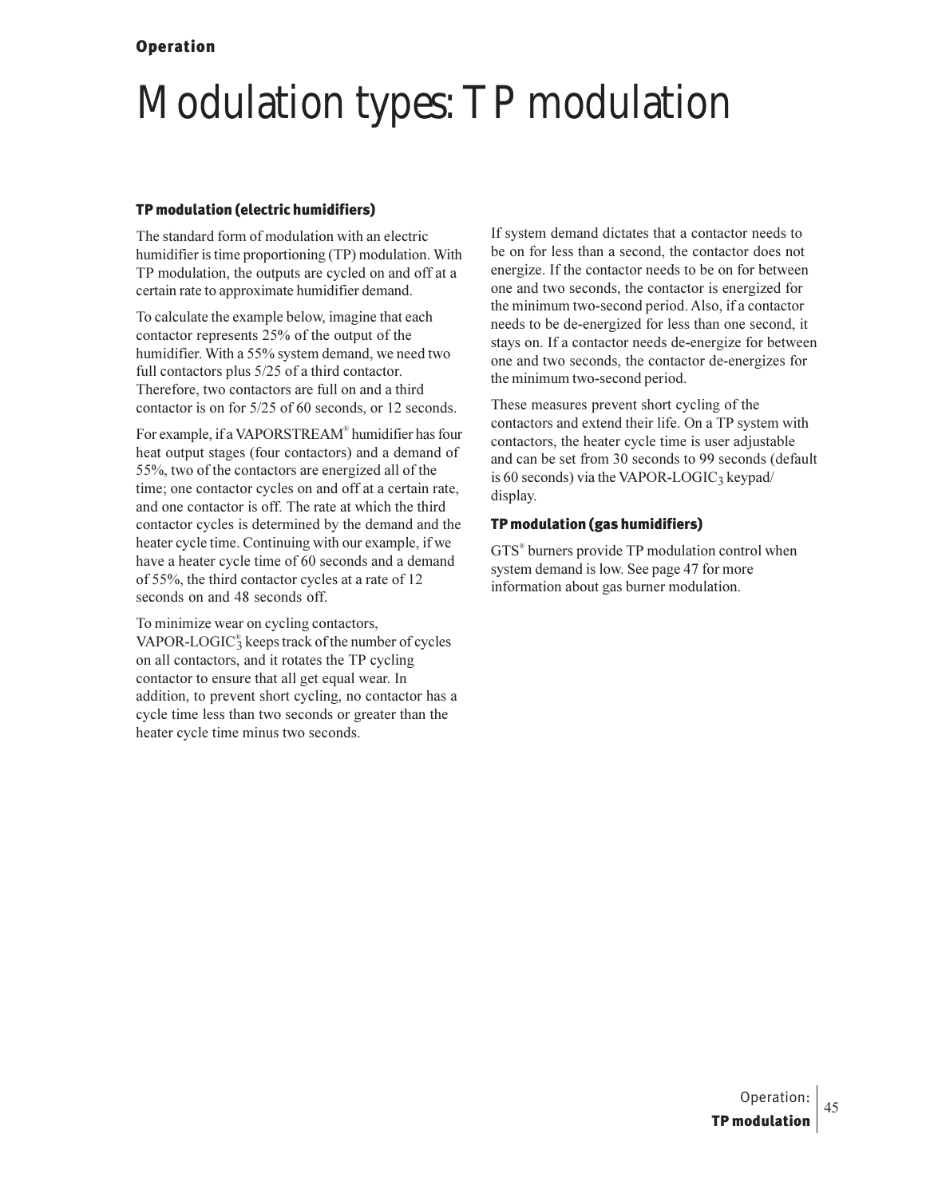# Modulation types: TP modulation

### TP modulation (electric humidifiers)

The standard form of modulation with an electric humidifier is time proportioning (TP) modulation. With TP modulation, the outputs are cycled on and off at a certain rate to approximate humidifier demand.

To calculate the example below, imagine that each contactor represents 25% of the output of the humidifier. With a 55% system demand, we need two full contactors plus 5/25 of a third contactor. Therefore, two contactors are full on and a third contactor is on for 5/25 of 60 seconds, or 12 seconds.

For example, if a VAPORSTREAM® humidifier has four heat output stages (four contactors) and a demand of 55%, two of the contactors are energized all of the time; one contactor cycles on and off at a certain rate, and one contactor is off. The rate at which the third contactor cycles is determined by the demand and the heater cycle time. Continuing with our example, if we have a heater cycle time of 60 seconds and a demand of 55%, the third contactor cycles at a rate of 12 seconds on and 48 seconds off.

To minimize wear on cycling contactors, VAPOR-LOGIC®$_3$ keeps track of the number of cycles on all contactors, and it rotates the TP cycling contactor to ensure that all get equal wear. In addition, to prevent short cycling, no contactor has a cycle time less than two seconds or greater than the heater cycle time minus two seconds.

If system demand dictates that a contactor needs to be on for less than a second, the contactor does not energize. If the contactor needs to be on for between one and two seconds, the contactor is energized for the minimum two-second period. Also, if a contactor needs to be de-energized for less than one second, it stays on. If a contactor needs de-energize for between one and two seconds, the contactor de-energizes for the minimum two-second period.

These measures prevent short cycling of the contactors and extend their life. On a TP system with contactors, the heater cycle time is user adjustable and can be set from 30 seconds to 99 seconds (default is 60 seconds) via the VAPOR-LOGIC$_3$ keypad/display.

### TP modulation (gas humidifiers)

GTS® burners provide TP modulation control when system demand is low. See page 47 for more information about gas burner modulation.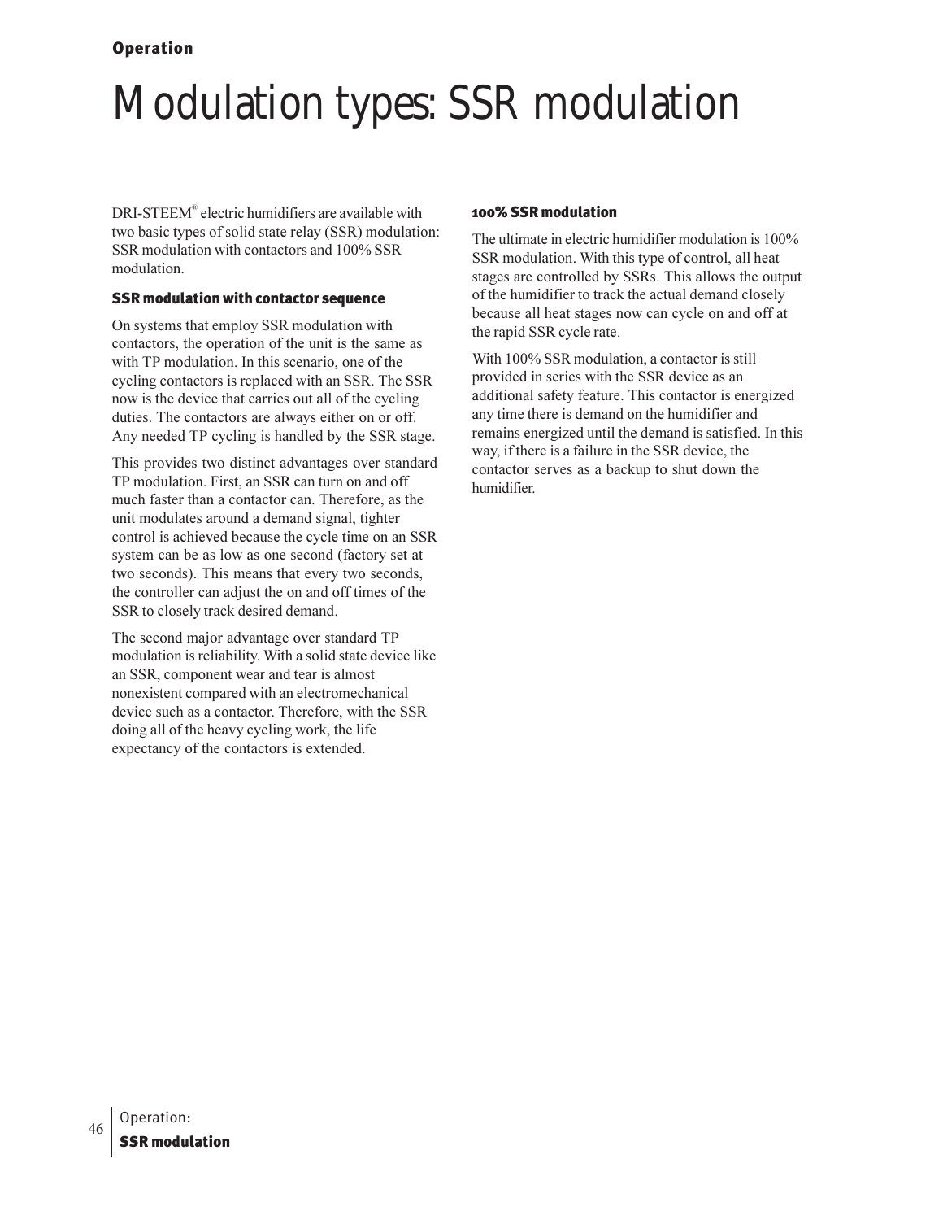# Modulation types: SSR modulation

DRI-STEEM® electric humidifiers are available with two basic types of solid state relay (SSR) modulation: SSR modulation with contactors and 100% SSR modulation.

### SSR modulation with contactor sequence

On systems that employ SSR modulation with contactors, the operation of the unit is the same as with TP modulation. In this scenario, one of the cycling contactors is replaced with an SSR. The SSR now is the device that carries out all of the cycling duties. The contactors are always either on or off. Any needed TP cycling is handled by the SSR stage.

This provides two distinct advantages over standard TP modulation. First, an SSR can turn on and off much faster than a contactor can. Therefore, as the unit modulates around a demand signal, tighter control is achieved because the cycle time on an SSR system can be as low as one second (factory set at two seconds). This means that every two seconds, the controller can adjust the on and off times of the SSR to closely track desired demand.

The second major advantage over standard TP modulation is reliability. With a solid state device like an SSR, component wear and tear is almost nonexistent compared with an electromechanical device such as a contactor. Therefore, with the SSR doing all of the heavy cycling work, the life expectancy of the contactors is extended.

### 100% SSR modulation

The ultimate in electric humidifier modulation is 100% SSR modulation. With this type of control, all heat stages are controlled by SSRs. This allows the output of the humidifier to track the actual demand closely because all heat stages now can cycle on and off at the rapid SSR cycle rate.

With 100% SSR modulation, a contactor is still provided in series with the SSR device as an additional safety feature. This contactor is energized any time there is demand on the humidifier and remains energized until the demand is satisfied. In this way, if there is a failure in the SSR device, the contactor serves as a backup to shut down the humidifier.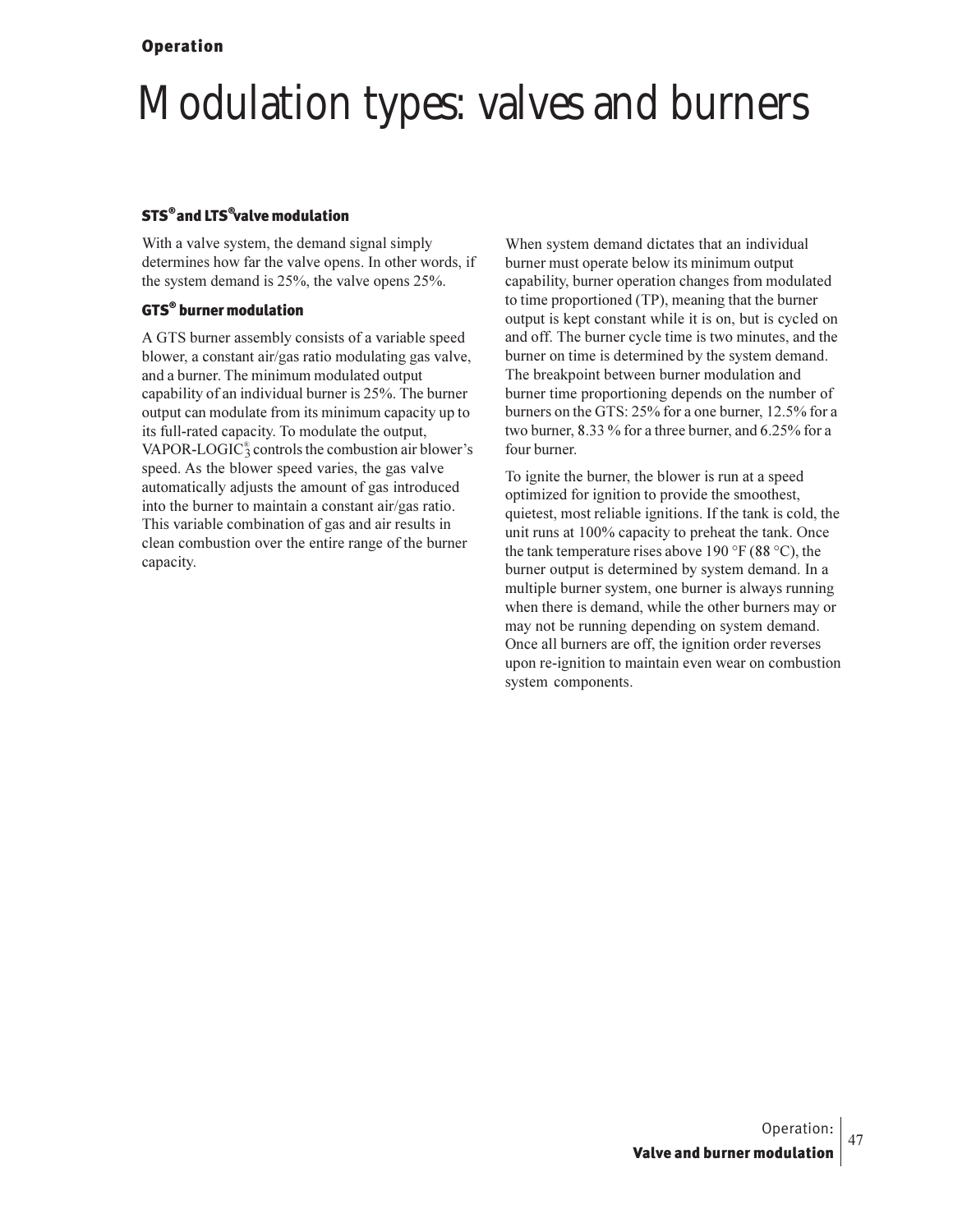# Modulation types: valves and burners

### STS® and LTS® valve modulation

With a valve system, the demand signal simply determines how far the valve opens. In other words, if the system demand is 25%, the valve opens 25%.

### GTS® burner modulation

A GTS burner assembly consists of a variable speed blower, a constant air/gas ratio modulating gas valve, and a burner. The minimum modulated output capability of an individual burner is 25%. The burner output can modulate from its minimum capacity up to its full-rated capacity. To modulate the output, VAPOR-LOGIC®3 controls the combustion air blower's speed. As the blower speed varies, the gas valve automatically adjusts the amount of gas introduced into the burner to maintain a constant air/gas ratio. This variable combination of gas and air results in clean combustion over the entire range of the burner capacity.

When system demand dictates that an individual burner must operate below its minimum output capability, burner operation changes from modulated to time proportioned (TP), meaning that the burner output is kept constant while it is on, but is cycled on and off. The burner cycle time is two minutes, and the burner on time is determined by the system demand. The breakpoint between burner modulation and burner time proportioning depends on the number of burners on the GTS: 25% for a one burner, 12.5% for a two burner, 8.33 % for a three burner, and 6.25% for a four burner.

To ignite the burner, the blower is run at a speed optimized for ignition to provide the smoothest, quietest, most reliable ignitions. If the tank is cold, the unit runs at 100% capacity to preheat the tank. Once the tank temperature rises above 190 °F (88 °C), the burner output is determined by system demand. In a multiple burner system, one burner is always running when there is demand, while the other burners may or may not be running depending on system demand. Once all burners are off, the ignition order reverses upon re-ignition to maintain even wear on combustion system components.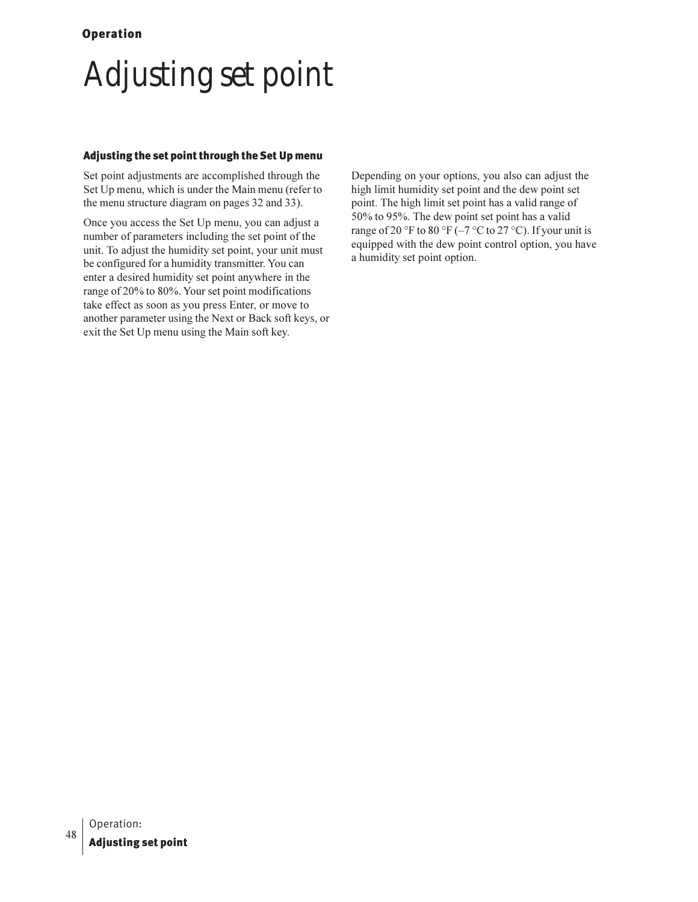# Adjusting set point

### Adjusting the set point through the Set Up menu

Set point adjustments are accomplished through the Set Up menu, which is under the Main menu (refer to the menu structure diagram on pages 32 and 33).

Once you access the Set Up menu, you can adjust a number of parameters including the set point of the unit. To adjust the humidity set point, your unit must be configured for a humidity transmitter. You can enter a desired humidity set point anywhere in the range of 20% to 80%. Your set point modifications take effect as soon as you press Enter, or move to another parameter using the Next or Back soft keys, or exit the Set Up menu using the Main soft key.

Depending on your options, you also can adjust the high limit humidity set point and the dew point set point. The high limit set point has a valid range of 50% to 95%. The dew point set point has a valid range of 20 °F to 80 °F (–7 °C to 27 °C). If your unit is equipped with the dew point control option, you have a humidity set point option.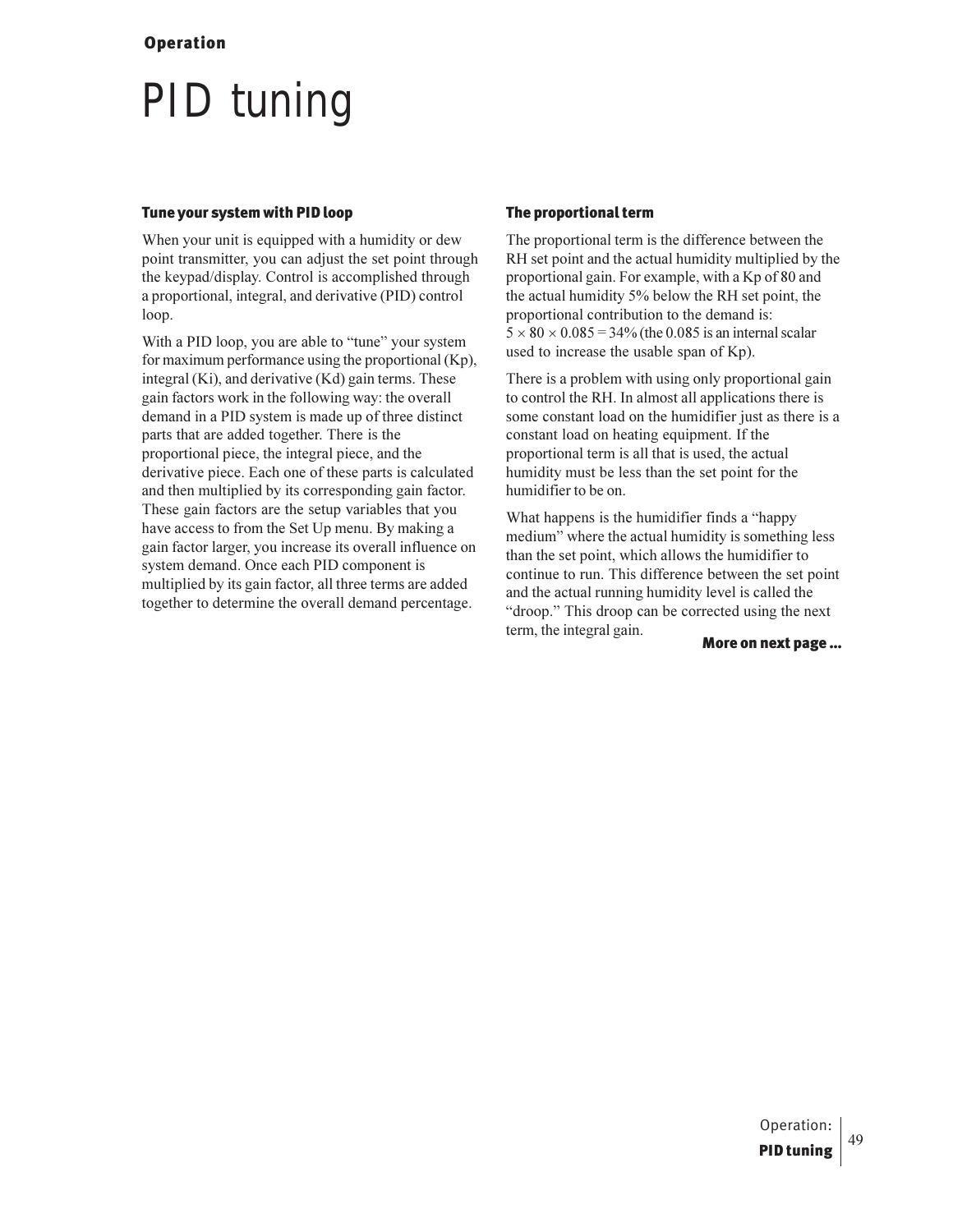# PID tuning

### Tune your system with PID loop

When your unit is equipped with a humidity or dew point transmitter, you can adjust the set point through the keypad/display. Control is accomplished through a proportional, integral, and derivative (PID) control loop.

With a PID loop, you are able to "tune" your system for maximum performance using the proportional (Kp), integral (Ki), and derivative (Kd) gain terms. These gain factors work in the following way: the overall demand in a PID system is made up of three distinct parts that are added together. There is the proportional piece, the integral piece, and the derivative piece. Each one of these parts is calculated and then multiplied by its corresponding gain factor. These gain factors are the setup variables that you have access to from the Set Up menu. By making a gain factor larger, you increase its overall influence on system demand. Once each PID component is multiplied by its gain factor, all three terms are added together to determine the overall demand percentage.

### The proportional term

The proportional term is the difference between the RH set point and the actual humidity multiplied by the proportional gain. For example, with a Kp of 80 and the actual humidity 5% below the RH set point, the proportional contribution to the demand is: $5 \times 80 \times 0.085 = 34\%$ (the 0.085 is an internal scalar used to increase the usable span of Kp).

There is a problem with using only proportional gain to control the RH. In almost all applications there is some constant load on the humidifier just as there is a constant load on heating equipment. If the proportional term is all that is used, the actual humidity must be less than the set point for the humidifier to be on.

What happens is the humidifier finds a "happy medium" where the actual humidity is something less than the set point, which allows the humidifier to continue to run. This difference between the set point and the actual running humidity level is called the "droop." This droop can be corrected using the next term, the integral gain.

**More on next page ...**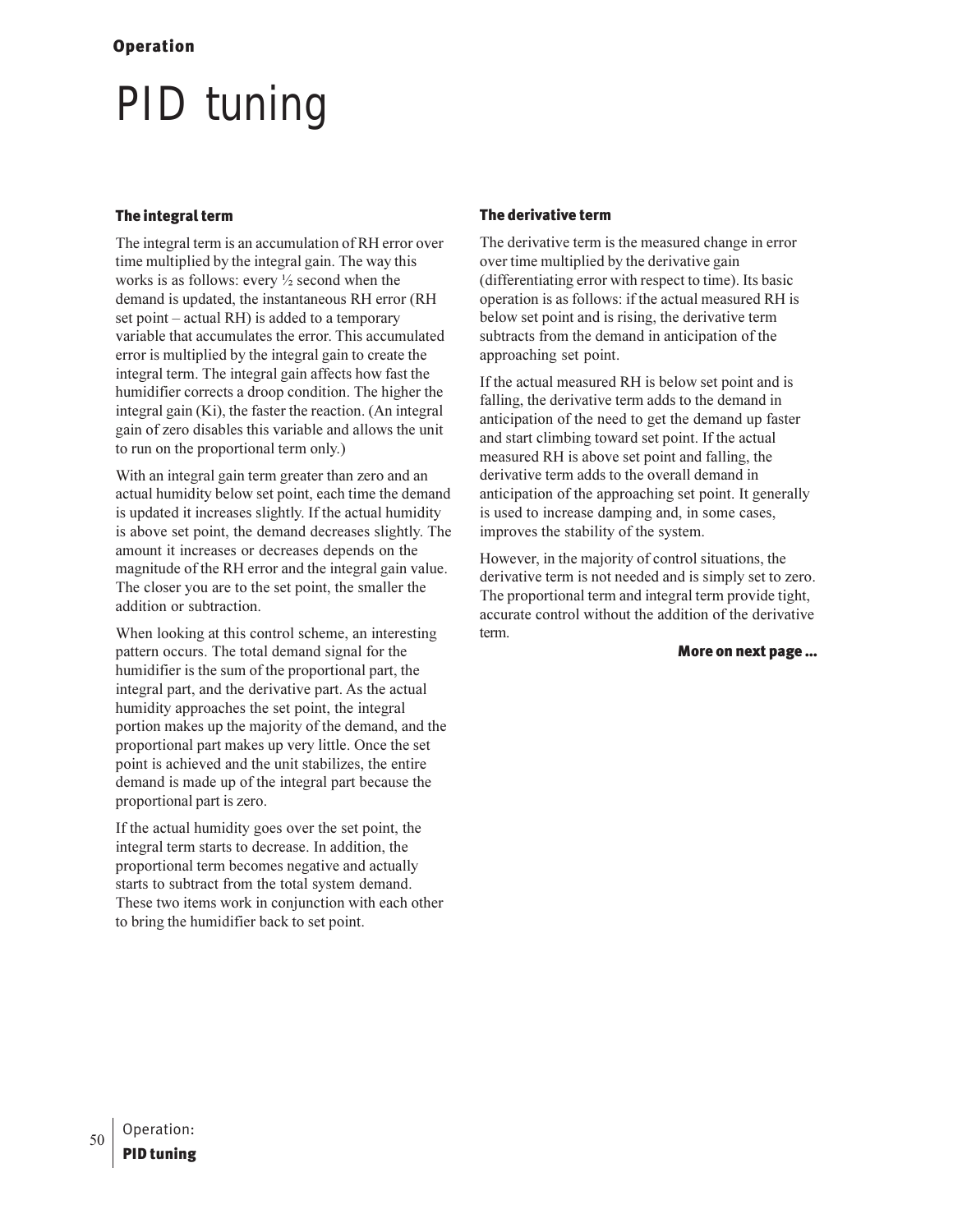# PID tuning

### The integral term

The integral term is an accumulation of RH error over time multiplied by the integral gain. The way this works is as follows: every ½ second when the demand is updated, the instantaneous RH error (RH set point – actual RH) is added to a temporary variable that accumulates the error. This accumulated error is multiplied by the integral gain to create the integral term. The integral gain affects how fast the humidifier corrects a droop condition. The higher the integral gain (Ki), the faster the reaction. (An integral gain of zero disables this variable and allows the unit to run on the proportional term only.)

With an integral gain term greater than zero and an actual humidity below set point, each time the demand is updated it increases slightly. If the actual humidity is above set point, the demand decreases slightly. The amount it increases or decreases depends on the magnitude of the RH error and the integral gain value. The closer you are to the set point, the smaller the addition or subtraction.

When looking at this control scheme, an interesting pattern occurs. The total demand signal for the humidifier is the sum of the proportional part, the integral part, and the derivative part. As the actual humidity approaches the set point, the integral portion makes up the majority of the demand, and the proportional part makes up very little. Once the set point is achieved and the unit stabilizes, the entire demand is made up of the integral part because the proportional part is zero.

If the actual humidity goes over the set point, the integral term starts to decrease. In addition, the proportional term becomes negative and actually starts to subtract from the total system demand. These two items work in conjunction with each other to bring the humidifier back to set point.

### The derivative term

The derivative term is the measured change in error over time multiplied by the derivative gain (differentiating error with respect to time). Its basic operation is as follows: if the actual measured RH is below set point and is rising, the derivative term subtracts from the demand in anticipation of the approaching set point.

If the actual measured RH is below set point and is falling, the derivative term adds to the demand in anticipation of the need to get the demand up faster and start climbing toward set point. If the actual measured RH is above set point and falling, the derivative term adds to the overall demand in anticipation of the approaching set point. It generally is used to increase damping and, in some cases, improves the stability of the system.

However, in the majority of control situations, the derivative term is not needed and is simply set to zero. The proportional term and integral term provide tight, accurate control without the addition of the derivative term.

**More on next page ...**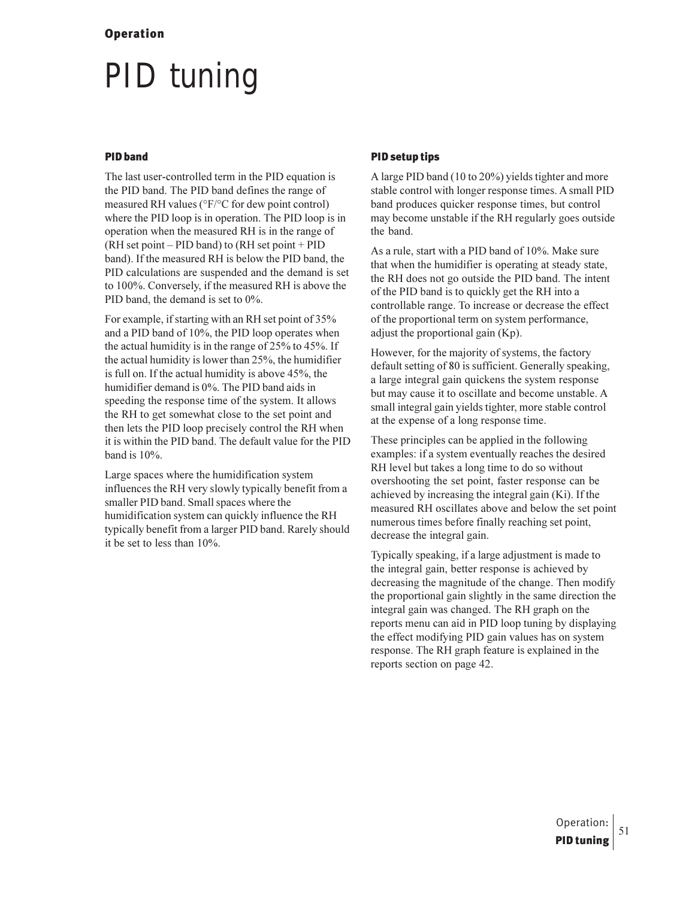# PID tuning

### PID band

The last user-controlled term in the PID equation is the PID band. The PID band defines the range of measured RH values (°F/°C for dew point control) where the PID loop is in operation. The PID loop is in operation when the measured RH is in the range of (RH set point – PID band) to (RH set point + PID band). If the measured RH is below the PID band, the PID calculations are suspended and the demand is set to 100%. Conversely, if the measured RH is above the PID band, the demand is set to 0%.

For example, if starting with an RH set point of 35% and a PID band of 10%, the PID loop operates when the actual humidity is in the range of 25% to 45%. If the actual humidity is lower than 25%, the humidifier is full on. If the actual humidity is above 45%, the humidifier demand is 0%. The PID band aids in speeding the response time of the system. It allows the RH to get somewhat close to the set point and then lets the PID loop precisely control the RH when it is within the PID band. The default value for the PID band is 10%.

Large spaces where the humidification system influences the RH very slowly typically benefit from a smaller PID band. Small spaces where the humidification system can quickly influence the RH typically benefit from a larger PID band. Rarely should it be set to less than 10%.

### PID setup tips

A large PID band (10 to 20%) yields tighter and more stable control with longer response times. A small PID band produces quicker response times, but control may become unstable if the RH regularly goes outside the band.

As a rule, start with a PID band of 10%. Make sure that when the humidifier is operating at steady state, the RH does not go outside the PID band. The intent of the PID band is to quickly get the RH into a controllable range. To increase or decrease the effect of the proportional term on system performance, adjust the proportional gain (Kp).

However, for the majority of systems, the factory default setting of 80 is sufficient. Generally speaking, a large integral gain quickens the system response but may cause it to oscillate and become unstable. A small integral gain yields tighter, more stable control at the expense of a long response time.

These principles can be applied in the following examples: if a system eventually reaches the desired RH level but takes a long time to do so without overshooting the set point, faster response can be achieved by increasing the integral gain (Ki). If the measured RH oscillates above and below the set point numerous times before finally reaching set point, decrease the integral gain.

Typically speaking, if a large adjustment is made to the integral gain, better response is achieved by decreasing the magnitude of the change. Then modify the proportional gain slightly in the same direction the integral gain was changed. The RH graph on the reports menu can aid in PID loop tuning by displaying the effect modifying PID gain values has on system response. The RH graph feature is explained in the reports section on page 42.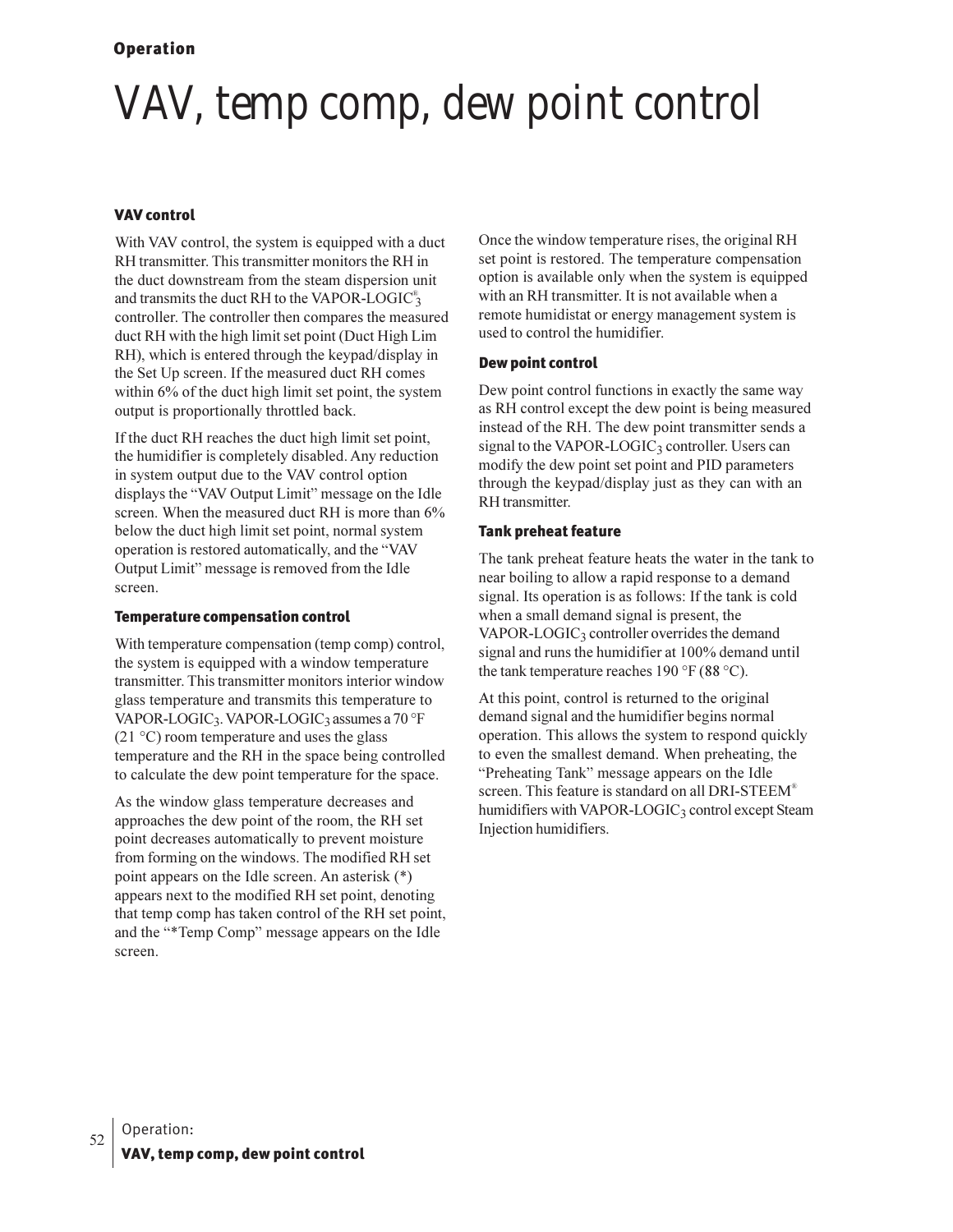# VAV, temp comp, dew point control

### VAV control

With VAV control, the system is equipped with a duct RH transmitter. This transmitter monitors the RH in the duct downstream from the steam dispersion unit and transmits the duct RH to the VAPOR-LOGIC®$_3$ controller. The controller then compares the measured duct RH with the high limit set point (Duct High Lim RH), which is entered through the keypad/display in the Set Up screen. If the measured duct RH comes within 6% of the duct high limit set point, the system output is proportionally throttled back.

If the duct RH reaches the duct high limit set point, the humidifier is completely disabled. Any reduction in system output due to the VAV control option displays the "VAV Output Limit" message on the Idle screen. When the measured duct RH is more than 6% below the duct high limit set point, normal system operation is restored automatically, and the "VAV Output Limit" message is removed from the Idle screen.

### Temperature compensation control

With temperature compensation (temp comp) control, the system is equipped with a window temperature transmitter. This transmitter monitors interior window glass temperature and transmits this temperature to VAPOR-LOGIC$_3$. VAPOR-LOGIC$_3$ assumes a 70 °F (21 °C) room temperature and uses the glass temperature and the RH in the space being controlled to calculate the dew point temperature for the space.

As the window glass temperature decreases and approaches the dew point of the room, the RH set point decreases automatically to prevent moisture from forming on the windows. The modified RH set point appears on the Idle screen. An asterisk (*) appears next to the modified RH set point, denoting that temp comp has taken control of the RH set point, and the "*Temp Comp" message appears on the Idle screen.

Once the window temperature rises, the original RH set point is restored. The temperature compensation option is available only when the system is equipped with an RH transmitter. It is not available when a remote humidistat or energy management system is used to control the humidifier.

### Dew point control

Dew point control functions in exactly the same way as RH control except the dew point is being measured instead of the RH. The dew point transmitter sends a signal to the VAPOR-LOGIC$_3$ controller. Users can modify the dew point set point and PID parameters through the keypad/display just as they can with an RH transmitter.

### Tank preheat feature

The tank preheat feature heats the water in the tank to near boiling to allow a rapid response to a demand signal. Its operation is as follows: If the tank is cold when a small demand signal is present, the VAPOR-LOGIC$_3$ controller overrides the demand signal and runs the humidifier at 100% demand until the tank temperature reaches 190 °F (88 °C).

At this point, control is returned to the original demand signal and the humidifier begins normal operation. This allows the system to respond quickly to even the smallest demand. When preheating, the "Preheating Tank" message appears on the Idle screen. This feature is standard on all DRI-STEEM® humidifiers with VAPOR-LOGIC$_3$ control except Steam Injection humidifiers.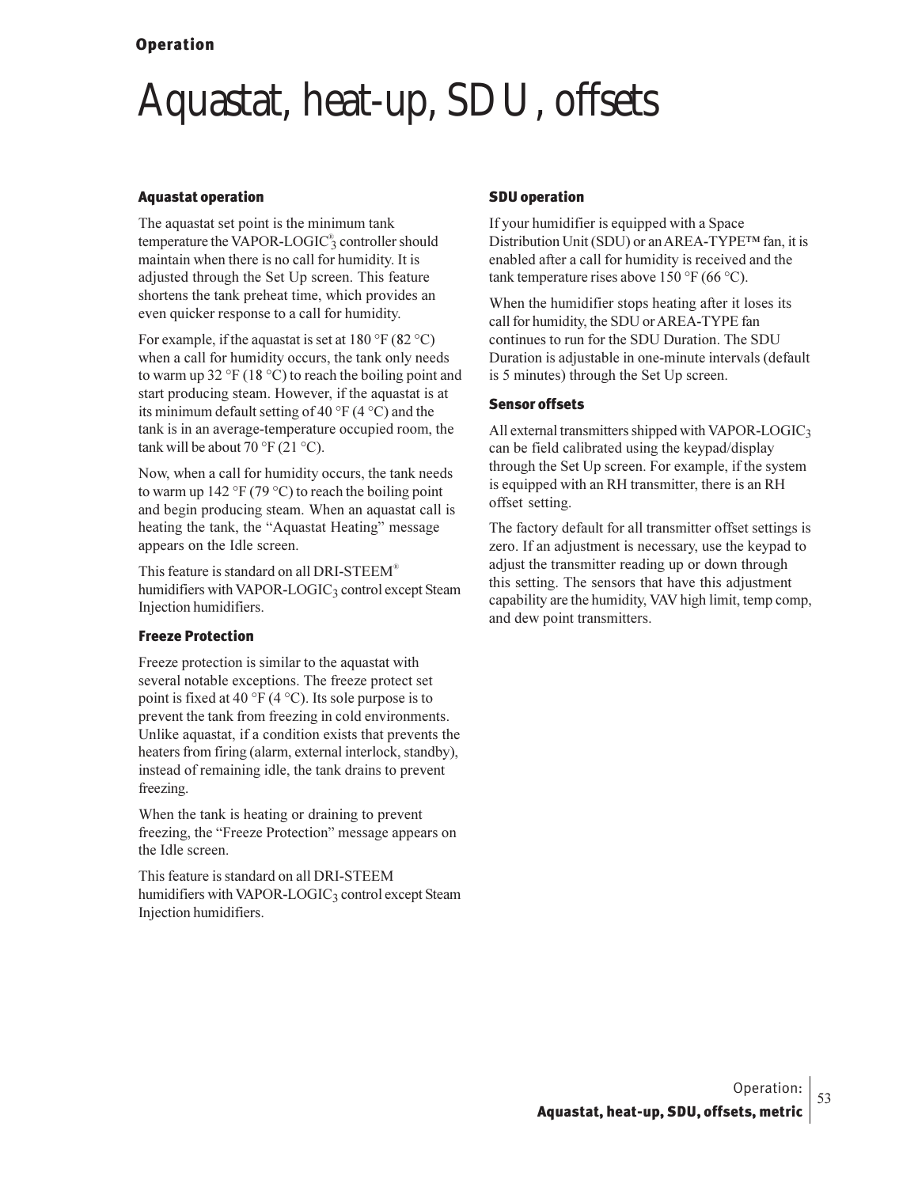# Aquastat, heat-up, SDU, offsets

## Aquastat operation

The aquastat set point is the minimum tank temperature the VAPOR-LOGIC®$_3$ controller should maintain when there is no call for humidity. It is adjusted through the Set Up screen. This feature shortens the tank preheat time, which provides an even quicker response to a call for humidity.

For example, if the aquastat is set at 180 °F (82 °C) when a call for humidity occurs, the tank only needs to warm up 32 °F (18 °C) to reach the boiling point and start producing steam. However, if the aquastat is at its minimum default setting of 40 °F (4 °C) and the tank is in an average-temperature occupied room, the tank will be about 70 °F (21 °C).

Now, when a call for humidity occurs, the tank needs to warm up 142 °F (79 °C) to reach the boiling point and begin producing steam. When an aquastat call is heating the tank, the "Aquastat Heating" message appears on the Idle screen.

This feature is standard on all DRI-STEEM® humidifiers with VAPOR-LOGIC$_3$ control except Steam Injection humidifiers.

## Freeze Protection

Freeze protection is similar to the aquastat with several notable exceptions. The freeze protect set point is fixed at 40 °F (4 °C). Its sole purpose is to prevent the tank from freezing in cold environments. Unlike aquastat, if a condition exists that prevents the heaters from firing (alarm, external interlock, standby), instead of remaining idle, the tank drains to prevent freezing.

When the tank is heating or draining to prevent freezing, the "Freeze Protection" message appears on the Idle screen.

This feature is standard on all DRI-STEEM humidifiers with VAPOR-LOGIC$_3$ control except Steam Injection humidifiers.

## SDU operation

If your humidifier is equipped with a Space Distribution Unit (SDU) or an AREA-TYPE™ fan, it is enabled after a call for humidity is received and the tank temperature rises above 150 °F (66 °C).

When the humidifier stops heating after it loses its call for humidity, the SDU or AREA-TYPE fan continues to run for the SDU Duration. The SDU Duration is adjustable in one-minute intervals (default is 5 minutes) through the Set Up screen.

## Sensor offsets

All external transmitters shipped with VAPOR-LOGIC$_3$ can be field calibrated using the keypad/display through the Set Up screen. For example, if the system is equipped with an RH transmitter, there is an RH offset setting.

The factory default for all transmitter offset settings is zero. If an adjustment is necessary, use the keypad to adjust the transmitter reading up or down through this setting. The sensors that have this adjustment capability are the humidity, VAV high limit, temp comp, and dew point transmitters.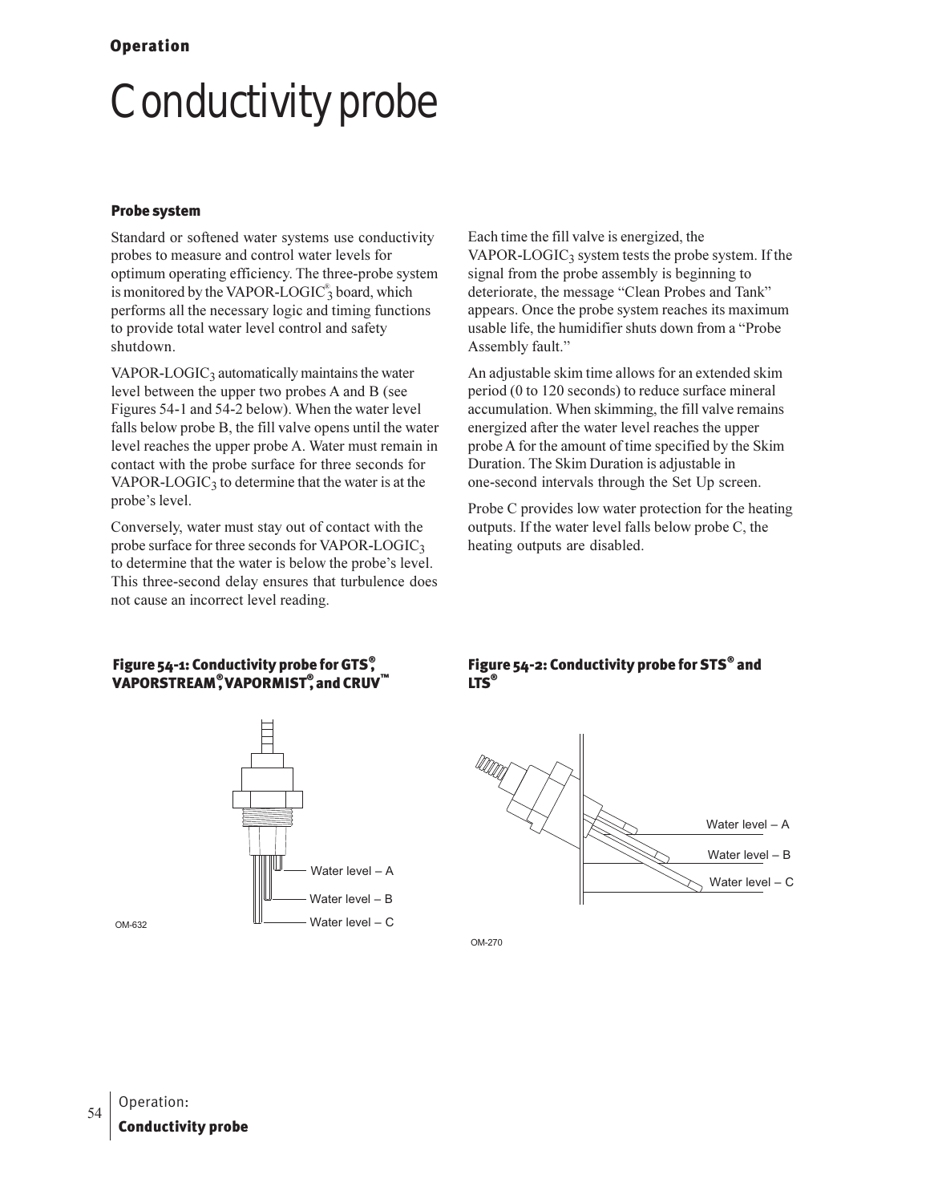# Conductivity probe

### Probe system

Standard or softened water systems use conductivity probes to measure and control water levels for optimum operating efficiency. The three-probe system is monitored by the VAPOR-LOGIC®$_3$ board, which performs all the necessary logic and timing functions to provide total water level control and safety shutdown.

VAPOR-LOGIC$_3$ automatically maintains the water level between the upper two probes A and B (see Figures 54-1 and 54-2 below). When the water level falls below probe B, the fill valve opens until the water level reaches the upper probe A. Water must remain in contact with the probe surface for three seconds for VAPOR-LOGIC$_3$ to determine that the water is at the probe's level.

Conversely, water must stay out of contact with the probe surface for three seconds for VAPOR-LOGIC$_3$ to determine that the water is below the probe's level. This three-second delay ensures that turbulence does not cause an incorrect level reading.

Each time the fill valve is energized, the VAPOR-LOGIC$_3$ system tests the probe system. If the signal from the probe assembly is beginning to deteriorate, the message "Clean Probes and Tank" appears. Once the probe system reaches its maximum usable life, the humidifier shuts down from a "Probe Assembly fault."

An adjustable skim time allows for an extended skim period (0 to 120 seconds) to reduce surface mineral accumulation. When skimming, the fill valve remains energized after the water level reaches the upper probe A for the amount of time specified by the Skim Duration. The Skim Duration is adjustable in one-second intervals through the Set Up screen.

Probe C provides low water protection for the heating outputs. If the water level falls below probe C, the heating outputs are disabled.

**Figure 54-1: Conductivity probe for GTS®, VAPORSTREAM®, VAPORMIST®, and CRUV™**

Water level – A

Water level – B

Water level – C

OM-632

**Figure 54-2: Conductivity probe for STS® and LTS®**

Water level – A

Water level – B

Water level – C

OM-270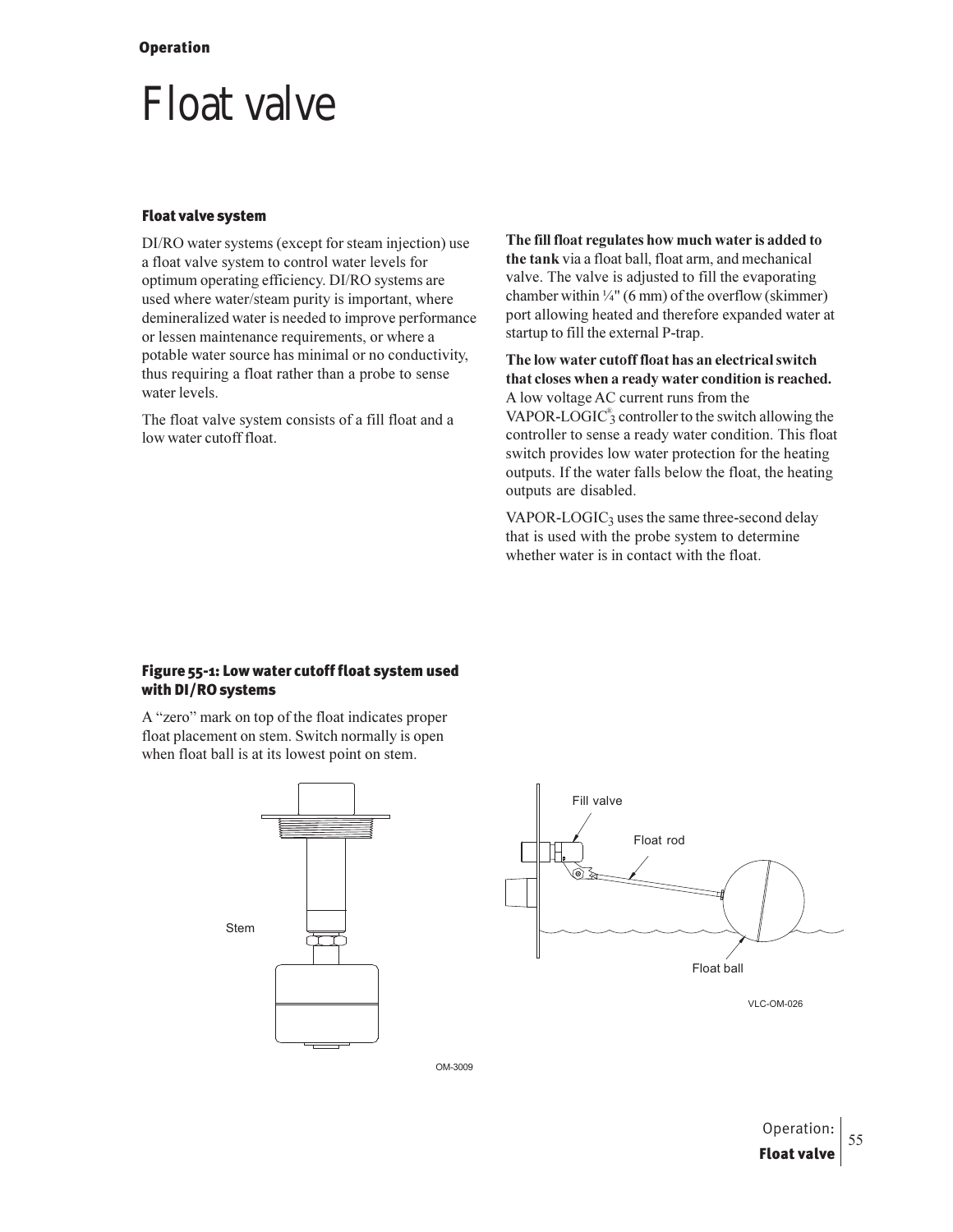# Float valve

## Float valve system

DI/RO water systems (except for steam injection) use a float valve system to control water levels for optimum operating efficiency. DI/RO systems are used where water/steam purity is important, where demineralized water is needed to improve performance or lessen maintenance requirements, or where a potable water source has minimal or no conductivity, thus requiring a float rather than a probe to sense water levels.

The float valve system consists of a fill float and a low water cutoff float.

**The fill float regulates how much water is added to the tank** via a float ball, float arm, and mechanical valve. The valve is adjusted to fill the evaporating chamber within ¼" (6 mm) of the overflow (skimmer) port allowing heated and therefore expanded water at startup to fill the external P-trap.

**The low water cutoff float has an electrical switch that closes when a ready water condition is reached.** A low voltage AC current runs from the VAPOR-LOGIC®$_3$ controller to the switch allowing the controller to sense a ready water condition. This float switch provides low water protection for the heating outputs. If the water falls below the float, the heating outputs are disabled.

VAPOR-LOGIC$_3$ uses the same three-second delay that is used with the probe system to determine whether water is in contact with the float.

### Figure 55-1: Low water cutoff float system used with DI/RO systems

A "zero" mark on top of the float indicates proper float placement on stem. Switch normally is open when float ball is at its lowest point on stem.

Stem

OM-3009

Fill valve

Float rod

Float ball

VLC-OM-026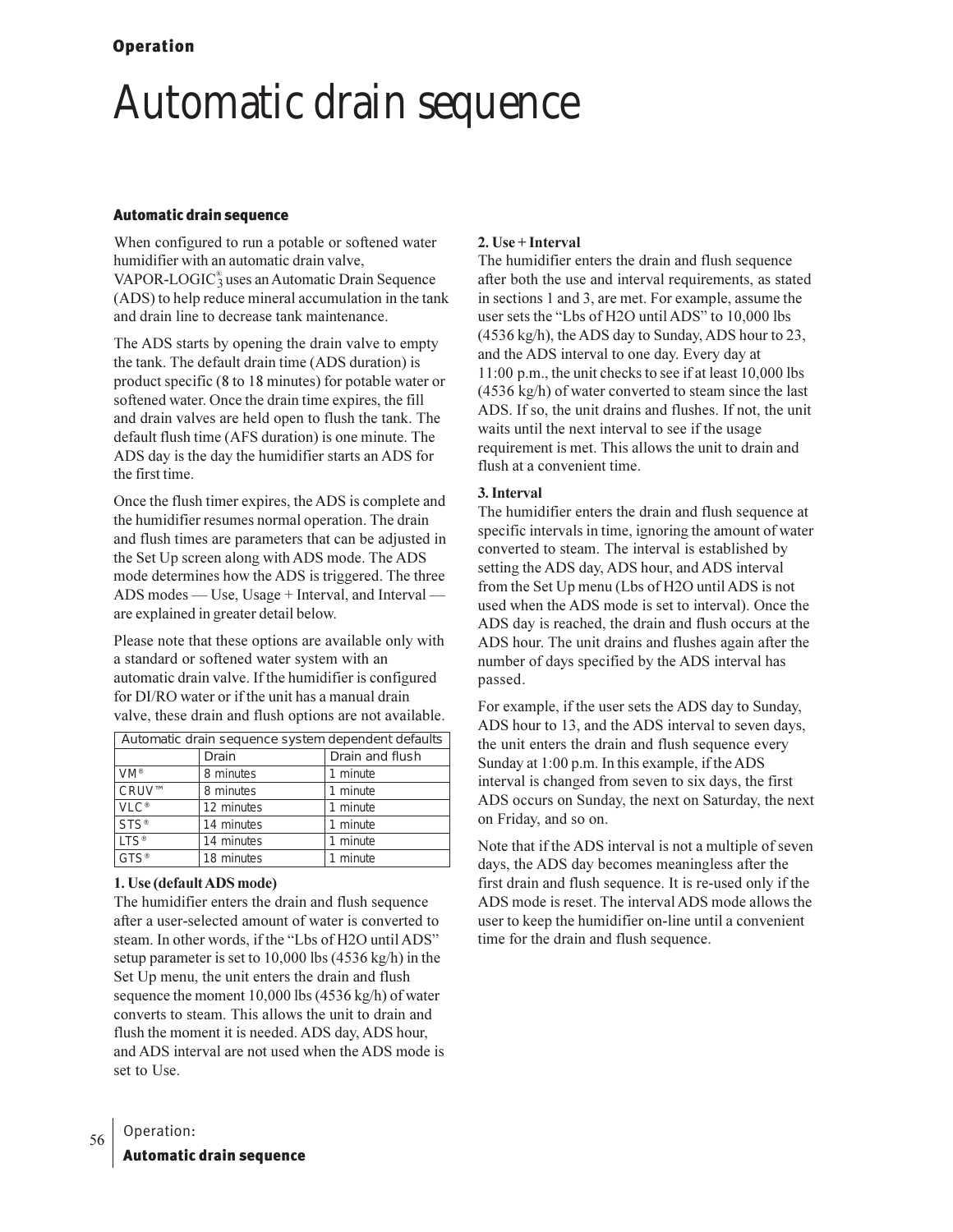# Automatic drain sequence

## Automatic drain sequence

When configured to run a potable or softened water humidifier with an automatic drain valve, VAPOR-LOGIC®3 uses an Automatic Drain Sequence (ADS) to help reduce mineral accumulation in the tank and drain line to decrease tank maintenance.

The ADS starts by opening the drain valve to empty the tank. The default drain time (ADS duration) is product specific (8 to 18 minutes) for potable water or softened water. Once the drain time expires, the fill and drain valves are held open to flush the tank. The default flush time (AFS duration) is one minute. The ADS day is the day the humidifier starts an ADS for the first time.

Once the flush timer expires, the ADS is complete and the humidifier resumes normal operation. The drain and flush times are parameters that can be adjusted in the Set Up screen along with ADS mode. The ADS mode determines how the ADS is triggered. The three ADS modes — Use, Usage + Interval, and Interval — are explained in greater detail below.

Please note that these options are available only with a standard or softened water system with an automatic drain valve. If the humidifier is configured for DI/RO water or if the unit has a manual drain valve, these drain and flush options are not available.

| Automatic drain sequence system dependent defaults | | |
|---|---|---|
| | Drain | Drain and flush |
| VM® | 8 minutes | 1 minute |
| CRUV™ | 8 minutes | 1 minute |
| VLC® | 12 minutes | 1 minute |
| STS® | 14 minutes | 1 minute |
| LTS® | 14 minutes | 1 minute |
| GTS® | 18 minutes | 1 minute |

**1. Use (default ADS mode)**

The humidifier enters the drain and flush sequence after a user-selected amount of water is converted to steam. In other words, if the “Lbs of H2O until ADS” setup parameter is set to 10,000 lbs (4536 kg/h) in the Set Up menu, the unit enters the drain and flush sequence the moment 10,000 lbs (4536 kg/h) of water converts to steam. This allows the unit to drain and flush the moment it is needed. ADS day, ADS hour, and ADS interval are not used when the ADS mode is set to Use.

**2. Use + Interval**

The humidifier enters the drain and flush sequence after both the use and interval requirements, as stated in sections 1 and 3, are met. For example, assume the user sets the “Lbs of H2O until ADS” to 10,000 lbs (4536 kg/h), the ADS day to Sunday, ADS hour to 23, and the ADS interval to one day. Every day at 11:00 p.m., the unit checks to see if at least 10,000 lbs (4536 kg/h) of water converted to steam since the last ADS. If so, the unit drains and flushes. If not, the unit waits until the next interval to see if the usage requirement is met. This allows the unit to drain and flush at a convenient time.

**3. Interval**

The humidifier enters the drain and flush sequence at specific intervals in time, ignoring the amount of water converted to steam. The interval is established by setting the ADS day, ADS hour, and ADS interval from the Set Up menu (Lbs of H2O until ADS is not used when the ADS mode is set to interval). Once the ADS day is reached, the drain and flush occurs at the ADS hour. The unit drains and flushes again after the number of days specified by the ADS interval has passed.

For example, if the user sets the ADS day to Sunday, ADS hour to 13, and the ADS interval to seven days, the unit enters the drain and flush sequence every Sunday at 1:00 p.m. In this example, if the ADS interval is changed from seven to six days, the first ADS occurs on Sunday, the next on Saturday, the next on Friday, and so on.

Note that if the ADS interval is not a multiple of seven days, the ADS day becomes meaningless after the first drain and flush sequence. It is re-used only if the ADS mode is reset. The interval ADS mode allows the user to keep the humidifier on-line until a convenient time for the drain and flush sequence.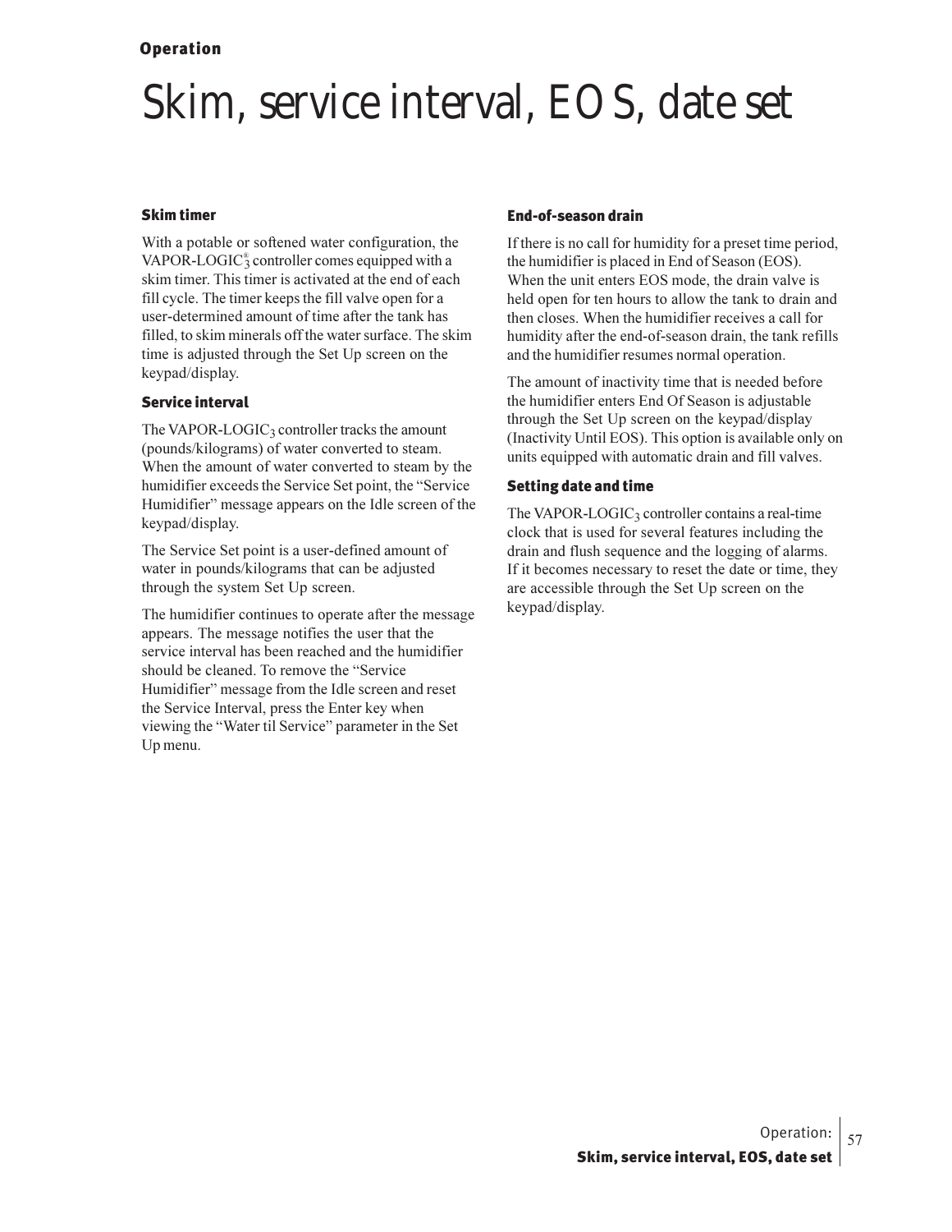# Skim, service interval, EOS, date set

### Skim timer

With a potable or softened water configuration, the VAPOR-LOGIC[®] $_3$ controller comes equipped with a skim timer. This timer is activated at the end of each fill cycle. The timer keeps the fill valve open for a user-determined amount of time after the tank has filled, to skim minerals off the water surface. The skim time is adjusted through the Set Up screen on the keypad/display.

### Service interval

The VAPOR-LOGIC$_3$ controller tracks the amount (pounds/kilograms) of water converted to steam. When the amount of water converted to steam by the humidifier exceeds the Service Set point, the "Service Humidifier" message appears on the Idle screen of the keypad/display.

The Service Set point is a user-defined amount of water in pounds/kilograms that can be adjusted through the system Set Up screen.

The humidifier continues to operate after the message appears. The message notifies the user that the service interval has been reached and the humidifier should be cleaned. To remove the "Service Humidifier" message from the Idle screen and reset the Service Interval, press the Enter key when viewing the "Water til Service" parameter in the Set Up menu.

### End-of-season drain

If there is no call for humidity for a preset time period, the humidifier is placed in End of Season (EOS). When the unit enters EOS mode, the drain valve is held open for ten hours to allow the tank to drain and then closes. When the humidifier receives a call for humidity after the end-of-season drain, the tank refills and the humidifier resumes normal operation.

The amount of inactivity time that is needed before the humidifier enters End Of Season is adjustable through the Set Up screen on the keypad/display (Inactivity Until EOS). This option is available only on units equipped with automatic drain and fill valves.

### Setting date and time

The VAPOR-LOGIC$_3$ controller contains a real-time clock that is used for several features including the drain and flush sequence and the logging of alarms. If it becomes necessary to reset the date or time, they are accessible through the Set Up screen on the keypad/display.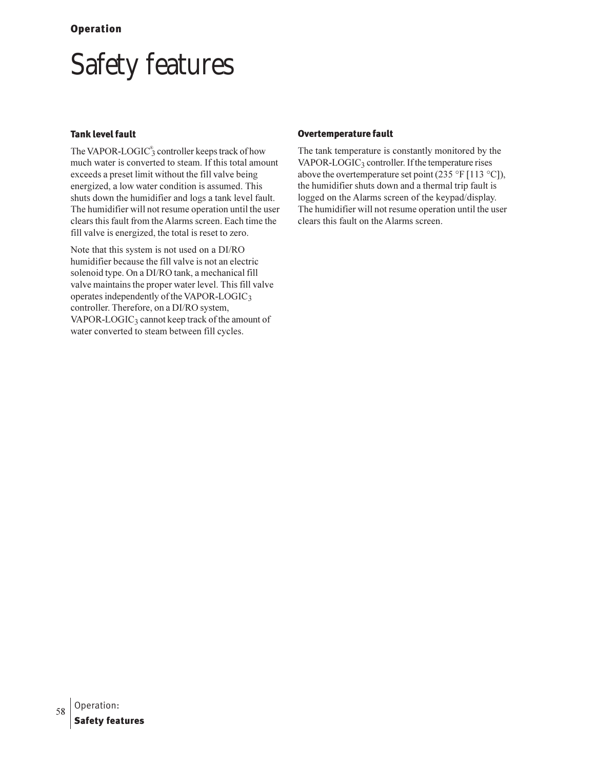# Safety features

### Tank level fault

The VAPOR-LOGIC®$_3$ controller keeps track of how much water is converted to steam. If this total amount exceeds a preset limit without the fill valve being energized, a low water condition is assumed. This shuts down the humidifier and logs a tank level fault. The humidifier will not resume operation until the user clears this fault from the Alarms screen. Each time the fill valve is energized, the total is reset to zero.

Note that this system is not used on a DI/RO humidifier because the fill valve is not an electric solenoid type. On a DI/RO tank, a mechanical fill valve maintains the proper water level. This fill valve operates independently of the VAPOR-LOGIC$_3$ controller. Therefore, on a DI/RO system, VAPOR-LOGIC$_3$ cannot keep track of the amount of water converted to steam between fill cycles.

### Overtemperature fault

The tank temperature is constantly monitored by the VAPOR-LOGIC$_3$ controller. If the temperature rises above the overtemperature set point (235 °F [113 °C]), the humidifier shuts down and a thermal trip fault is logged on the Alarms screen of the keypad/display. The humidifier will not resume operation until the user clears this fault on the Alarms screen.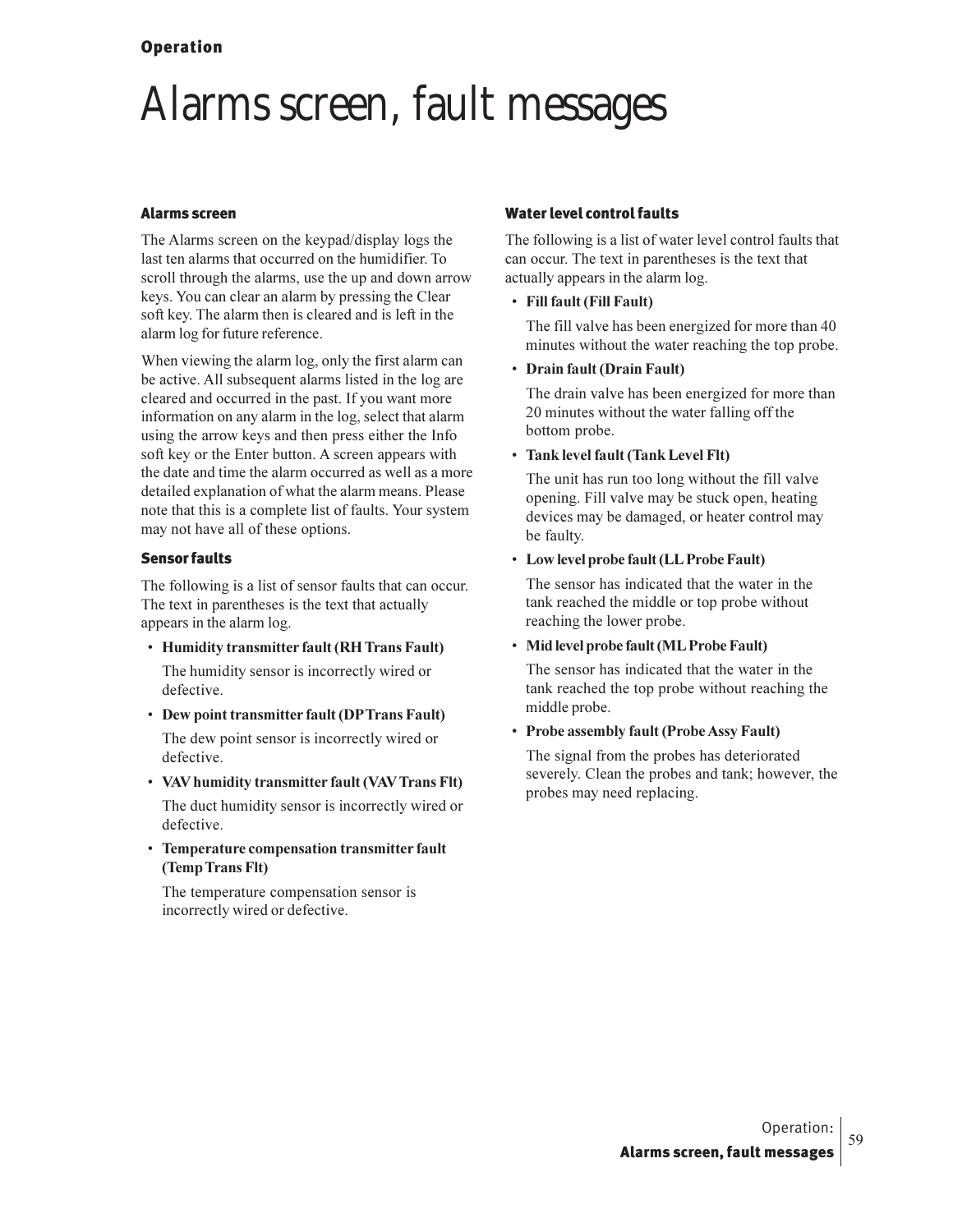# Alarms screen, fault messages

### Alarms screen

The Alarms screen on the keypad/display logs the last ten alarms that occurred on the humidifier. To scroll through the alarms, use the up and down arrow keys. You can clear an alarm by pressing the Clear soft key. The alarm then is cleared and is left in the alarm log for future reference.

When viewing the alarm log, only the first alarm can be active. All subsequent alarms listed in the log are cleared and occurred in the past. If you want more information on any alarm in the log, select that alarm using the arrow keys and then press either the Info soft key or the Enter button. A screen appears with the date and time the alarm occurred as well as a more detailed explanation of what the alarm means. Please note that this is a complete list of faults. Your system may not have all of these options.

### Sensor faults

The following is a list of sensor faults that can occur. The text in parentheses is the text that actually appears in the alarm log.

- **Humidity transmitter fault (RH Trans Fault)**

  The humidity sensor is incorrectly wired or defective.

- **Dew point transmitter fault (DP Trans Fault)**

  The dew point sensor is incorrectly wired or defective.

- **VAV humidity transmitter fault (VAV Trans Flt)**

  The duct humidity sensor is incorrectly wired or defective.

- **Temperature compensation transmitter fault (Temp Trans Flt)**

  The temperature compensation sensor is incorrectly wired or defective.

### Water level control faults

The following is a list of water level control faults that can occur. The text in parentheses is the text that actually appears in the alarm log.

- **Fill fault (Fill Fault)**

  The fill valve has been energized for more than 40 minutes without the water reaching the top probe.

- **Drain fault (Drain Fault)**

  The drain valve has been energized for more than 20 minutes without the water falling off the bottom probe.

- **Tank level fault (Tank Level Flt)**

  The unit has run too long without the fill valve opening. Fill valve may be stuck open, heating devices may be damaged, or heater control may be faulty.

- **Low level probe fault (LL Probe Fault)**

  The sensor has indicated that the water in the tank reached the middle or top probe without reaching the lower probe.

- **Mid level probe fault (ML Probe Fault)**

  The sensor has indicated that the water in the tank reached the top probe without reaching the middle probe.

- **Probe assembly fault (Probe Assy Fault)**

  The signal from the probes has deteriorated severely. Clean the probes and tank; however, the probes may need replacing.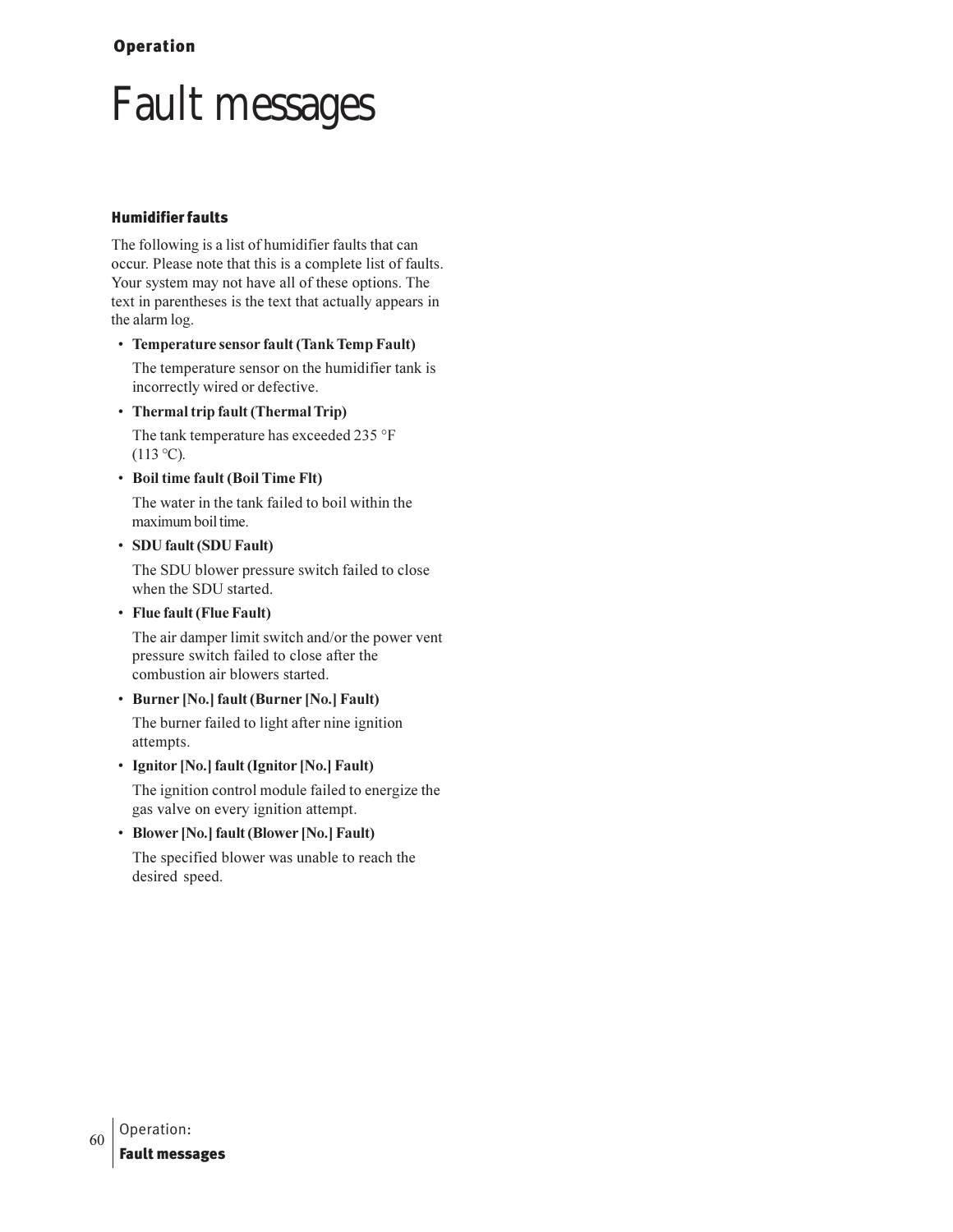# Fault messages

## Humidifier faults

The following is a list of humidifier faults that can occur. Please note that this is a complete list of faults. Your system may not have all of these options. The text in parentheses is the text that actually appears in the alarm log.

- **Temperature sensor fault (Tank Temp Fault)**

  The temperature sensor on the humidifier tank is incorrectly wired or defective.

- **Thermal trip fault (Thermal Trip)**

  The tank temperature has exceeded 235 °F (113 °C).

- **Boil time fault (Boil Time Flt)**

  The water in the tank failed to boil within the maximum boil time.

- **SDU fault (SDU Fault)**

  The SDU blower pressure switch failed to close when the SDU started.

- **Flue fault (Flue Fault)**

  The air damper limit switch and/or the power vent pressure switch failed to close after the combustion air blowers started.

- **Burner [No.] fault (Burner [No.] Fault)**

  The burner failed to light after nine ignition attempts.

- **Ignitor [No.] fault (Ignitor [No.] Fault)**

  The ignition control module failed to energize the gas valve on every ignition attempt.

- **Blower [No.] fault (Blower [No.] Fault)**

  The specified blower was unable to reach the desired speed.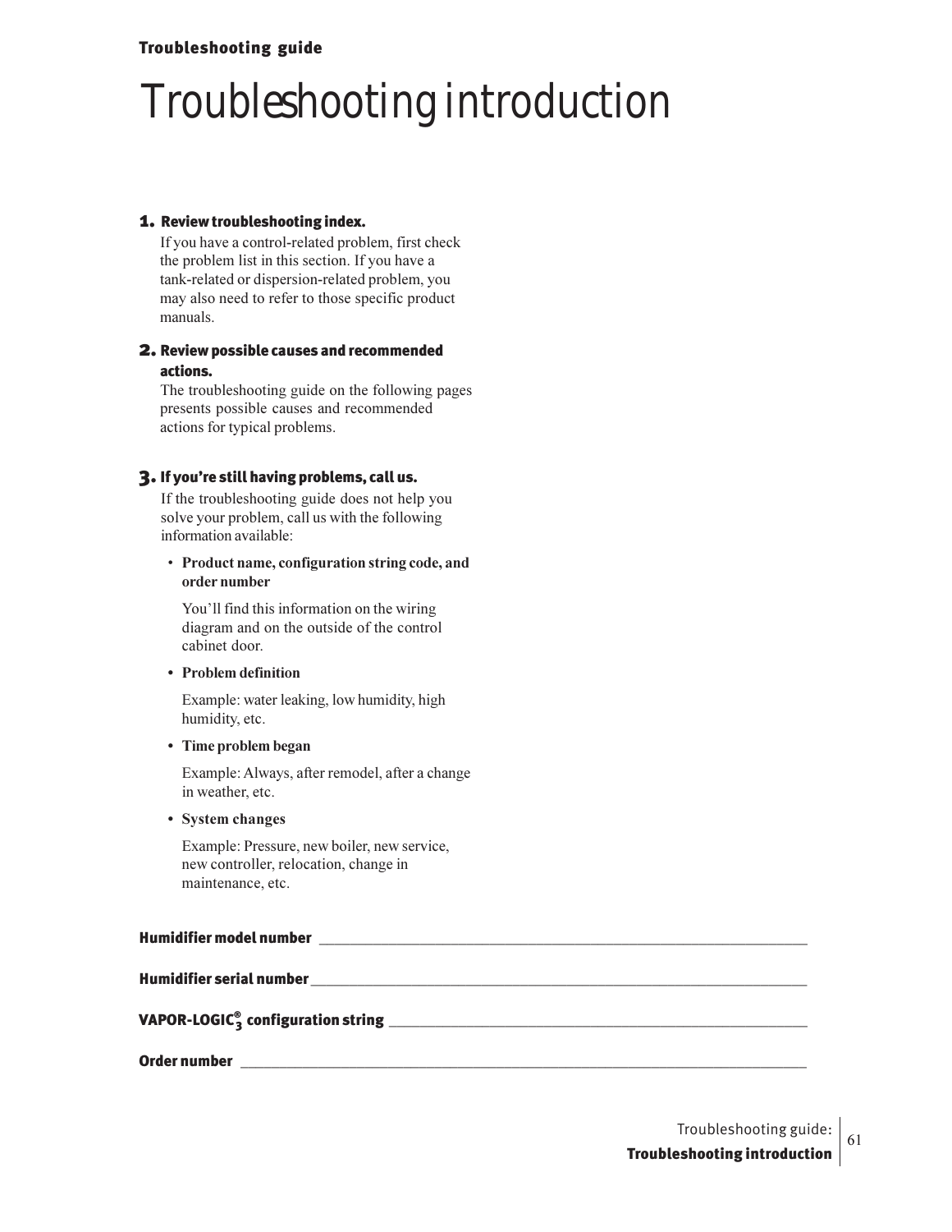# Troubleshooting introduction

**1. Review troubleshooting index.**

If you have a control-related problem, first check the problem list in this section. If you have a tank-related or dispersion-related problem, you may also need to refer to those specific product manuals.

**2. Review possible causes and recommended actions.**

The troubleshooting guide on the following pages presents possible causes and recommended actions for typical problems.

**3. If you're still having problems, call us.**

If the troubleshooting guide does not help you solve your problem, call us with the following information available:

- **Product name, configuration string code, and order number**

  You'll find this information on the wiring diagram and on the outside of the control cabinet door.

- **Problem definition**

  Example: water leaking, low humidity, high humidity, etc.

- **Time problem began**

  Example: Always, after remodel, after a change in weather, etc.

- **System changes**

  Example: Pressure, new boiler, new service, new controller, relocation, change in maintenance, etc.

**Humidifier model number** ______________________________________________

**Humidifier serial number** ______________________________________________

**VAPOR-LOGIC$^{®}_{3}$ configuration string** ________________________________

**Order number** ______________________________________________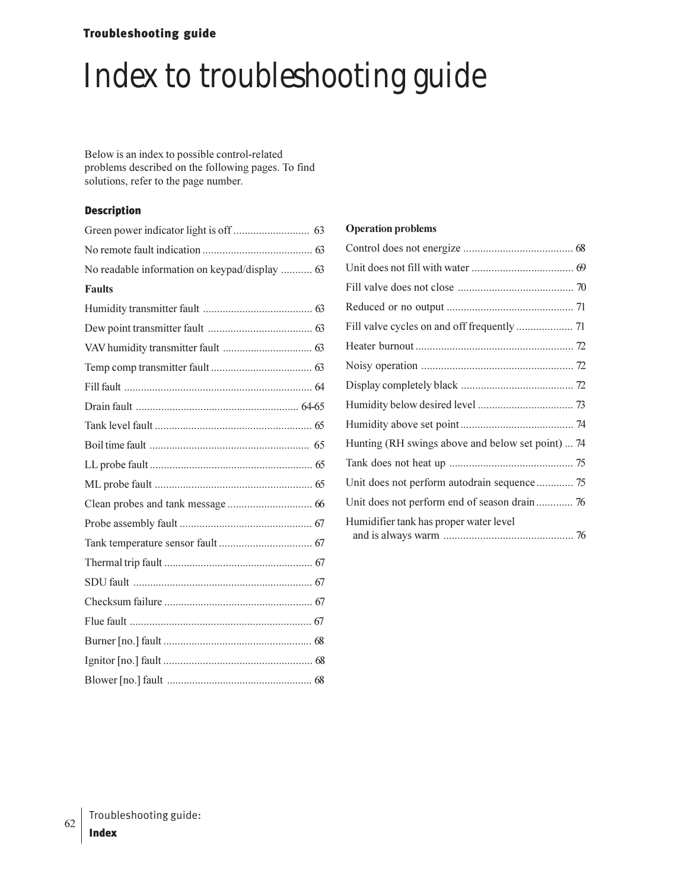# Index to troubleshooting guide

Below is an index to possible control-related problems described on the following pages. To find solutions, refer to the page number.

### Description

Green power indicator light is off ........................... 63

No remote fault indication ....................................... 63

No readable information on keypad/display ........... 63

**Faults**

Humidity transmitter fault ....................................... 63

Dew point transmitter fault ..................................... 63

VAV humidity transmitter fault ................................ 63

Temp comp transmitter fault .................................... 63

Fill fault ................................................................... 64

Drain fault .......................................................... 64-65

Tank level fault ........................................................ 65

Boil time fault ......................................................... 65

LL probe fault .......................................................... 65

ML probe fault ........................................................ 65

Clean probes and tank message .............................. 66

Probe assembly fault ............................................... 67

Tank temperature sensor fault ................................. 67

Thermal trip fault ..................................................... 67

SDU fault ................................................................ 67

Checksum failure ..................................................... 67

Flue fault ................................................................. 67

Burner [no.] fault ..................................................... 68

Ignitor [no.] fault ..................................................... 68

Blower [no.] fault .................................................... 68

**Operation problems**

Control does not energize ....................................... 68

Unit does not fill with water .................................... 69

Fill valve does not close ......................................... 70

Reduced or no output ............................................. 71

Fill valve cycles on and off frequently .................... 71

Heater burnout ........................................................ 72

Noisy operation ...................................................... 72

Display completely black ........................................ 72

Humidity below desired level .................................. 73

Humidity above set point ........................................ 74

Hunting (RH swings above and below set point) ... 74

Tank does not heat up ............................................ 75

Unit does not perform autodrain sequence ............. 75

Unit does not perform end of season drain ............. 76

Humidifier tank has proper water level and is always warm .............................................. 76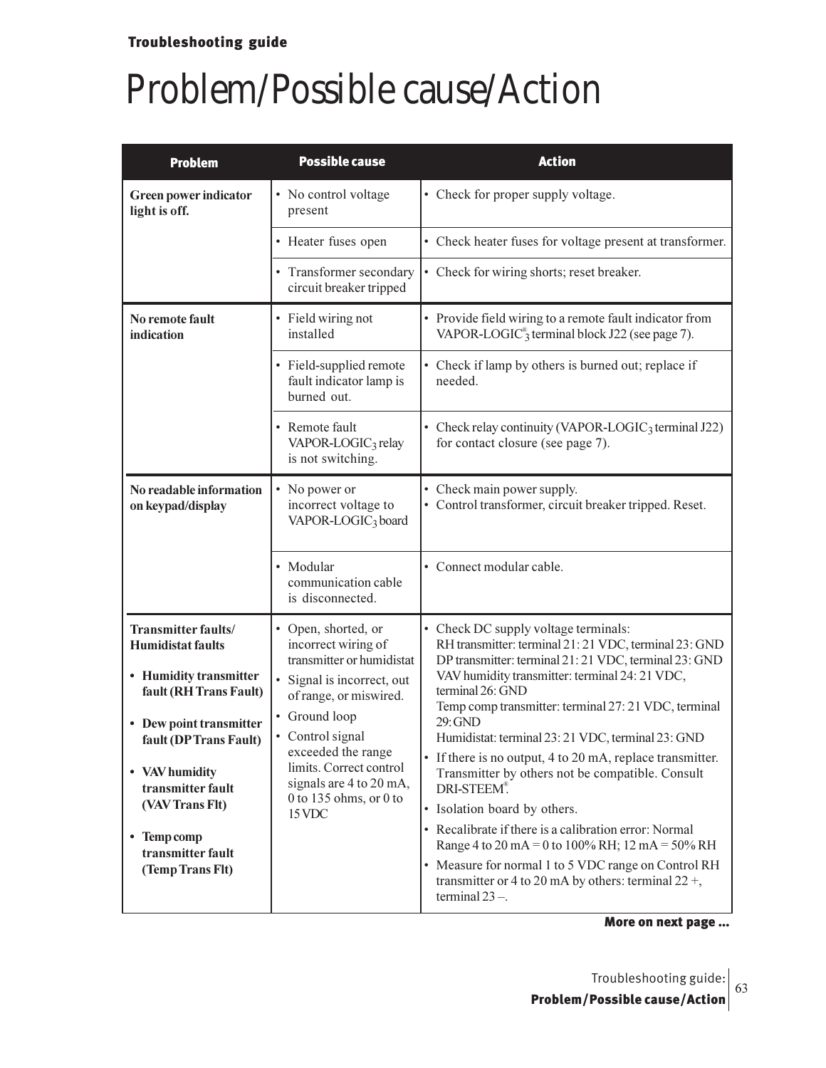## Troubleshooting guide

# Problem/Possible cause/Action

| Problem | Possible cause | Action |
|---|---|---|
| **Green power indicator light is off.** | • No control voltage present | • Check for proper supply voltage. |
| | • Heater fuses open | • Check heater fuses for voltage present at transformer. |
| | • Transformer secondary circuit breaker tripped | • Check for wiring shorts; reset breaker. |
| **No remote fault indication** | • Field wiring not installed | • Provide field wiring to a remote fault indicator from VAPOR-LOGIC®$_3$ terminal block J22 (see page 7). |
| | • Field-supplied remote fault indicator lamp is burned out. | • Check if lamp by others is burned out; replace if needed. |
| | • Remote fault VAPOR-LOGIC$_3$ relay is not switching. | • Check relay continuity (VAPOR-LOGIC$_3$ terminal J22) for contact closure (see page 7). |
| **No readable information on keypad/display** | • No power or incorrect voltage to VAPOR-LOGIC$_3$ board | • Check main power supply.<br>• Control transformer, circuit breaker tripped. Reset. |
| | • Modular communication cable is disconnected. | • Connect modular cable. |
| **Transmitter faults/ Humidistat faults**<br>• **Humidity transmitter fault (RH Trans Fault)**<br>• **Dew point transmitter fault (DP Trans Fault)**<br>• **VAV humidity transmitter fault (VAV Trans Flt)**<br>• **Temp comp transmitter fault (Temp Trans Flt)** | • Open, shorted, or incorrect wiring of transmitter or humidistat<br>• Signal is incorrect, out of range, or miswired.<br>• Ground loop<br>• Control signal exceeded the range limits. Correct control signals are 4 to 20 mA, 0 to 135 ohms, or 0 to 15 VDC | • Check DC supply voltage terminals:<br>RH transmitter: terminal 21: 21 VDC, terminal 23: GND<br>DP transmitter: terminal 21: 21 VDC, terminal 23: GND<br>VAV humidity transmitter: terminal 24: 21 VDC, terminal 26: GND<br>Temp comp transmitter: terminal 27: 21 VDC, terminal 29: GND<br>Humidistat: terminal 23: 21 VDC, terminal 23: GND<br>• If there is no output, 4 to 20 mA, replace transmitter. Transmitter by others not be compatible. Consult DRI-STEEM®.<br>• Isolation board by others.<br>• Recalibrate if there is a calibration error: Normal Range 4 to 20 mA = 0 to 100% RH; 12 mA = 50% RH<br>• Measure for normal 1 to 5 VDC range on Control RH transmitter or 4 to 20 mA by others: terminal 22 +, terminal 23 –. |

**More on next page ...**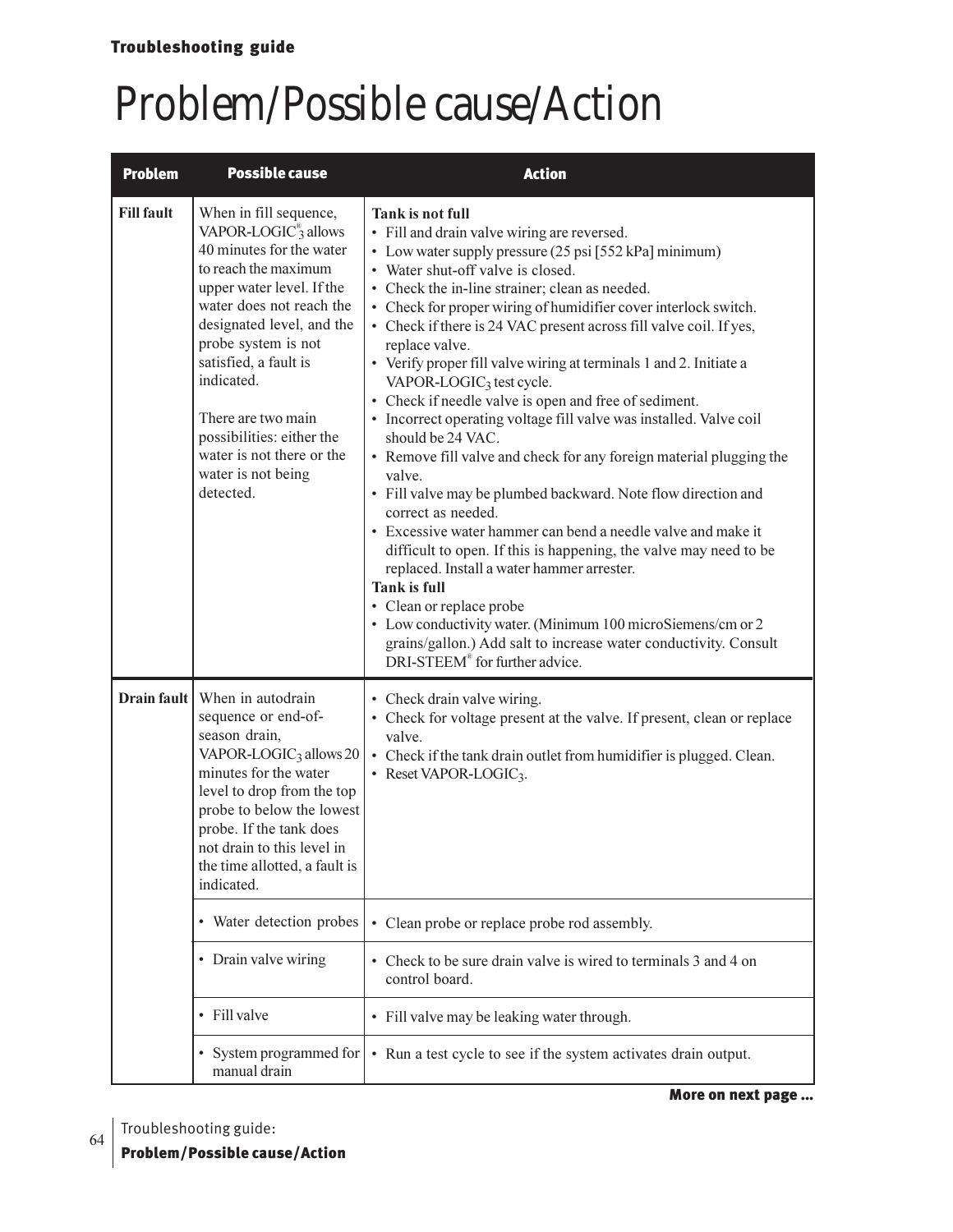# Problem/Possible cause/Action

| Problem | Possible cause | Action |
|---|---|---|
| **Fill fault** | When in fill sequence, VAPOR-LOGIC®$_3$ allows 40 minutes for the water to reach the maximum upper water level. If the water does not reach the designated level, and the probe system is not satisfied, a fault is indicated.<br><br>There are two main possibilities: either the water is not there or the water is not being detected. | **Tank is not full**<br>• Fill and drain valve wiring are reversed.<br>• Low water supply pressure (25 psi [552 kPa] minimum)<br>• Water shut-off valve is closed.<br>• Check the in-line strainer; clean as needed.<br>• Check for proper wiring of humidifier cover interlock switch.<br>• Check if there is 24 VAC present across fill valve coil. If yes, replace valve.<br>• Verify proper fill valve wiring at terminals 1 and 2. Initiate a VAPOR-LOGIC$_3$ test cycle.<br>• Check if needle valve is open and free of sediment.<br>• Incorrect operating voltage fill valve was installed. Valve coil should be 24 VAC.<br>• Remove fill valve and check for any foreign material plugging the valve.<br>• Fill valve may be plumbed backward. Note flow direction and correct as needed.<br>• Excessive water hammer can bend a needle valve and make it difficult to open. If this is happening, the valve may need to be replaced. Install a water hammer arrester.<br>**Tank is full**<br>• Clean or replace probe<br>• Low conductivity water. (Minimum 100 microSiemens/cm or 2 grains/gallon.) Add salt to increase water conductivity. Consult DRI-STEEM® for further advice. |
| **Drain fault** | When in autodrain sequence or end-of-season drain, VAPOR-LOGIC$_3$ allows 20 minutes for the water level to drop from the top probe to below the lowest probe. If the tank does not drain to this level in the time allotted, a fault is indicated. | • Check drain valve wiring.<br>• Check for voltage present at the valve. If present, clean or replace valve.<br>• Check if the tank drain outlet from humidifier is plugged. Clean.<br>• Reset VAPOR-LOGIC$_3$. |
| | • Water detection probes | • Clean probe or replace probe rod assembly. |
| | • Drain valve wiring | • Check to be sure drain valve is wired to terminals 3 and 4 on control board. |
| | • Fill valve | • Fill valve may be leaking water through. |
| | • System programmed for manual drain | • Run a test cycle to see if the system activates drain output. |

**More on next page ...**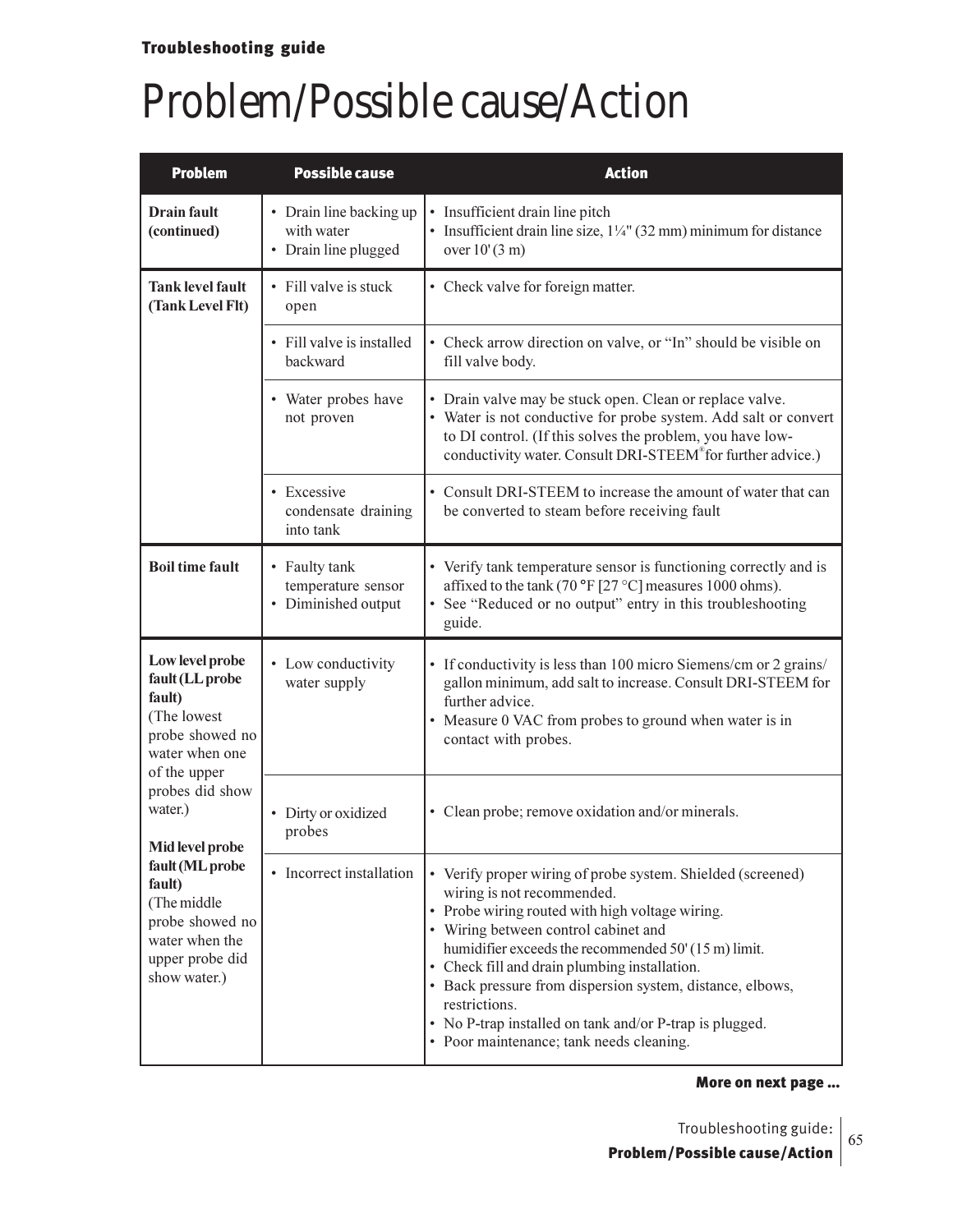**Troubleshooting guide**

# Problem/Possible cause/Action

| Problem | Possible cause | Action |
|---|---|---|
| **Drain fault (continued)** | • Drain line backing up with water<br>• Drain line plugged | • Insufficient drain line pitch<br>• Insufficient drain line size, 1¼" (32 mm) minimum for distance over 10' (3 m) |
| **Tank level fault (Tank Level Flt)** | • Fill valve is stuck open | • Check valve for foreign matter. |
| | • Fill valve is installed backward | • Check arrow direction on valve, or "In" should be visible on fill valve body. |
| | • Water probes have not proven | • Drain valve may be stuck open. Clean or replace valve.<br>• Water is not conductive for probe system. Add salt or convert to DI control. (If this solves the problem, you have low-conductivity water. Consult DRI-STEEM® for further advice.) |
| | • Excessive condensate draining into tank | • Consult DRI-STEEM to increase the amount of water that can be converted to steam before receiving fault |
| **Boil time fault** | • Faulty tank temperature sensor<br>• Diminished output | • Verify tank temperature sensor is functioning correctly and is affixed to the tank (70 °F [27 °C] measures 1000 ohms).<br>• See "Reduced or no output" entry in this troubleshooting guide. |
| **Low level probe fault (LL probe fault)** (The lowest probe showed no water when one of the upper probes did show water.)<br><br>**Mid level probe fault (ML probe fault)** (The middle probe showed no water when the upper probe did show water.) | • Low conductivity water supply | • If conductivity is less than 100 micro Siemens/cm or 2 grains/gallon minimum, add salt to increase. Consult DRI-STEEM for further advice.<br>• Measure 0 VAC from probes to ground when water is in contact with probes. |
| | • Dirty or oxidized probes | • Clean probe; remove oxidation and/or minerals. |
| | • Incorrect installation | • Verify proper wiring of probe system. Shielded (screened) wiring is not recommended.<br>• Probe wiring routed with high voltage wiring.<br>• Wiring between control cabinet and humidifier exceeds the recommended 50' (15 m) limit.<br>• Check fill and drain plumbing installation.<br>• Back pressure from dispersion system, distance, elbows, restrictions.<br>• No P-trap installed on tank and/or P-trap is plugged.<br>• Poor maintenance; tank needs cleaning. |

**More on next page ...**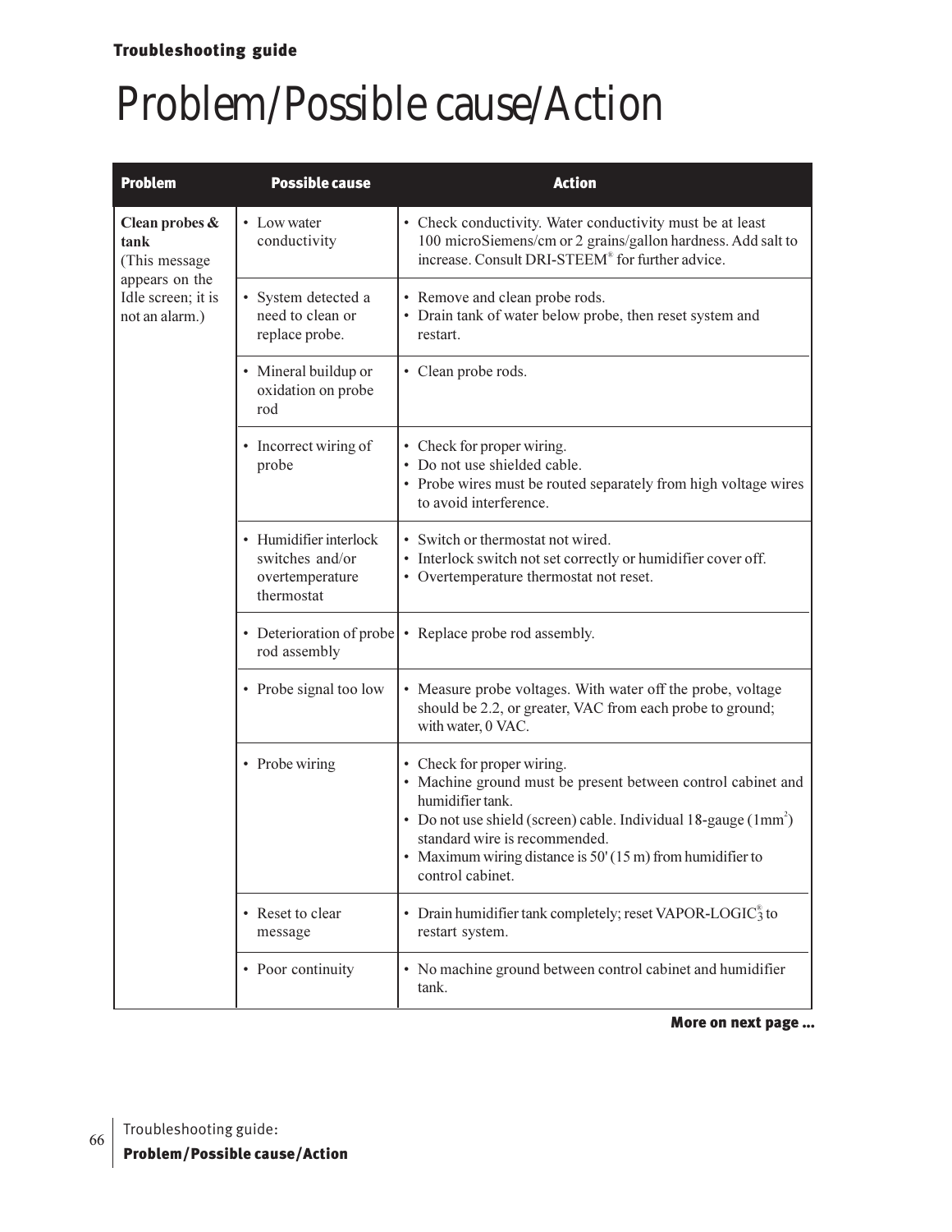# Problem/Possible cause/Action

| Problem | Possible cause | Action |
|---|---|---|
| **Clean probes & tank** (This message appears on the Idle screen; it is not an alarm.) | • Low water conductivity | • Check conductivity. Water conductivity must be at least 100 microSiemens/cm or 2 grains/gallon hardness. Add salt to increase. Consult DRI-STEEM® for further advice. |
| | • System detected a need to clean or replace probe. | • Remove and clean probe rods.<br>• Drain tank of water below probe, then reset system and restart. |
| | • Mineral buildup or oxidation on probe rod | • Clean probe rods. |
| | • Incorrect wiring of probe | • Check for proper wiring.<br>• Do not use shielded cable.<br>• Probe wires must be routed separately from high voltage wires to avoid interference. |
| | • Humidifier interlock switches and/or overtemperature thermostat | • Switch or thermostat not wired.<br>• Interlock switch not set correctly or humidifier cover off.<br>• Overtemperature thermostat not reset. |
| | • Deterioration of probe rod assembly | • Replace probe rod assembly. |
| | • Probe signal too low | • Measure probe voltages. With water off the probe, voltage should be 2.2, or greater, VAC from each probe to ground; with water, 0 VAC. |
| | • Probe wiring | • Check for proper wiring.<br>• Machine ground must be present between control cabinet and humidifier tank.<br>• Do not use shield (screen) cable. Individual 18-gauge ($1mm^2$) standard wire is recommended.<br>• Maximum wiring distance is 50' (15 m) from humidifier to control cabinet. |
| | • Reset to clear message | • Drain humidifier tank completely; reset VAPOR-LOGIC®3 to restart system. |
| | • Poor continuity | • No machine ground between control cabinet and humidifier tank. |

**More on next page ...**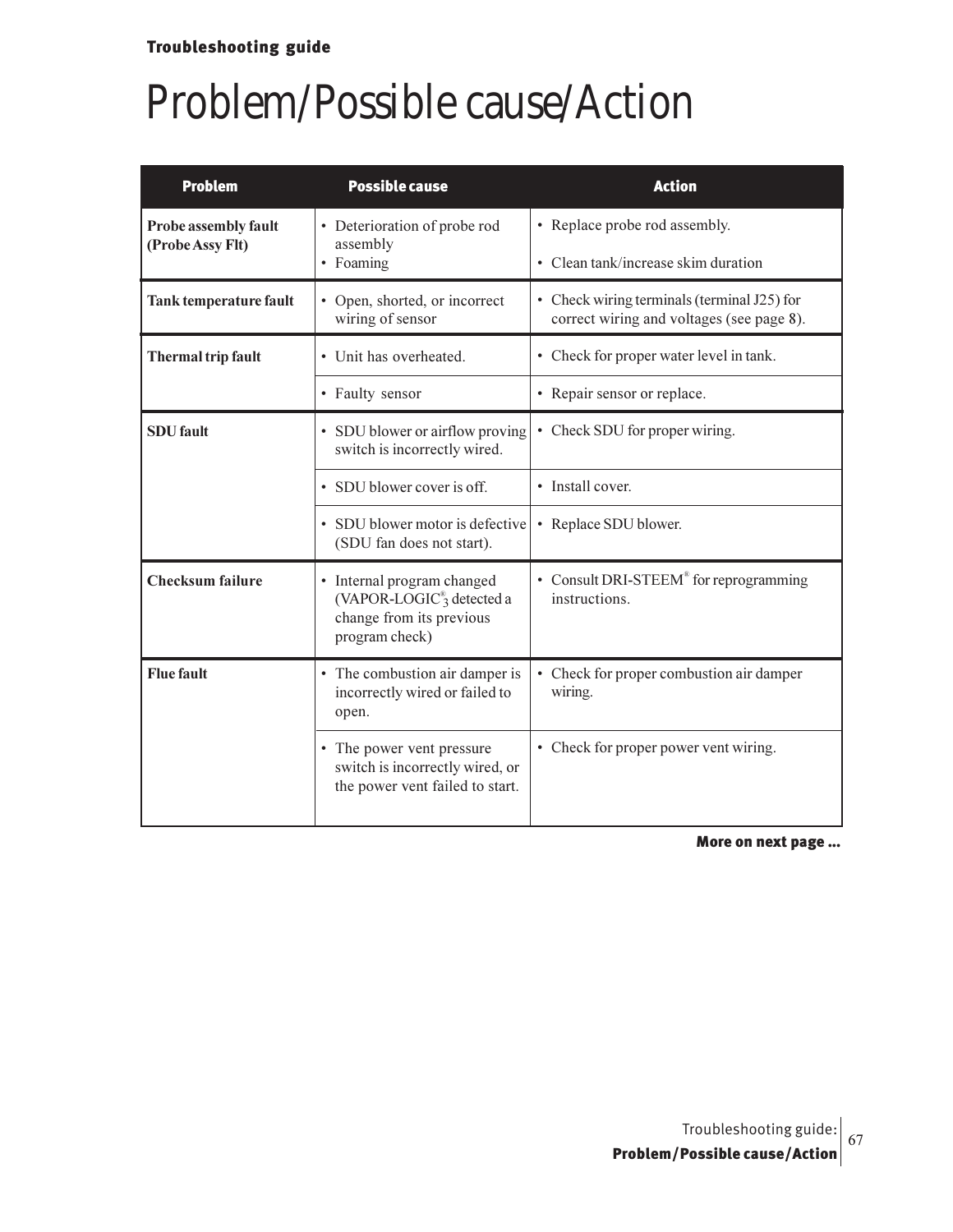# Problem/Possible cause/Action

| Problem | Possible cause | Action |
|---|---|---|
| **Probe assembly fault (Probe Assy Flt)** | • Deterioration of probe rod assembly<br>• Foaming | • Replace probe rod assembly.<br>• Clean tank/increase skim duration |
| **Tank temperature fault** | • Open, shorted, or incorrect wiring of sensor | • Check wiring terminals (terminal J25) for correct wiring and voltages (see page 8). |
| **Thermal trip fault** | • Unit has overheated. | • Check for proper water level in tank. |
| | • Faulty sensor | • Repair sensor or replace. |
| **SDU fault** | • SDU blower or airflow proving switch is incorrectly wired. | • Check SDU for proper wiring. |
| | • SDU blower cover is off. | • Install cover. |
| | • SDU blower motor is defective (SDU fan does not start). | • Replace SDU blower. |
| **Checksum failure** | • Internal program changed (VAPOR-LOGIC®$_3$ detected a change from its previous program check) | • Consult DRI-STEEM® for reprogramming instructions. |
| **Flue fault** | • The combustion air damper is incorrectly wired or failed to open. | • Check for proper combustion air damper wiring. |
| | • The power vent pressure switch is incorrectly wired, or the power vent failed to start. | • Check for proper power vent wiring. |

**More on next page ...**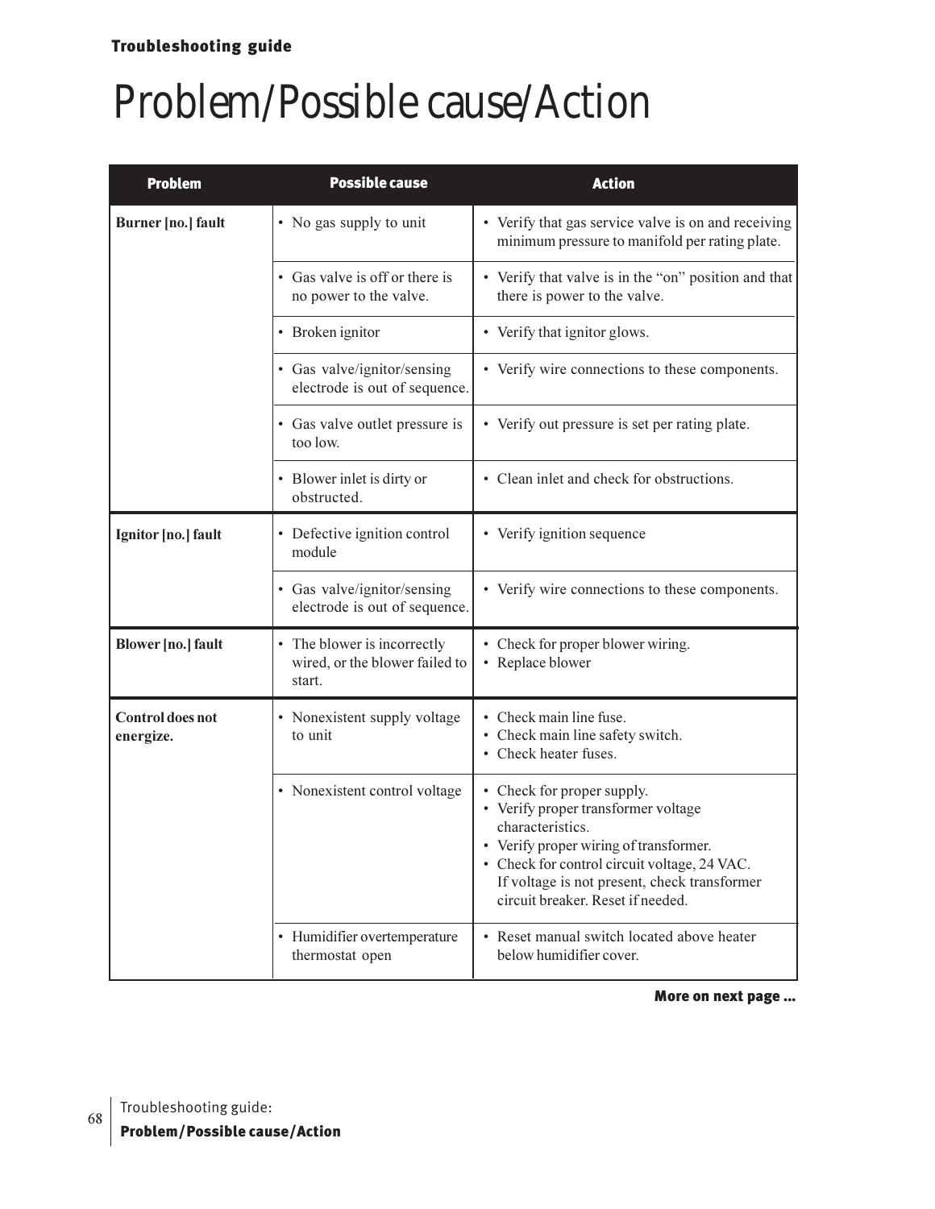# Problem/Possible cause/Action

| Problem | Possible cause | Action |
|---|---|---|
| **Burner [no.] fault** | • No gas supply to unit | • Verify that gas service valve is on and receiving minimum pressure to manifold per rating plate. |
| | • Gas valve is off or there is no power to the valve. | • Verify that valve is in the "on" position and that there is power to the valve. |
| | • Broken ignitor | • Verify that ignitor glows. |
| | • Gas valve/ignitor/sensing electrode is out of sequence. | • Verify wire connections to these components. |
| | • Gas valve outlet pressure is too low. | • Verify out pressure is set per rating plate. |
| | • Blower inlet is dirty or obstructed. | • Clean inlet and check for obstructions. |
| **Ignitor [no.] fault** | • Defective ignition control module | • Verify ignition sequence |
| | • Gas valve/ignitor/sensing electrode is out of sequence. | • Verify wire connections to these components. |
| **Blower [no.] fault** | • The blower is incorrectly wired, or the blower failed to start. | • Check for proper blower wiring.<br>• Replace blower |
| **Control does not energize.** | • Nonexistent supply voltage to unit | • Check main line fuse.<br>• Check main line safety switch.<br>• Check heater fuses. |
| | • Nonexistent control voltage | • Check for proper supply.<br>• Verify proper transformer voltage characteristics.<br>• Verify proper wiring of transformer.<br>• Check for control circuit voltage, 24 VAC. If voltage is not present, check transformer circuit breaker. Reset if needed. |
| | • Humidifier overtemperature thermostat open | • Reset manual switch located above heater below humidifier cover. |

**More on next page ...**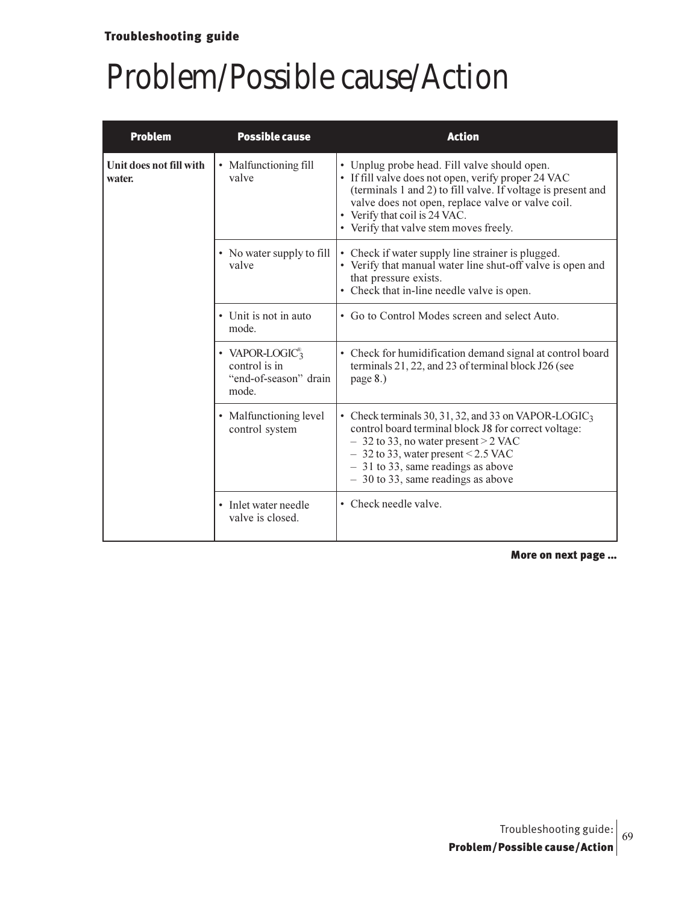# Problem/Possible cause/Action

| Problem | Possible cause | Action |
|---|---|---|
| **Unit does not fill with water.** | • Malfunctioning fill valve | • Unplug probe head. Fill valve should open.<br>• If fill valve does not open, verify proper 24 VAC (terminals 1 and 2) to fill valve. If voltage is present and valve does not open, replace valve or valve coil.<br>• Verify that coil is 24 VAC.<br>• Verify that valve stem moves freely. |
| | • No water supply to fill valve | • Check if water supply line strainer is plugged.<br>• Verify that manual water line shut-off valve is open and that pressure exists.<br>• Check that in-line needle valve is open. |
| | • Unit is not in auto mode. | • Go to Control Modes screen and select Auto. |
| | • VAPOR-LOGIC®$_3$ control is in "end-of-season" drain mode. | • Check for humidification demand signal at control board terminals 21, 22, and 23 of terminal block J26 (see page 8.) |
| | • Malfunctioning level control system | • Check terminals 30, 31, 32, and 33 on VAPOR-LOGIC$_3$ control board terminal block J8 for correct voltage:<br>– 32 to 33, no water present > 2 VAC<br>– 32 to 33, water present < 2.5 VAC<br>– 31 to 33, same readings as above<br>– 30 to 33, same readings as above |
| | • Inlet water needle valve is closed. | • Check needle valve. |

**More on next page ...**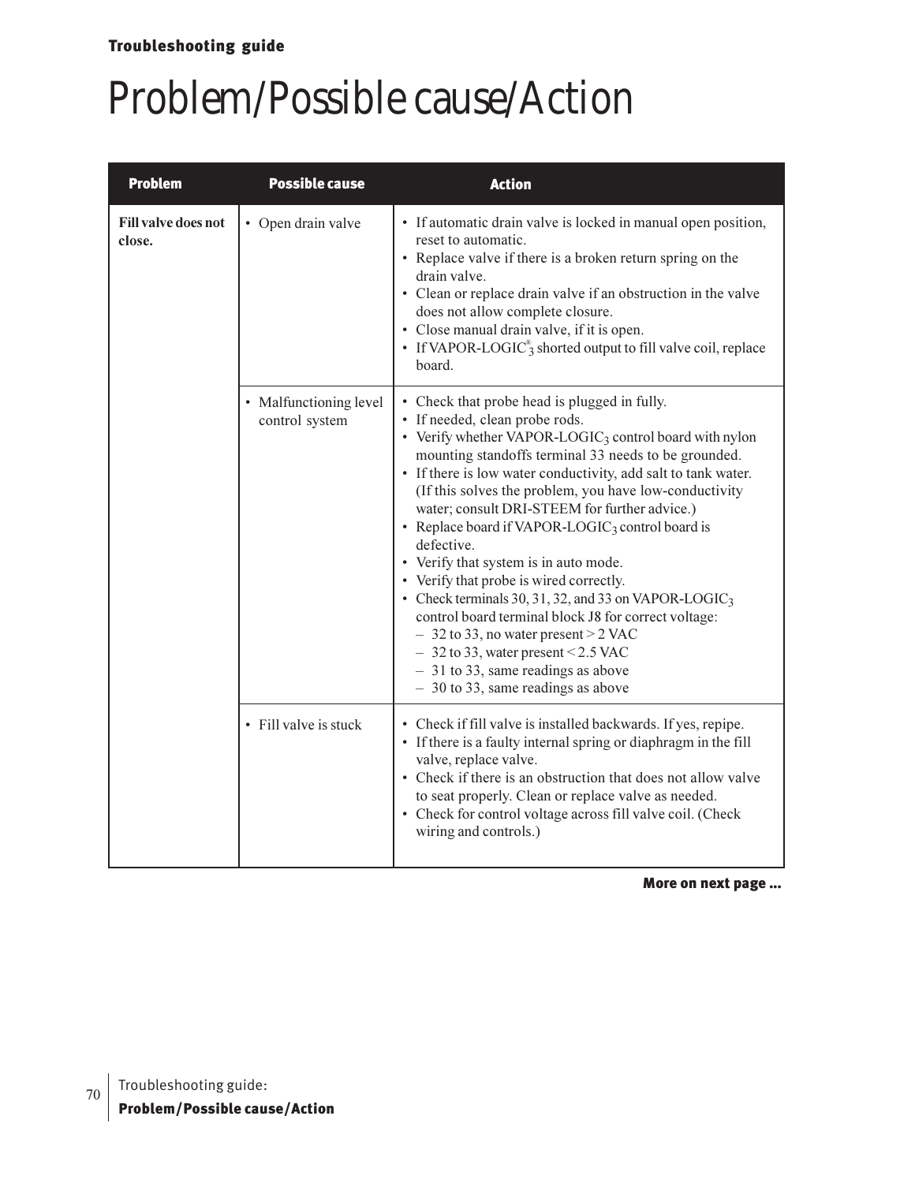# Problem/Possible cause/Action

| Problem | Possible cause | Action |
|---|---|---|
| **Fill valve does not close.** | • Open drain valve | • If automatic drain valve is locked in manual open position, reset to automatic.<br>• Replace valve if there is a broken return spring on the drain valve.<br>• Clean or replace drain valve if an obstruction in the valve does not allow complete closure.<br>• Close manual drain valve, if it is open.<br>• If VAPOR-LOGIC®$_3$ shorted output to fill valve coil, replace board. |
| | • Malfunctioning level control system | • Check that probe head is plugged in fully.<br>• If needed, clean probe rods.<br>• Verify whether VAPOR-LOGIC$_3$ control board with nylon mounting standoffs terminal 33 needs to be grounded.<br>• If there is low water conductivity, add salt to tank water. (If this solves the problem, you have low-conductivity water; consult DRI-STEEM for further advice.)<br>• Replace board if VAPOR-LOGIC$_3$ control board is defective.<br>• Verify that system is in auto mode.<br>• Verify that probe is wired correctly.<br>• Check terminals 30, 31, 32, and 33 on VAPOR-LOGIC$_3$ control board terminal block J8 for correct voltage:<br>– 32 to 33, no water present > 2 VAC<br>– 32 to 33, water present < 2.5 VAC<br>– 31 to 33, same readings as above<br>– 30 to 33, same readings as above |
| | • Fill valve is stuck | • Check if fill valve is installed backwards. If yes, repipe.<br>• If there is a faulty internal spring or diaphragm in the fill valve, replace valve.<br>• Check if there is an obstruction that does not allow valve to seat properly. Clean or replace valve as needed.<br>• Check for control voltage across fill valve coil. (Check wiring and controls.) |

**More on next page ...**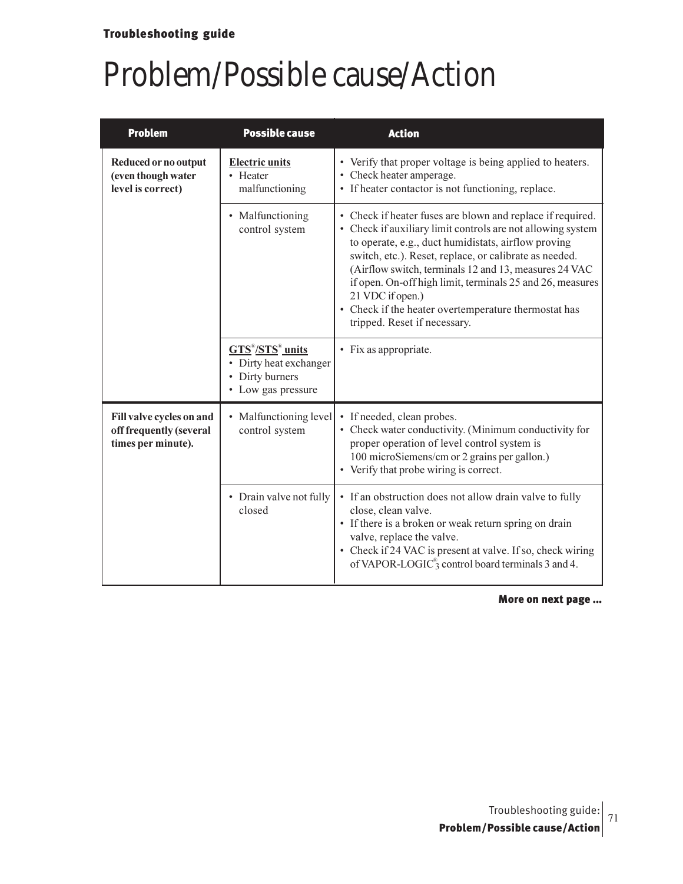# Problem/Possible cause/Action

| Problem | Possible cause | Action |
|---|---|---|
| **Reduced or no output (even though water level is correct)** | <u>**Electric units**</u><br>• Heater malfunctioning | • Verify that proper voltage is being applied to heaters.<br>• Check heater amperage.<br>• If heater contactor is not functioning, replace. |
| | • Malfunctioning control system | • Check if heater fuses are blown and replace if required.<br>• Check if auxiliary limit controls are not allowing system to operate, e.g., duct humidistats, airflow proving switch, etc.). Reset, replace, or calibrate as needed. (Airflow switch, terminals 12 and 13, measures 24 VAC if open. On-off high limit, terminals 25 and 26, measures 21 VDC if open.)<br>• Check if the heater overtemperature thermostat has tripped. Reset if necessary. |
| | <u>**GTS®/STS® units**</u><br>• Dirty heat exchanger<br>• Dirty burners<br>• Low gas pressure | • Fix as appropriate. |
| **Fill valve cycles on and off frequently (several times per minute).** | • Malfunctioning level control system | • If needed, clean probes.<br>• Check water conductivity. (Minimum conductivity for proper operation of level control system is 100 microSiemens/cm or 2 grains per gallon.)<br>• Verify that probe wiring is correct. |
| | • Drain valve not fully closed | • If an obstruction does not allow drain valve to fully close, clean valve.<br>• If there is a broken or weak return spring on drain valve, replace the valve.<br>• Check if 24 VAC is present at valve. If so, check wiring of VAPOR-LOGIC®3 control board terminals 3 and 4. |

**More on next page ...**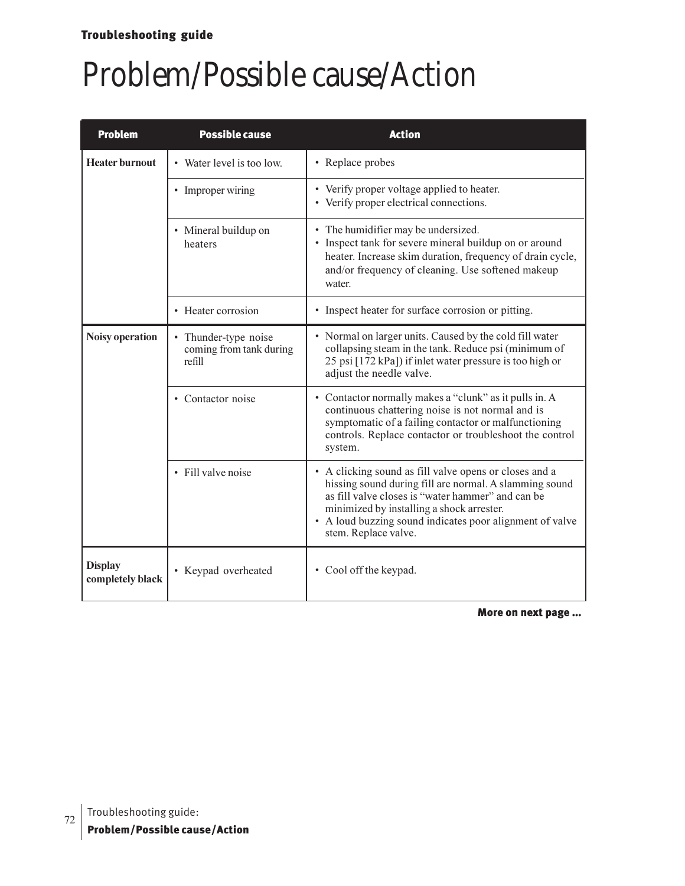# Problem/Possible cause/Action

| Problem | Possible cause | Action |
|---|---|---|
| **Heater burnout** | • Water level is too low. | • Replace probes |
| | • Improper wiring | • Verify proper voltage applied to heater.<br>• Verify proper electrical connections. |
| | • Mineral buildup on heaters | • The humidifier may be undersized.<br>• Inspect tank for severe mineral buildup on or around heater. Increase skim duration, frequency of drain cycle, and/or frequency of cleaning. Use softened makeup water. |
| | • Heater corrosion | • Inspect heater for surface corrosion or pitting. |
| **Noisy operation** | • Thunder-type noise coming from tank during refill | • Normal on larger units. Caused by the cold fill water collapsing steam in the tank. Reduce psi (minimum of 25 psi [172 kPa]) if inlet water pressure is too high or adjust the needle valve. |
| | • Contactor noise | • Contactor normally makes a "clunk" as it pulls in. A continuous chattering noise is not normal and is symptomatic of a failing contactor or malfunctioning controls. Replace contactor or troubleshoot the control system. |
| | • Fill valve noise | • A clicking sound as fill valve opens or closes and a hissing sound during fill are normal. A slamming sound as fill valve closes is "water hammer" and can be minimized by installing a shock arrester.<br>• A loud buzzing sound indicates poor alignment of valve stem. Replace valve. |
| **Display completely black** | • Keypad overheated | • Cool off the keypad. |

**More on next page ...**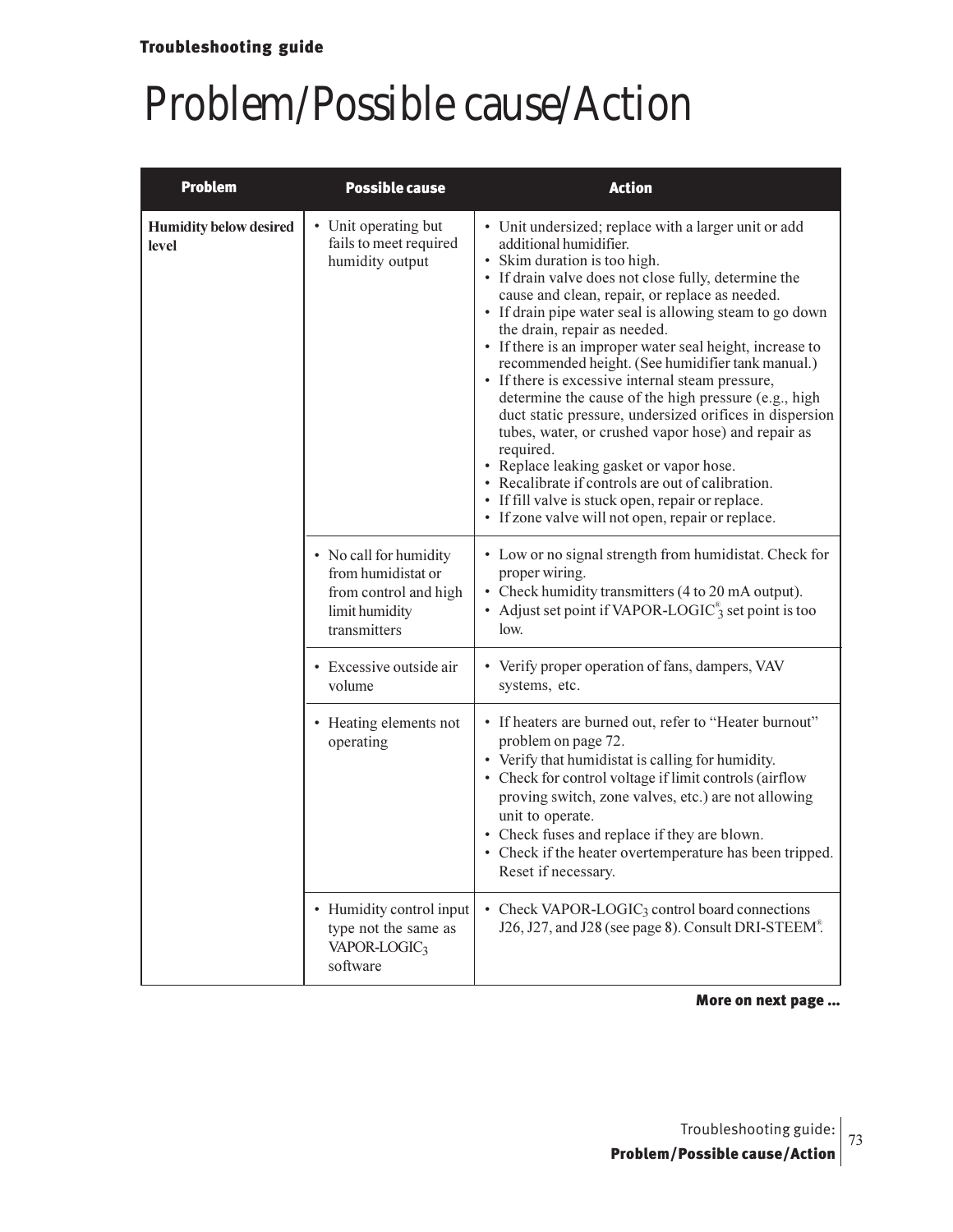# Problem/Possible cause/Action

| Problem | Possible cause | Action |
|---|---|---|
| **Humidity below desired level** | • Unit operating but fails to meet required humidity output | • Unit undersized; replace with a larger unit or add additional humidifier.<br>• Skim duration is too high.<br>• If drain valve does not close fully, determine the cause and clean, repair, or replace as needed.<br>• If drain pipe water seal is allowing steam to go down the drain, repair as needed.<br>• If there is an improper water seal height, increase to recommended height. (See humidifier tank manual.)<br>• If there is excessive internal steam pressure, determine the cause of the high pressure (e.g., high duct static pressure, undersized orifices in dispersion tubes, water, or crushed vapor hose) and repair as required.<br>• Replace leaking gasket or vapor hose.<br>• Recalibrate if controls are out of calibration.<br>• If fill valve is stuck open, repair or replace.<br>• If zone valve will not open, repair or replace. |
| | • No call for humidity from humidistat or from control and high limit humidity transmitters | • Low or no signal strength from humidistat. Check for proper wiring.<br>• Check humidity transmitters (4 to 20 mA output).<br>• Adjust set point if VAPOR-LOGIC®$_3$ set point is too low. |
| | • Excessive outside air volume | • Verify proper operation of fans, dampers, VAV systems, etc. |
| | • Heating elements not operating | • If heaters are burned out, refer to "Heater burnout" problem on page 72.<br>• Verify that humidistat is calling for humidity.<br>• Check for control voltage if limit controls (airflow proving switch, zone valves, etc.) are not allowing unit to operate.<br>• Check fuses and replace if they are blown.<br>• Check if the heater overtemperature has been tripped. Reset if necessary. |
| | • Humidity control input type not the same as VAPOR-LOGIC$_3$ software | • Check VAPOR-LOGIC$_3$ control board connections J26, J27, and J28 (see page 8). Consult DRI-STEEM®. |

**More on next page ...**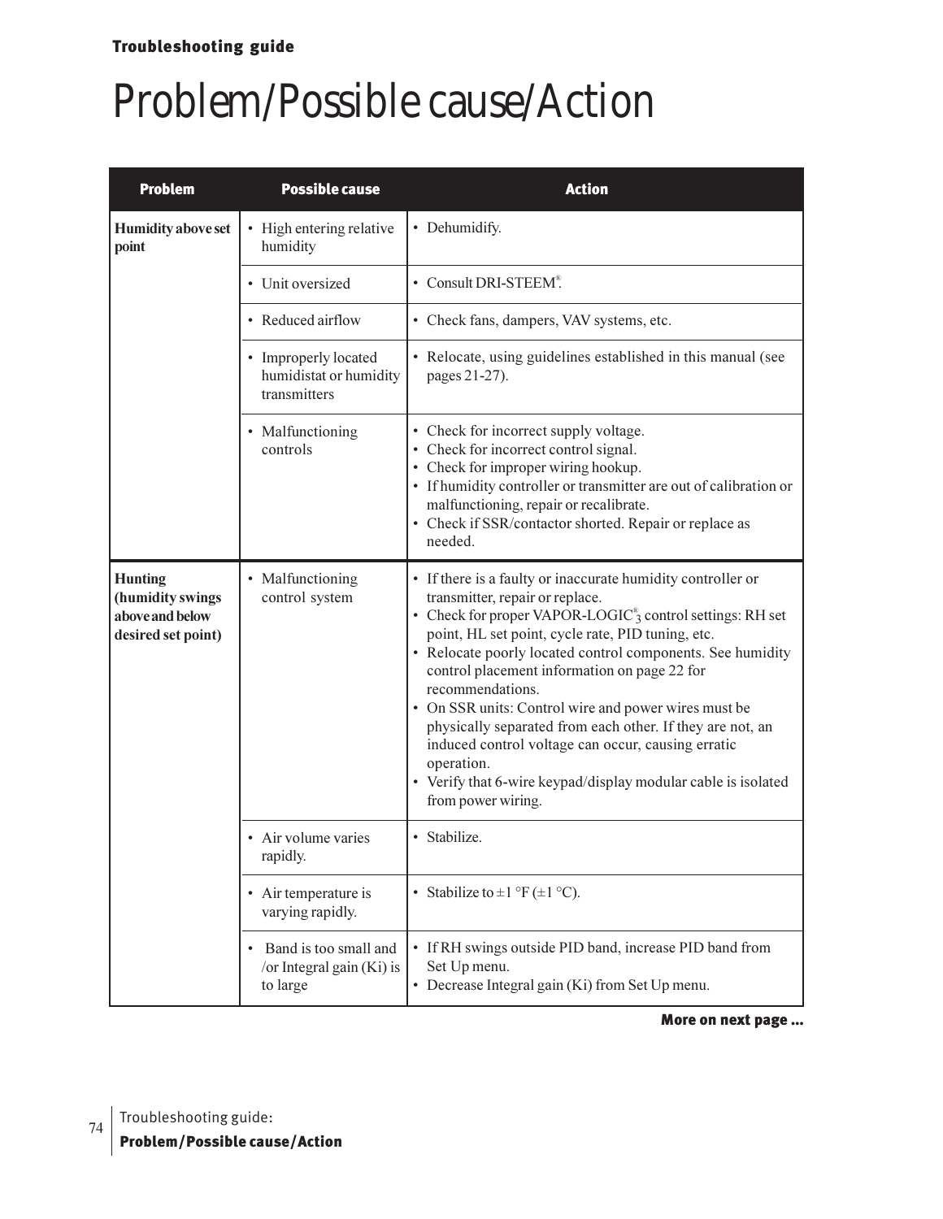# Problem/Possible cause/Action

| Problem | Possible cause | Action |
|---|---|---|
| **Humidity above set point** | • High entering relative humidity | • Dehumidify. |
| | • Unit oversized | • Consult DRI-STEEM®. |
| | • Reduced airflow | • Check fans, dampers, VAV systems, etc. |
| | • Improperly located humidistat or humidity transmitters | • Relocate, using guidelines established in this manual (see pages 21-27). |
| | • Malfunctioning controls | • Check for incorrect supply voltage.<br>• Check for incorrect control signal.<br>• Check for improper wiring hookup.<br>• If humidity controller or transmitter are out of calibration or malfunctioning, repair or recalibrate.<br>• Check if SSR/contactor shorted. Repair or replace as needed. |
| **Hunting (humidity swings above and below desired set point)** | • Malfunctioning control system | • If there is a faulty or inaccurate humidity controller or transmitter, repair or replace.<br>• Check for proper VAPOR-LOGIC®3 control settings: RH set point, HL set point, cycle rate, PID tuning, etc.<br>• Relocate poorly located control components. See humidity control placement information on page 22 for recommendations.<br>• On SSR units: Control wire and power wires must be physically separated from each other. If they are not, an induced control voltage can occur, causing erratic operation.<br>• Verify that 6-wire keypad/display modular cable is isolated from power wiring. |
| | • Air volume varies rapidly. | • Stabilize. |
| | • Air temperature is varying rapidly. | • Stabilize to ±1 °F (±1 °C). |
| | • Band is too small and /or Integral gain (Ki) is to large | • If RH swings outside PID band, increase PID band from Set Up menu.<br>• Decrease Integral gain (Ki) from Set Up menu. |

**More on next page ...**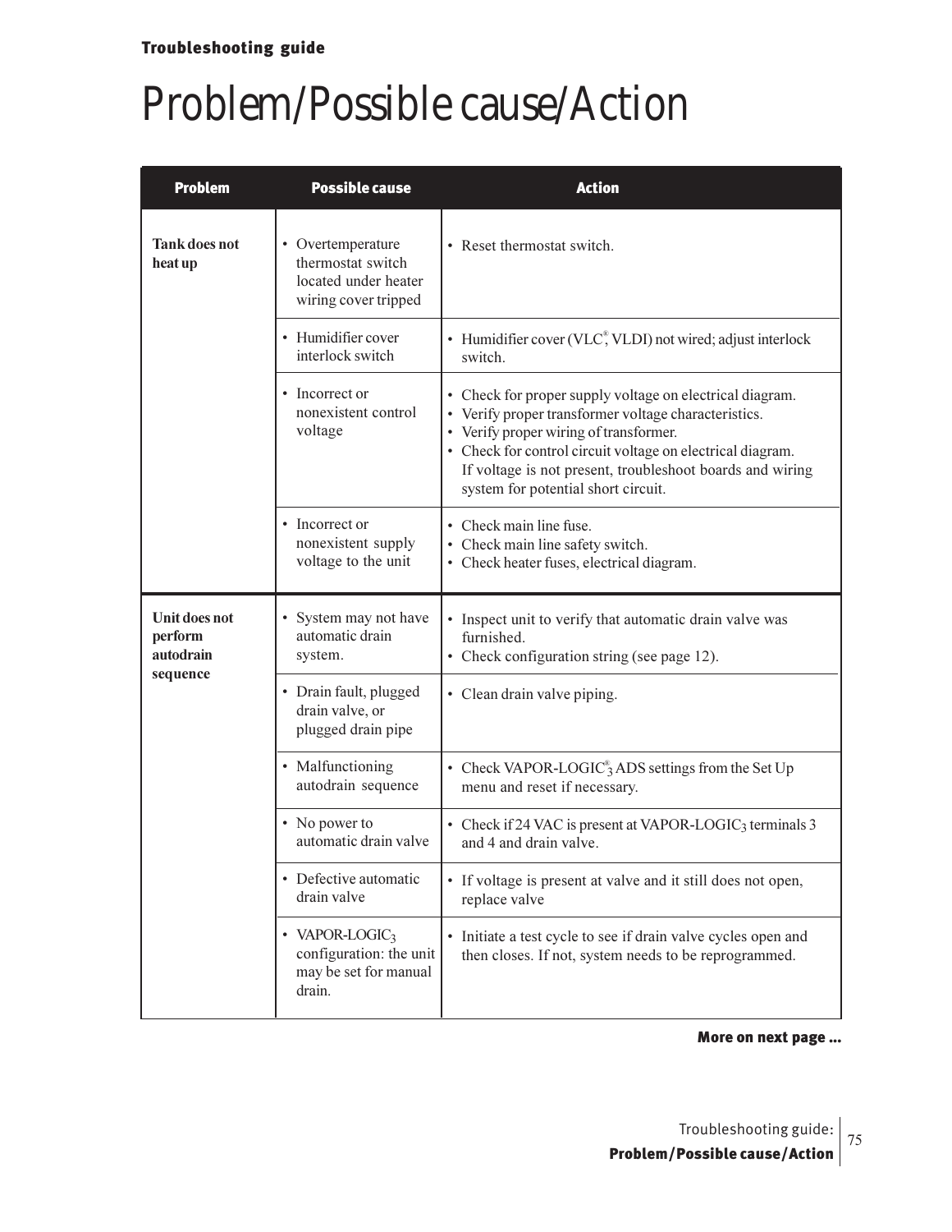## Troubleshooting guide

# Problem/Possible cause/Action

| Problem | Possible cause | Action |
|---|---|---|
| **Tank does not heat up** | • Overtemperature thermostat switch located under heater wiring cover tripped | • Reset thermostat switch. |
| | • Humidifier cover interlock switch | • Humidifier cover (VLC®, VLDI) not wired; adjust interlock switch. |
| | • Incorrect or nonexistent control voltage | • Check for proper supply voltage on electrical diagram.<br>• Verify proper transformer voltage characteristics.<br>• Verify proper wiring of transformer.<br>• Check for control circuit voltage on electrical diagram. If voltage is not present, troubleshoot boards and wiring system for potential short circuit. |
| | • Incorrect or nonexistent supply voltage to the unit | • Check main line fuse.<br>• Check main line safety switch.<br>• Check heater fuses, electrical diagram. |
| **Unit does not perform autodrain sequence** | • System may not have automatic drain system. | • Inspect unit to verify that automatic drain valve was furnished.<br>• Check configuration string (see page 12). |
| | • Drain fault, plugged drain valve, or plugged drain pipe | • Clean drain valve piping. |
| | • Malfunctioning autodrain sequence | • Check VAPOR-LOGIC®3 ADS settings from the Set Up menu and reset if necessary. |
| | • No power to automatic drain valve | • Check if 24 VAC is present at VAPOR-LOGIC3 terminals 3 and 4 and drain valve. |
| | • Defective automatic drain valve | • If voltage is present at valve and it still does not open, replace valve |
| | • VAPOR-LOGIC3 configuration: the unit may be set for manual drain. | • Initiate a test cycle to see if drain valve cycles open and then closes. If not, system needs to be reprogrammed. |

**More on next page ...**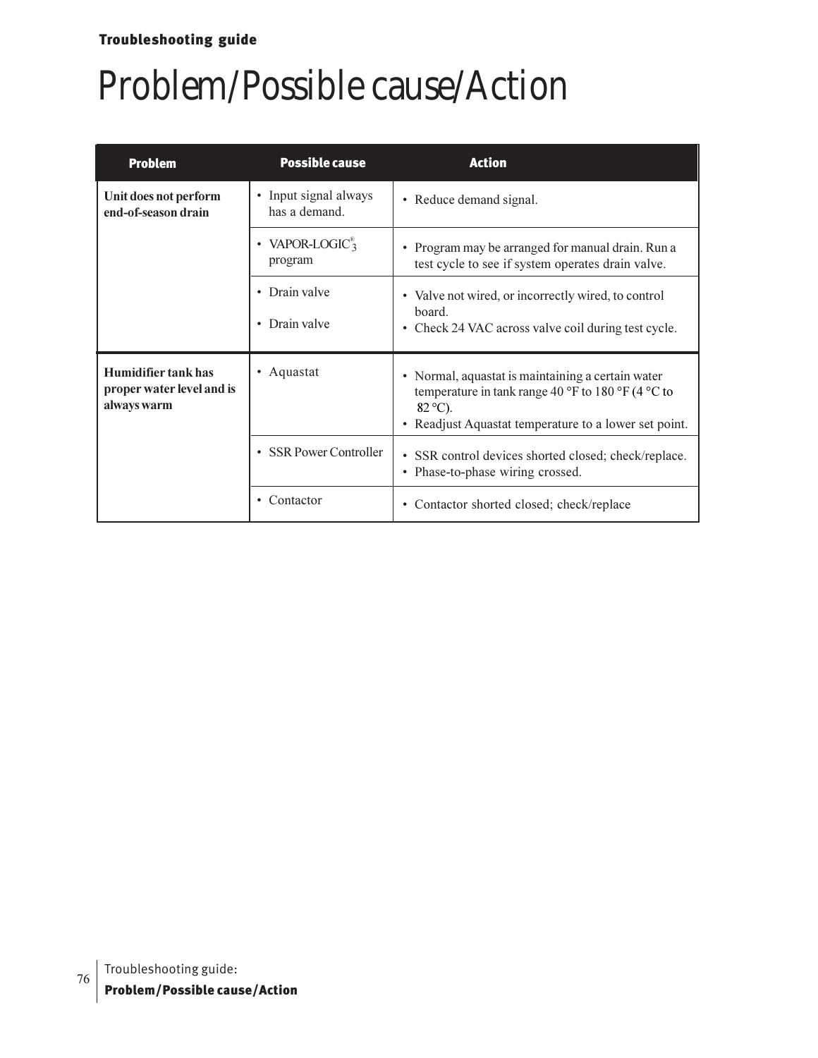# Problem/Possible cause/Action

| Problem | Possible cause | Action |
|---|---|---|
| **Unit does not perform end-of-season drain** | • Input signal always has a demand. | • Reduce demand signal. |
| | • VAPOR-LOGIC®3 program | • Program may be arranged for manual drain. Run a test cycle to see if system operates drain valve. |
| | • Drain valve<br>• Drain valve | • Valve not wired, or incorrectly wired, to control board.<br>• Check 24 VAC across valve coil during test cycle. |
| **Humidifier tank has proper water level and is always warm** | • Aquastat | • Normal, aquastat is maintaining a certain water temperature in tank range 40 °F to 180 °F (4 °C to 82 °C).<br>• Readjust Aquastat temperature to a lower set point. |
| | • SSR Power Controller | • SSR control devices shorted closed; check/replace.<br>• Phase-to-phase wiring crossed. |
| | • Contactor | • Contactor shorted closed; check/replace |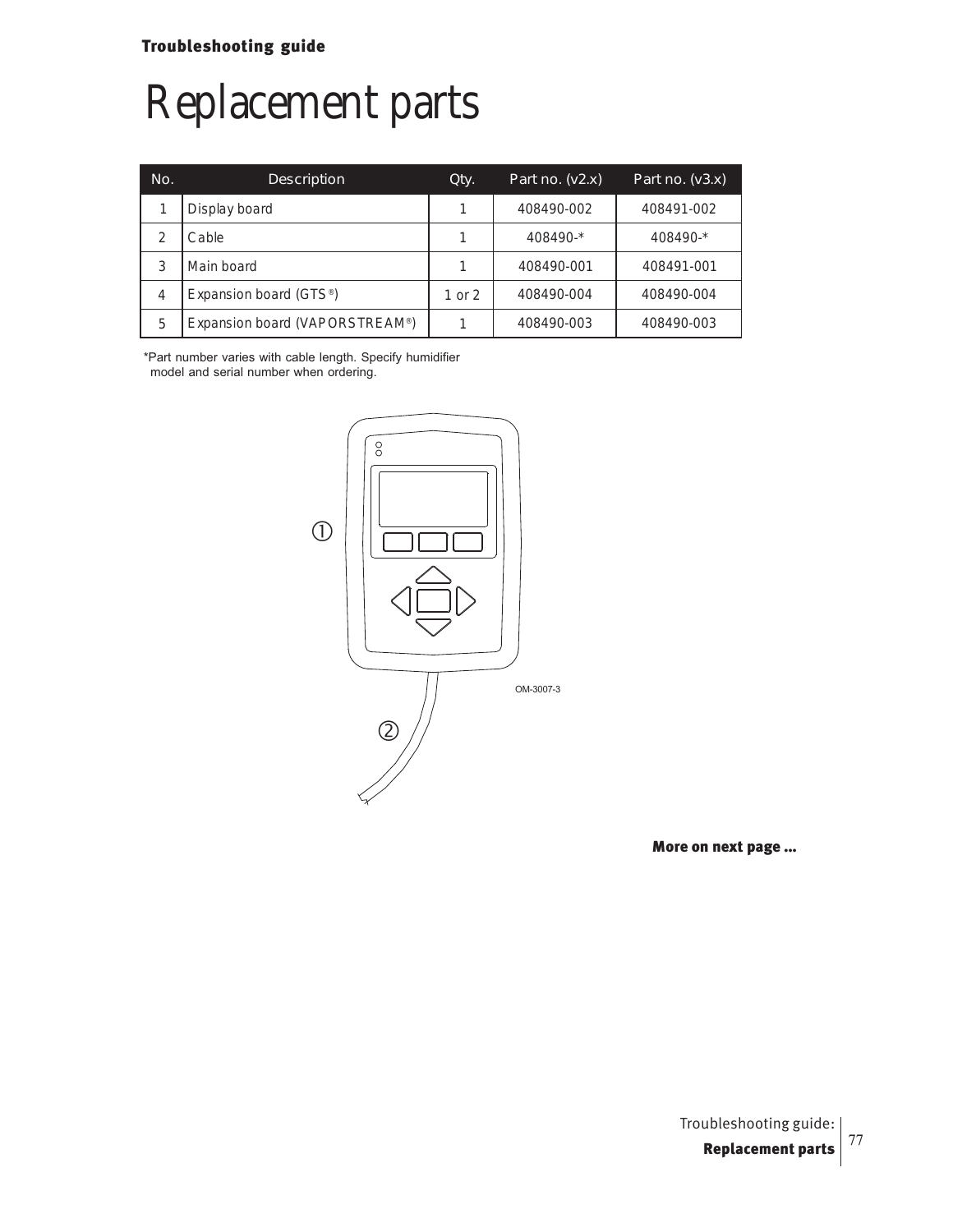# Replacement parts

| No. | Description | Qty. | Part no. (v2.x) | Part no. (v3.x) |
|---|---|---|---|---|
| 1 | Display board | 1 | 408490-002 | 408491-002 |
| 2 | Cable | 1 | 408490-* | 408490-* |
| 3 | Main board | 1 | 408490-001 | 408491-001 |
| 4 | Expansion board (GTS®) | 1 or 2 | 408490-004 | 408490-004 |
| 5 | Expansion board (VAPORSTREAM®) | 1 | 408490-003 | 408490-003 |

*Part number varies with cable length. Specify humidifier model and serial number when ordering.

①

②

OM-3007-3

**More on next page ...**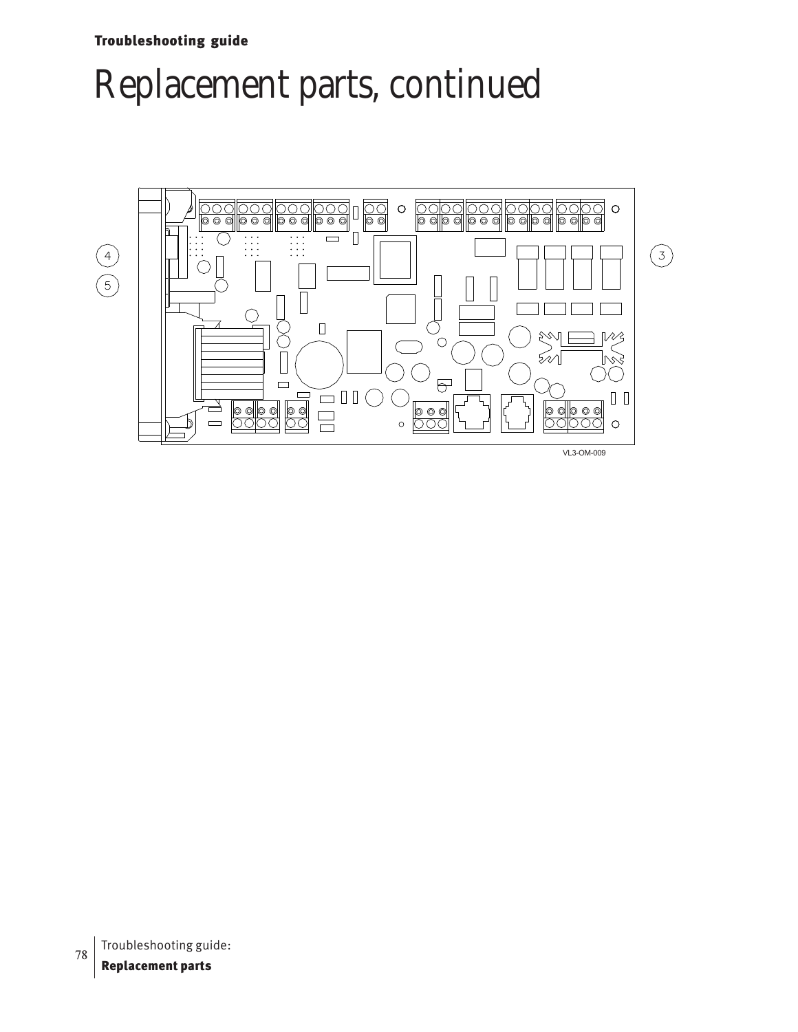# Replacement parts, continued

VL3-OM-009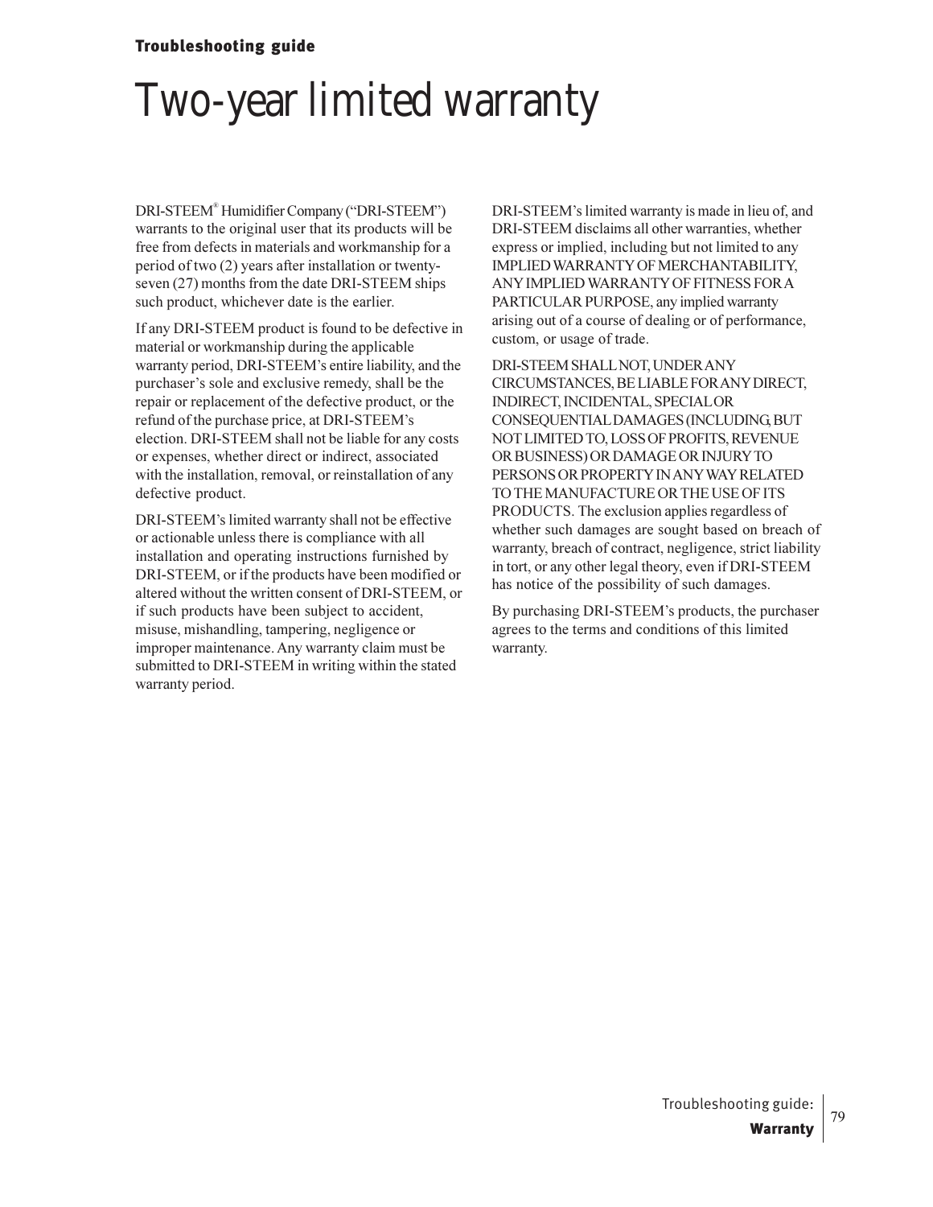# Two-year limited warranty

DRI-STEEM® Humidifier Company ("DRI-STEEM") warrants to the original user that its products will be free from defects in materials and workmanship for a period of two (2) years after installation or twenty-seven (27) months from the date DRI-STEEM ships such product, whichever date is the earlier.

If any DRI-STEEM product is found to be defective in material or workmanship during the applicable warranty period, DRI-STEEM's entire liability, and the purchaser's sole and exclusive remedy, shall be the repair or replacement of the defective product, or the refund of the purchase price, at DRI-STEEM's election. DRI-STEEM shall not be liable for any costs or expenses, whether direct or indirect, associated with the installation, removal, or reinstallation of any defective product.

DRI-STEEM's limited warranty shall not be effective or actionable unless there is compliance with all installation and operating instructions furnished by DRI-STEEM, or if the products have been modified or altered without the written consent of DRI-STEEM, or if such products have been subject to accident, misuse, mishandling, tampering, negligence or improper maintenance. Any warranty claim must be submitted to DRI-STEEM in writing within the stated warranty period.

DRI-STEEM's limited warranty is made in lieu of, and DRI-STEEM disclaims all other warranties, whether express or implied, including but not limited to any IMPLIED WARRANTY OF MERCHANTABILITY, ANY IMPLIED WARRANTY OF FITNESS FOR A PARTICULAR PURPOSE, any implied warranty arising out of a course of dealing or of performance, custom, or usage of trade.

DRI-STEEM SHALL NOT, UNDER ANY CIRCUMSTANCES, BE LIABLE FOR ANY DIRECT, INDIRECT, INCIDENTAL, SPECIAL OR CONSEQUENTIAL DAMAGES (INCLUDING, BUT NOT LIMITED TO, LOSS OF PROFITS, REVENUE OR BUSINESS) OR DAMAGE OR INJURY TO PERSONS OR PROPERTY IN ANY WAY RELATED TO THE MANUFACTURE OR THE USE OF ITS PRODUCTS. The exclusion applies regardless of whether such damages are sought based on breach of warranty, breach of contract, negligence, strict liability in tort, or any other legal theory, even if DRI-STEEM has notice of the possibility of such damages.

By purchasing DRI-STEEM's products, the purchaser agrees to the terms and conditions of this limited warranty.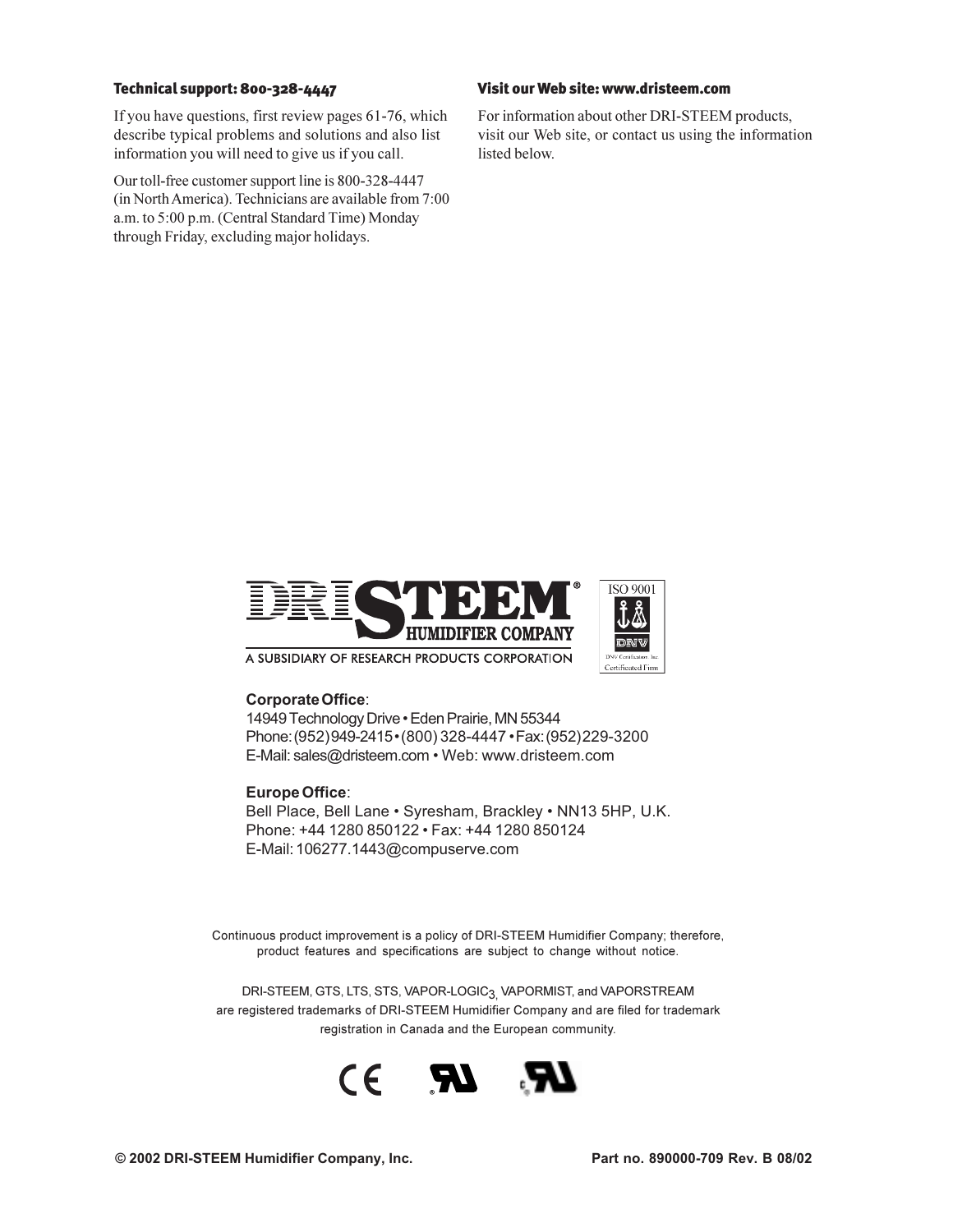**Technical support: 800-328-4447**

If you have questions, first review pages 61-76, which describe typical problems and solutions and also list information you will need to give us if you call.

Our toll-free customer support line is 800-328-4447 (in North America). Technicians are available from 7:00 a.m. to 5:00 p.m. (Central Standard Time) Monday through Friday, excluding major holidays.

**Visit our Web site: www.dristeem.com**

For information about other DRI-STEEM products, visit our Web site, or contact us using the information listed below.

DRI STEEM® HUMIDIFIER COMPANY

A SUBSIDIARY OF RESEARCH PRODUCTS CORPORATION

ISO 9001 DNV Certification, Inc. Certificated Firm

**Corporate Office**:
14949 Technology Drive • Eden Prairie, MN 55344
Phone: (952) 949-2415 • (800) 328-4447 • Fax: (952) 229-3200
E-Mail: sales@dristeem.com • Web: www.dristeem.com

**Europe Office**:
Bell Place, Bell Lane • Syresham, Brackley • NN13 5HP, U.K.
Phone: +44 1280 850122 • Fax: +44 1280 850124
E-Mail: 106277.1443@compuserve.com

Continuous product improvement is a policy of DRI-STEEM Humidifier Company; therefore, product features and specifications are subject to change without notice.

DRI-STEEM, GTS, LTS, STS, VAPOR-LOGIC$_3$, VAPORMIST, and VAPORSTREAM are registered trademarks of DRI-STEEM Humidifier Company and are filed for trademark registration in Canada and the European community.

**© 2002 DRI-STEEM Humidifier Company, Inc.**

**Part no. 890000-709 Rev. B 08/02**